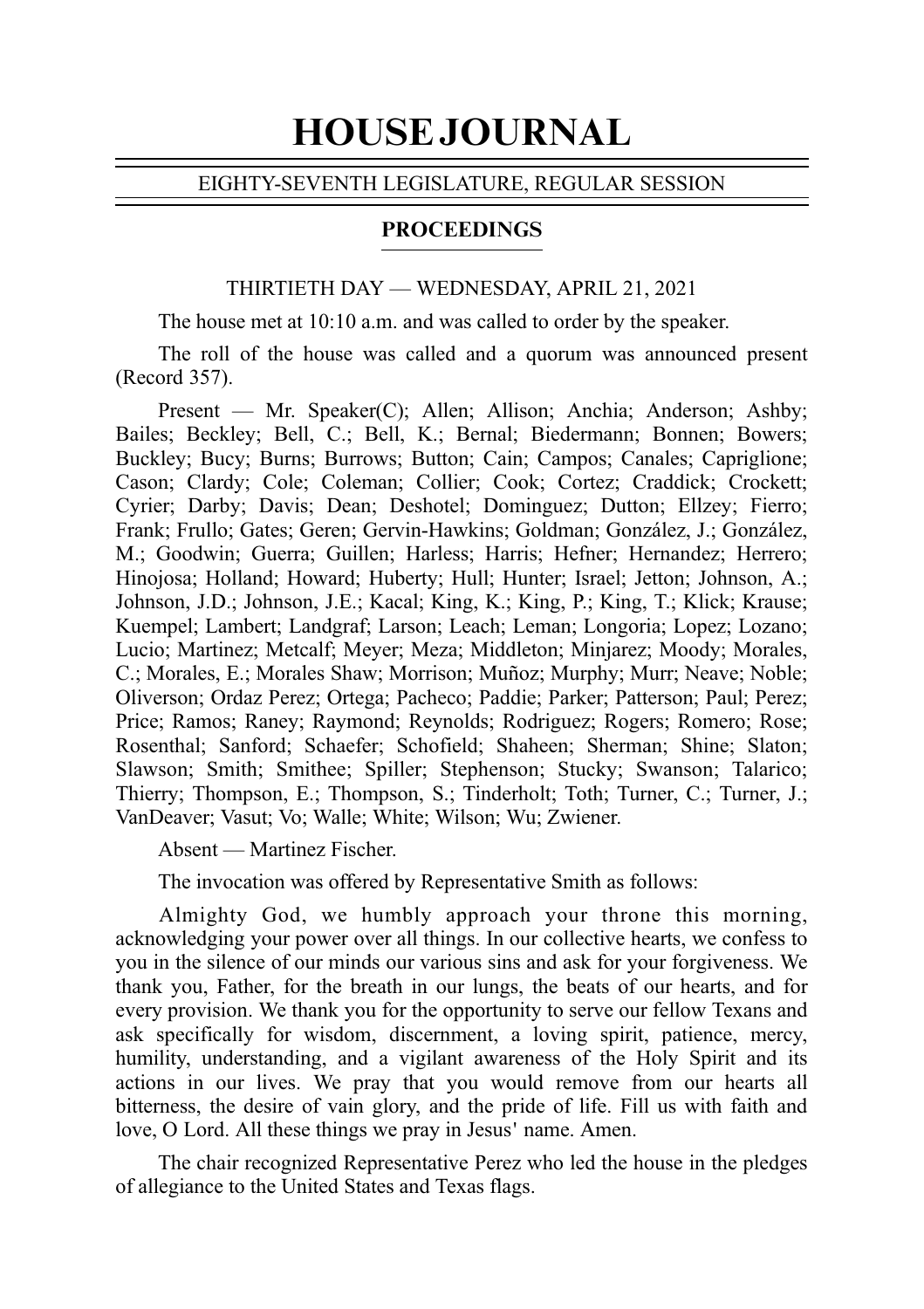# HOUSE JOURNAL

EIGHTY-SEVENTH LEGISLATURE, REGULAR SESSION

## PROCEEDINGS

THIRTIETH DAY — WEDNESDAY, APRIL 21, 2021

The house met at 10:10 a.m. and was called to order by the speaker.

The roll of the house was called and a quorum was announced present (Record 357).

Present — Mr. Speaker(C); Allen; Allison; Anchia; Anderson; Ashby; Bailes; Beckley; Bell, C.; Bell, K.; Bernal; Biedermann; Bonnen; Bowers; Buckley; Bucy; Burns; Burrows; Button; Cain; Campos; Canales; Capriglione; Cason; Clardy; Cole; Coleman; Collier; Cook; Cortez; Craddick; Crockett; Cyrier; Darby; Davis; Dean; Deshotel; Dominguez; Dutton; Ellzey; Fierro; Frank; Frullo; Gates; Geren; Gervin-Hawkins; Goldman; González, J.; González, M.; Goodwin; Guerra; Guillen; Harless; Harris; Hefner; Hernandez; Herrero; Hinojosa; Holland; Howard; Huberty; Hull; Hunter; Israel; Jetton; Johnson, A.; Johnson, J.D.; Johnson, J.E.; Kacal; King, K.; King, P.; King, T.; Klick; Krause; Kuempel; Lambert; Landgraf; Larson; Leach; Leman; Longoria; Lopez; Lozano; Lucio; Martinez; Metcalf; Meyer; Meza; Middleton; Minjarez; Moody; Morales, C.; Morales, E.; Morales Shaw; Morrison; Muñoz; Murphy; Murr; Neave; Noble; Oliverson; Ordaz Perez; Ortega; Pacheco; Paddie; Parker; Patterson; Paul; Perez; Price; Ramos; Raney; Raymond; Reynolds; Rodriguez; Rogers; Romero; Rose; Rosenthal; Sanford; Schaefer; Schofield; Shaheen; Sherman; Shine; Slaton; Slawson; Smith; Smithee; Spiller; Stephenson; Stucky; Swanson; Talarico; Thierry; Thompson, E.; Thompson, S.; Tinderholt; Toth; Turner, C.; Turner, J.; VanDeaver; Vasut; Vo; Walle; White; Wilson; Wu; Zwiener.

Absent — Martinez Fischer.

The invocation was offered by Representative Smith as follows:

Almighty God, we humbly approach your throne this morning, acknowledging your power over all things. In our collective hearts, we confess to you in the silence of our minds our various sins and ask for your forgiveness. We thank you, Father, for the breath in our lungs, the beats of our hearts, and for every provision. We thank you for the opportunity to serve our fellow Texans and ask specifically for wisdom, discernment, a loving spirit, patience, mercy, humility, understanding, and a vigilant awareness of the Holy Spirit and its actions in our lives. We pray that you would remove from our hearts all bitterness, the desire of vain glory, and the pride of life. Fill us with faith and love, O Lord. All these things we pray in Jesus' name. Amen.

The chair recognized Representative Perez who led the house in the pledges of allegiance to the United States and Texas flags.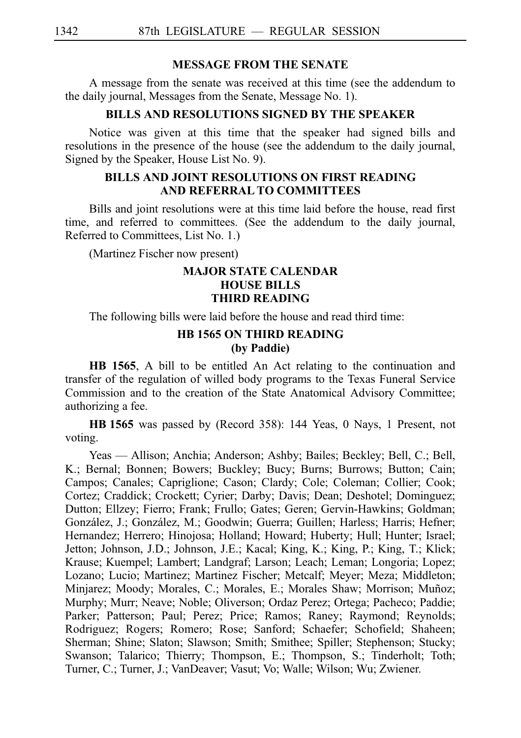## MESSAGE FROM THE SENATE

A message from the senate was received at this time (see the addendum to the daily journal, Messages from the Senate, Message No. 1).

## BILLS AND RESOLUTIONS SIGNED BY THE SPEAKER

Notice was given at this time that the speaker had signed bills and resolutions in the presence of the house (see the addendum to the daily journal, Signed by the Speaker, House List No. 9).

## BILLS AND JOINT RESOLUTIONS ON FIRST READING AND REFERRAL TO COMMITTEES

Bills and joint resolutions were at this time laid before the house, read first time, and referred to committees. (See the addendum to the daily journal, Referred to Committees, List No. 1.)

(Martinez Fischer now present)

## MAJOR STATE CALENDAR
## HOUSE BILLS
## THIRD READING

The following bills were laid before the house and read third time:

### HB 1565 ON THIRD READING
### (by Paddie)

**HB 1565**, A bill to be entitled An Act relating to the continuation and transfer of the regulation of willed body programs to the Texas Funeral Service Commission and to the creation of the State Anatomical Advisory Committee; authorizing a fee.

**HB 1565** was passed by (Record 358): 144 Yeas, 0 Nays, 1 Present, not voting.

Yeas — Allison; Anchia; Anderson; Ashby; Bailes; Beckley; Bell, C.; Bell, K.; Bernal; Bonnen; Bowers; Buckley; Bucy; Burns; Burrows; Button; Cain; Campos; Canales; Capriglione; Cason; Clardy; Cole; Coleman; Collier; Cook; Cortez; Craddick; Crockett; Cyrier; Darby; Davis; Dean; Deshotel; Dominguez; Dutton; Ellzey; Fierro; Frank; Frullo; Gates; Geren; Gervin-Hawkins; Goldman; González, J.; González, M.; Goodwin; Guerra; Guillen; Harless; Harris; Hefner; Hernandez; Herrero; Hinojosa; Holland; Howard; Huberty; Hull; Hunter; Israel; Jetton; Johnson, J.D.; Johnson, J.E.; Kacal; King, K.; King, P.; King, T.; Klick; Krause; Kuempel; Lambert; Landgraf; Larson; Leach; Leman; Longoria; Lopez; Lozano; Lucio; Martinez; Martinez Fischer; Metcalf; Meyer; Meza; Middleton; Minjarez; Moody; Morales, C.; Morales, E.; Morales Shaw; Morrison; Muñoz; Murphy; Murr; Neave; Noble; Oliverson; Ordaz Perez; Ortega; Pacheco; Paddie; Parker; Patterson; Paul; Perez; Price; Ramos; Raney; Raymond; Reynolds; Rodriguez; Rogers; Romero; Rose; Sanford; Schaefer; Schofield; Shaheen; Sherman; Shine; Slaton; Slawson; Smith; Smithee; Spiller; Stephenson; Stucky; Swanson; Talarico; Thierry; Thompson, E.; Thompson, S.; Tinderholt; Toth; Turner, C.; Turner, J.; VanDeaver; Vasut; Vo; Walle; Wilson; Wu; Zwiener.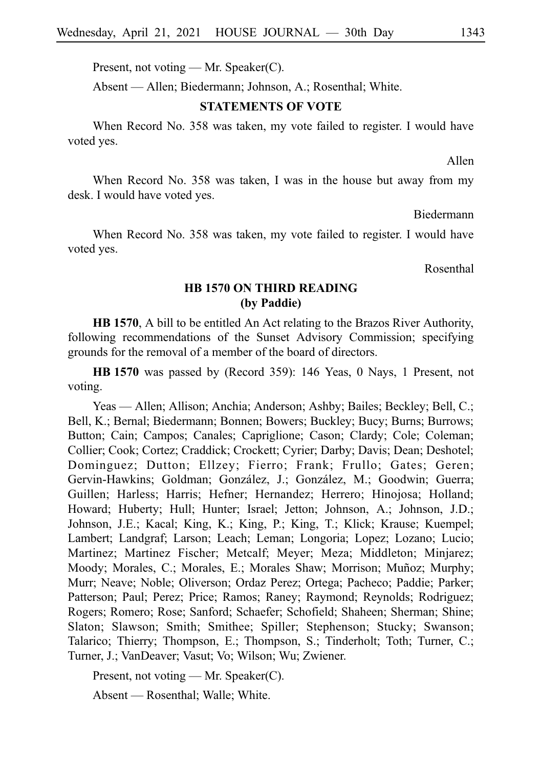Present, not voting — Mr. Speaker(C).

Absent — Allen; Biedermann; Johnson, A.; Rosenthal; White.

## STATEMENTS OF VOTE

When Record No. 358 was taken, my vote failed to register. I would have voted yes.

Allen

When Record No. 358 was taken, I was in the house but away from my desk. I would have voted yes.

Biedermann

When Record No. 358 was taken, my vote failed to register. I would have voted yes.

Rosenthal

## HB 1570 ON THIRD READING (by Paddie)

**HB 1570**, A bill to be entitled An Act relating to the Brazos River Authority, following recommendations of the Sunset Advisory Commission; specifying grounds for the removal of a member of the board of directors.

**HB 1570** was passed by (Record 359): 146 Yeas, 0 Nays, 1 Present, not voting.

Yeas — Allen; Allison; Anchia; Anderson; Ashby; Bailes; Beckley; Bell, C.; Bell, K.; Bernal; Biedermann; Bonnen; Bowers; Buckley; Bucy; Burns; Burrows; Button; Cain; Campos; Canales; Capriglione; Cason; Clardy; Cole; Coleman; Collier; Cook; Cortez; Craddick; Crockett; Cyrier; Darby; Davis; Dean; Deshotel; Dominguez; Dutton; Ellzey; Fierro; Frank; Frullo; Gates; Geren; Gervin-Hawkins; Goldman; González, J.; González, M.; Goodwin; Guerra; Guillen; Harless; Harris; Hefner; Hernandez; Herrero; Hinojosa; Holland; Howard; Huberty; Hull; Hunter; Israel; Jetton; Johnson, A.; Johnson, J.D.; Johnson, J.E.; Kacal; King, K.; King, P.; King, T.; Klick; Krause; Kuempel; Lambert; Landgraf; Larson; Leach; Leman; Longoria; Lopez; Lozano; Lucio; Martinez; Martinez Fischer; Metcalf; Meyer; Meza; Middleton; Minjarez; Moody; Morales, C.; Morales, E.; Morales Shaw; Morrison; Muñoz; Murphy; Murr; Neave; Noble; Oliverson; Ordaz Perez; Ortega; Pacheco; Paddie; Parker; Patterson; Paul; Perez; Price; Ramos; Raney; Raymond; Reynolds; Rodriguez; Rogers; Romero; Rose; Sanford; Schaefer; Schofield; Shaheen; Sherman; Shine; Slaton; Slawson; Smith; Smithee; Spiller; Stephenson; Stucky; Swanson; Talarico; Thierry; Thompson, E.; Thompson, S.; Tinderholt; Toth; Turner, C.; Turner, J.; VanDeaver; Vasut; Vo; Wilson; Wu; Zwiener.

Present, not voting — Mr. Speaker(C).

Absent — Rosenthal; Walle; White.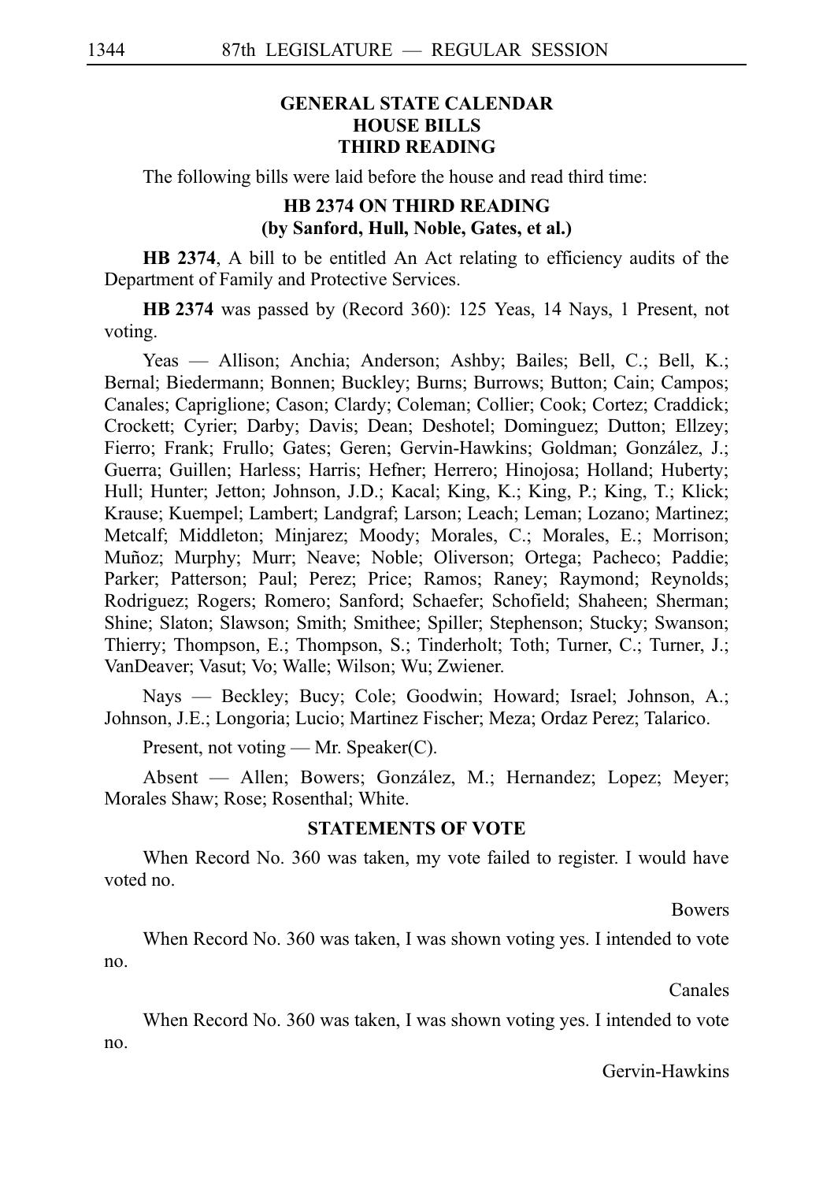## GENERAL STATE CALENDAR
## HOUSE BILLS
## THIRD READING

The following bills were laid before the house and read third time:

### HB 2374 ON THIRD READING
### (by Sanford, Hull, Noble, Gates, et al.)

**HB 2374**, A bill to be entitled An Act relating to efficiency audits of the Department of Family and Protective Services.

**HB 2374** was passed by (Record 360): 125 Yeas, 14 Nays, 1 Present, not voting.

Yeas — Allison; Anchia; Anderson; Ashby; Bailes; Bell, C.; Bell, K.; Bernal; Biedermann; Bonnen; Buckley; Burns; Burrows; Button; Cain; Campos; Canales; Capriglione; Cason; Clardy; Coleman; Collier; Cook; Cortez; Craddick; Crockett; Cyrier; Darby; Davis; Dean; Deshotel; Dominguez; Dutton; Ellzey; Fierro; Frank; Frullo; Gates; Geren; Gervin-Hawkins; Goldman; González, J.; Guerra; Guillen; Harless; Harris; Hefner; Herrero; Hinojosa; Holland; Huberty; Hull; Hunter; Jetton; Johnson, J.D.; Kacal; King, K.; King, P.; King, T.; Klick; Krause; Kuempel; Lambert; Landgraf; Larson; Leach; Leman; Lozano; Martinez; Metcalf; Middleton; Minjarez; Moody; Morales, C.; Morales, E.; Morrison; Muñoz; Murphy; Murr; Neave; Noble; Oliverson; Ortega; Pacheco; Paddie; Parker; Patterson; Paul; Perez; Price; Ramos; Raney; Raymond; Reynolds; Rodriguez; Rogers; Romero; Sanford; Schaefer; Schofield; Shaheen; Sherman; Shine; Slaton; Slawson; Smith; Smithee; Spiller; Stephenson; Stucky; Swanson; Thierry; Thompson, E.; Thompson, S.; Tinderholt; Toth; Turner, C.; Turner, J.; VanDeaver; Vasut; Vo; Walle; Wilson; Wu; Zwiener.

Nays — Beckley; Bucy; Cole; Goodwin; Howard; Israel; Johnson, A.; Johnson, J.E.; Longoria; Lucio; Martinez Fischer; Meza; Ordaz Perez; Talarico.

Present, not voting — Mr. Speaker(C).

Absent — Allen; Bowers; González, M.; Hernandez; Lopez; Meyer; Morales Shaw; Rose; Rosenthal; White.

### STATEMENTS OF VOTE

When Record No. 360 was taken, my vote failed to register. I would have voted no.

Bowers

When Record No. 360 was taken, I was shown voting yes. I intended to vote no.

Canales

When Record No. 360 was taken, I was shown voting yes. I intended to vote no.

Gervin-Hawkins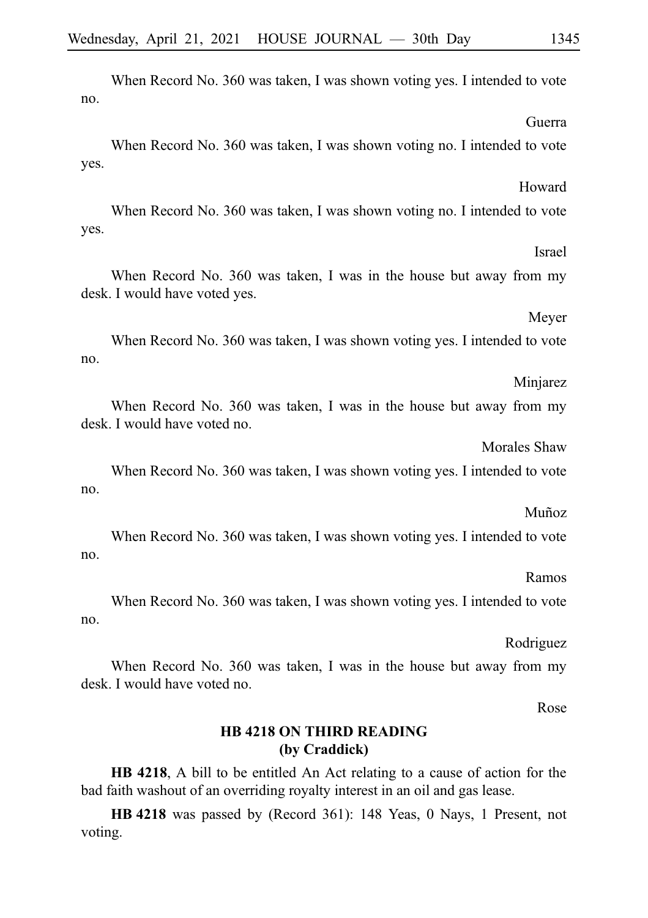When Record No. 360 was taken, I was shown voting yes. I intended to vote no.

Guerra

When Record No. 360 was taken, I was shown voting no. I intended to vote yes.

Howard

When Record No. 360 was taken, I was shown voting no. I intended to vote yes.

Israel

When Record No. 360 was taken, I was in the house but away from my desk. I would have voted yes.

Meyer

When Record No. 360 was taken, I was shown voting yes. I intended to vote no.

Minjarez

When Record No. 360 was taken, I was in the house but away from my desk. I would have voted no.

Morales Shaw

When Record No. 360 was taken, I was shown voting yes. I intended to vote no.

Muñoz

When Record No. 360 was taken, I was shown voting yes. I intended to vote no.

Ramos

When Record No. 360 was taken, I was shown voting yes. I intended to vote no.

Rodriguez

When Record No. 360 was taken, I was in the house but away from my desk. I would have voted no.

Rose

## HB 4218 ON THIRD READING (by Craddick)

**HB 4218**, A bill to be entitled An Act relating to a cause of action for the bad faith washout of an overriding royalty interest in an oil and gas lease.

**HB 4218** was passed by (Record 361): 148 Yeas, 0 Nays, 1 Present, not voting.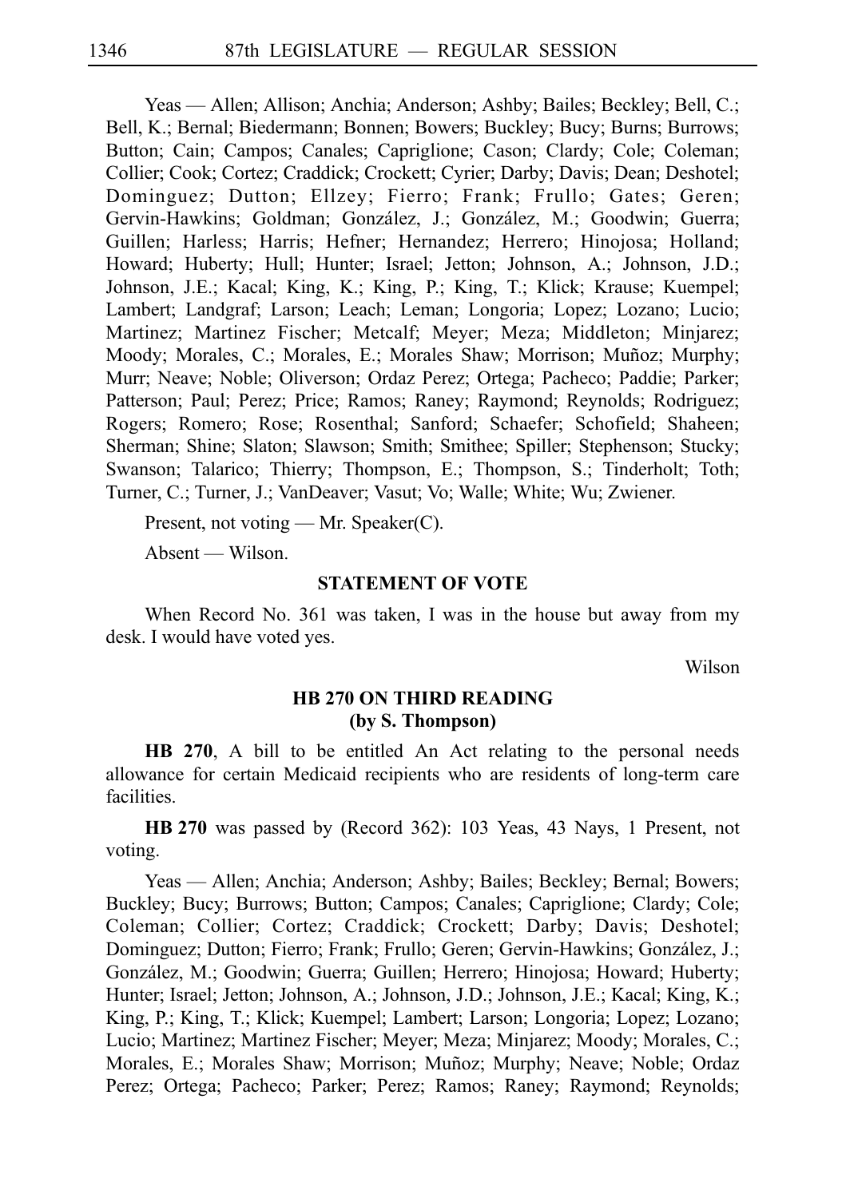Yeas — Allen; Allison; Anchia; Anderson; Ashby; Bailes; Beckley; Bell, C.; Bell, K.; Bernal; Biedermann; Bonnen; Bowers; Buckley; Bucy; Burns; Burrows; Button; Cain; Campos; Canales; Capriglione; Cason; Clardy; Cole; Coleman; Collier; Cook; Cortez; Craddick; Crockett; Cyrier; Darby; Davis; Dean; Deshotel; Dominguez; Dutton; Ellzey; Fierro; Frank; Frullo; Gates; Geren; Gervin-Hawkins; Goldman; González, J.; González, M.; Goodwin; Guerra; Guillen; Harless; Harris; Hefner; Hernandez; Herrero; Hinojosa; Holland; Howard; Huberty; Hull; Hunter; Israel; Jetton; Johnson, A.; Johnson, J.D.; Johnson, J.E.; Kacal; King, K.; King, P.; King, T.; Klick; Krause; Kuempel; Lambert; Landgraf; Larson; Leach; Leman; Longoria; Lopez; Lozano; Lucio; Martinez; Martinez Fischer; Metcalf; Meyer; Meza; Middleton; Minjarez; Moody; Morales, C.; Morales, E.; Morales Shaw; Morrison; Muñoz; Murphy; Murr; Neave; Noble; Oliverson; Ordaz Perez; Ortega; Pacheco; Paddie; Parker; Patterson; Paul; Perez; Price; Ramos; Raney; Raymond; Reynolds; Rodriguez; Rogers; Romero; Rose; Rosenthal; Sanford; Schaefer; Schofield; Shaheen; Sherman; Shine; Slaton; Slawson; Smith; Smithee; Spiller; Stephenson; Stucky; Swanson; Talarico; Thierry; Thompson, E.; Thompson, S.; Tinderholt; Toth; Turner, C.; Turner, J.; VanDeaver; Vasut; Vo; Walle; White; Wu; Zwiener.

Present, not voting — Mr. Speaker(C).

Absent — Wilson.

### STATEMENT OF VOTE

When Record No. 361 was taken, I was in the house but away from my desk. I would have voted yes.

Wilson

### HB 270 ON THIRD READING (by S. Thompson)

**HB 270**, A bill to be entitled An Act relating to the personal needs allowance for certain Medicaid recipients who are residents of long-term care facilities.

**HB 270** was passed by (Record 362): 103 Yeas, 43 Nays, 1 Present, not voting.

Yeas — Allen; Anchia; Anderson; Ashby; Bailes; Beckley; Bernal; Bowers; Buckley; Bucy; Burrows; Button; Campos; Canales; Capriglione; Clardy; Cole; Coleman; Collier; Cortez; Craddick; Crockett; Darby; Davis; Deshotel; Dominguez; Dutton; Fierro; Frank; Frullo; Geren; Gervin-Hawkins; González, J.; González, M.; Goodwin; Guerra; Guillen; Herrero; Hinojosa; Howard; Huberty; Hunter; Israel; Jetton; Johnson, A.; Johnson, J.D.; Johnson, J.E.; Kacal; King, K.; King, P.; King, T.; Klick; Kuempel; Lambert; Larson; Longoria; Lopez; Lozano; Lucio; Martinez; Martinez Fischer; Meyer; Meza; Minjarez; Moody; Morales, C.; Morales, E.; Morales Shaw; Morrison; Muñoz; Murphy; Neave; Noble; Ordaz Perez; Ortega; Pacheco; Parker; Perez; Ramos; Raney; Raymond; Reynolds;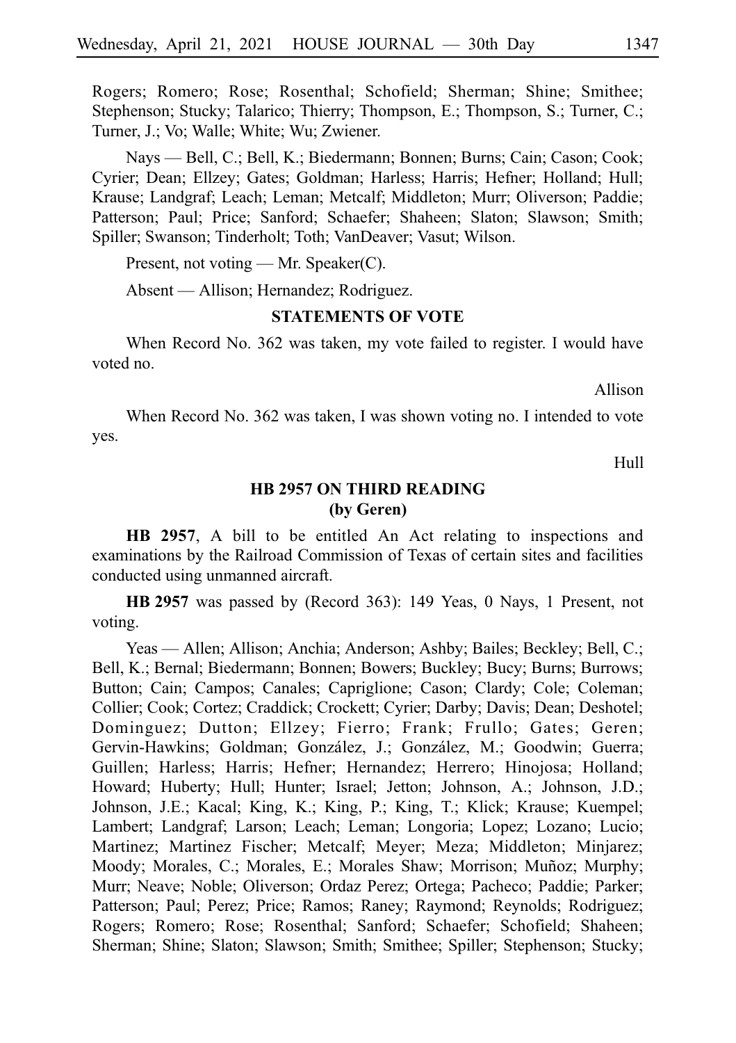Rogers; Romero; Rose; Rosenthal; Schofield; Sherman; Shine; Smithee; Stephenson; Stucky; Talarico; Thierry; Thompson, E.; Thompson, S.; Turner, C.; Turner, J.; Vo; Walle; White; Wu; Zwiener.

Nays — Bell, C.; Bell, K.; Biedermann; Bonnen; Burns; Cain; Cason; Cook; Cyrier; Dean; Ellzey; Gates; Goldman; Harless; Harris; Hefner; Holland; Hull; Krause; Landgraf; Leach; Leman; Metcalf; Middleton; Murr; Oliverson; Paddie; Patterson; Paul; Price; Sanford; Schaefer; Shaheen; Slaton; Slawson; Smith; Spiller; Swanson; Tinderholt; Toth; VanDeaver; Vasut; Wilson.

Present, not voting — Mr. Speaker(C).

Absent — Allison; Hernandez; Rodriguez.

## STATEMENTS OF VOTE

When Record No. 362 was taken, my vote failed to register. I would have voted no.

Allison

When Record No. 362 was taken, I was shown voting no. I intended to vote yes.

Hull

## HB 2957 ON THIRD READING (by Geren)

**HB 2957**, A bill to be entitled An Act relating to inspections and examinations by the Railroad Commission of Texas of certain sites and facilities conducted using unmanned aircraft.

**HB 2957** was passed by (Record 363): 149 Yeas, 0 Nays, 1 Present, not voting.

Yeas — Allen; Allison; Anchia; Anderson; Ashby; Bailes; Beckley; Bell, C.; Bell, K.; Bernal; Biedermann; Bonnen; Bowers; Buckley; Bucy; Burns; Burrows; Button; Cain; Campos; Canales; Capriglione; Cason; Clardy; Cole; Coleman; Collier; Cook; Cortez; Craddick; Crockett; Cyrier; Darby; Davis; Dean; Deshotel; Dominguez; Dutton; Ellzey; Fierro; Frank; Frullo; Gates; Geren; Gervin-Hawkins; Goldman; González, J.; González, M.; Goodwin; Guerra; Guillen; Harless; Harris; Hefner; Hernandez; Herrero; Hinojosa; Holland; Howard; Huberty; Hull; Hunter; Israel; Jetton; Johnson, A.; Johnson, J.D.; Johnson, J.E.; Kacal; King, K.; King, P.; King, T.; Klick; Krause; Kuempel; Lambert; Landgraf; Larson; Leach; Leman; Longoria; Lopez; Lozano; Lucio; Martinez; Martinez Fischer; Metcalf; Meyer; Meza; Middleton; Minjarez; Moody; Morales, C.; Morales, E.; Morales Shaw; Morrison; Muñoz; Murphy; Murr; Neave; Noble; Oliverson; Ordaz Perez; Ortega; Pacheco; Paddie; Parker; Patterson; Paul; Perez; Price; Ramos; Raney; Raymond; Reynolds; Rodriguez; Rogers; Romero; Rose; Rosenthal; Sanford; Schaefer; Schofield; Shaheen; Sherman; Shine; Slaton; Slawson; Smith; Smithee; Spiller; Stephenson; Stucky;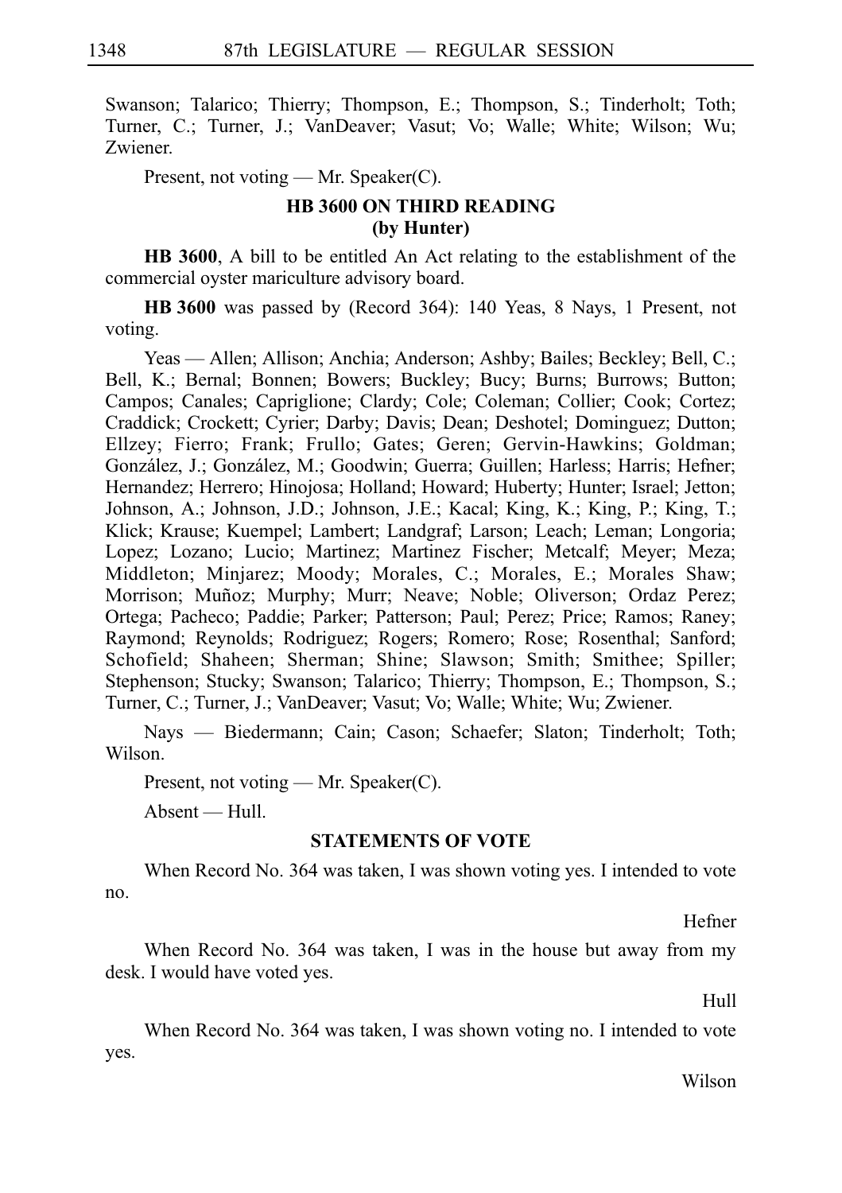Swanson; Talarico; Thierry; Thompson, E.; Thompson, S.; Tinderholt; Toth; Turner, C.; Turner, J.; VanDeaver; Vasut; Vo; Walle; White; Wilson; Wu; Zwiener.

Present, not voting — Mr. Speaker(C).

## HB 3600 ON THIRD READING (by Hunter)

**HB 3600**, A bill to be entitled An Act relating to the establishment of the commercial oyster mariculture advisory board.

**HB 3600** was passed by (Record 364): 140 Yeas, 8 Nays, 1 Present, not voting.

Yeas — Allen; Allison; Anchia; Anderson; Ashby; Bailes; Beckley; Bell, C.; Bell, K.; Bernal; Bonnen; Bowers; Buckley; Bucy; Burns; Burrows; Button; Campos; Canales; Capriglione; Clardy; Cole; Coleman; Collier; Cook; Cortez; Craddick; Crockett; Cyrier; Darby; Davis; Dean; Deshotel; Dominguez; Dutton; Ellzey; Fierro; Frank; Frullo; Gates; Geren; Gervin-Hawkins; Goldman; González, J.; González, M.; Goodwin; Guerra; Guillen; Harless; Harris; Hefner; Hernandez; Herrero; Hinojosa; Holland; Howard; Huberty; Hunter; Israel; Jetton; Johnson, A.; Johnson, J.D.; Johnson, J.E.; Kacal; King, K.; King, P.; King, T.; Klick; Krause; Kuempel; Lambert; Landgraf; Larson; Leach; Leman; Longoria; Lopez; Lozano; Lucio; Martinez; Martinez Fischer; Metcalf; Meyer; Meza; Middleton; Minjarez; Moody; Morales, C.; Morales, E.; Morales Shaw; Morrison; Muñoz; Murphy; Murr; Neave; Noble; Oliverson; Ordaz Perez; Ortega; Pacheco; Paddie; Parker; Patterson; Paul; Perez; Price; Ramos; Raney; Raymond; Reynolds; Rodriguez; Rogers; Romero; Rose; Rosenthal; Sanford; Schofield; Shaheen; Sherman; Shine; Slawson; Smith; Smithee; Spiller; Stephenson; Stucky; Swanson; Talarico; Thierry; Thompson, E.; Thompson, S.; Turner, C.; Turner, J.; VanDeaver; Vasut; Vo; Walle; White; Wu; Zwiener.

Nays — Biedermann; Cain; Cason; Schaefer; Slaton; Tinderholt; Toth; Wilson.

Present, not voting — Mr. Speaker(C).

Absent — Hull.

### STATEMENTS OF VOTE

When Record No. 364 was taken, I was shown voting yes. I intended to vote no.

Hefner

When Record No. 364 was taken, I was in the house but away from my desk. I would have voted yes.

Hull

When Record No. 364 was taken, I was shown voting no. I intended to vote yes.

Wilson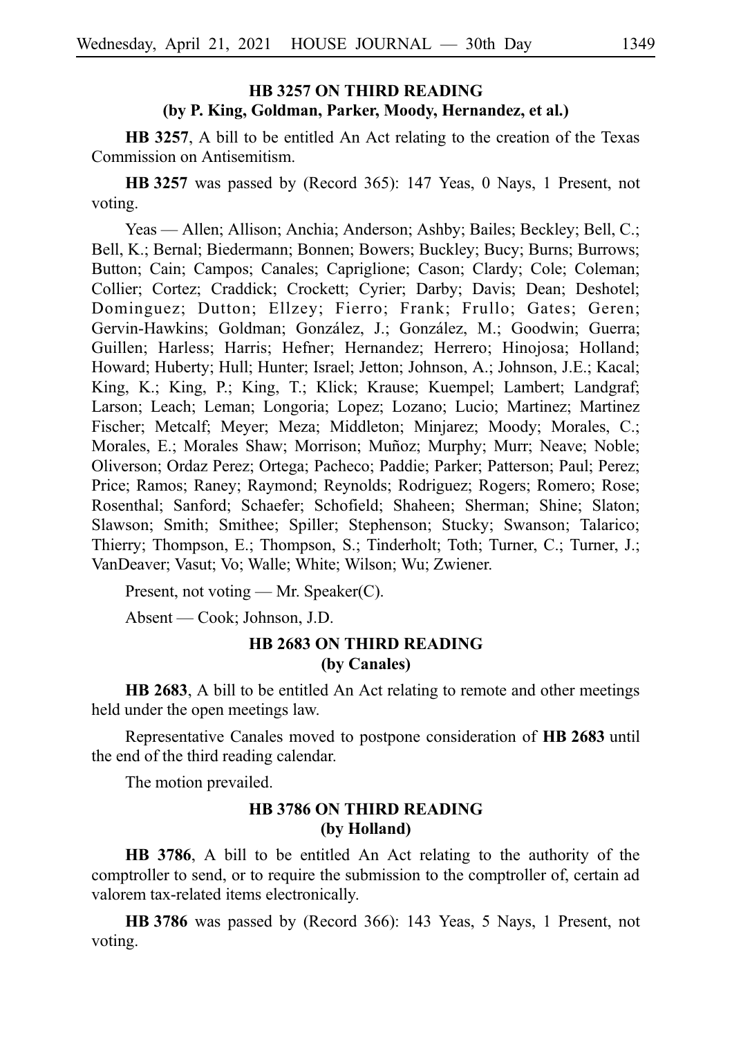### HB 3257 ON THIRD READING
### (by P. King, Goldman, Parker, Moody, Hernandez, et al.)

**HB 3257**, A bill to be entitled An Act relating to the creation of the Texas Commission on Antisemitism.

**HB 3257** was passed by (Record 365): 147 Yeas, 0 Nays, 1 Present, not voting.

Yeas — Allen; Allison; Anchia; Anderson; Ashby; Bailes; Beckley; Bell, C.; Bell, K.; Bernal; Biedermann; Bonnen; Bowers; Buckley; Bucy; Burns; Burrows; Button; Cain; Campos; Canales; Capriglione; Cason; Clardy; Cole; Coleman; Collier; Cortez; Craddick; Crockett; Cyrier; Darby; Davis; Dean; Deshotel; Dominguez; Dutton; Ellzey; Fierro; Frank; Frullo; Gates; Geren; Gervin-Hawkins; Goldman; González, J.; González, M.; Goodwin; Guerra; Guillen; Harless; Harris; Hefner; Hernandez; Herrero; Hinojosa; Holland; Howard; Huberty; Hull; Hunter; Israel; Jetton; Johnson, A.; Johnson, J.E.; Kacal; King, K.; King, P.; King, T.; Klick; Krause; Kuempel; Lambert; Landgraf; Larson; Leach; Leman; Longoria; Lopez; Lozano; Lucio; Martinez; Martinez Fischer; Metcalf; Meyer; Meza; Middleton; Minjarez; Moody; Morales, C.; Morales, E.; Morales Shaw; Morrison; Muñoz; Murphy; Murr; Neave; Noble; Oliverson; Ordaz Perez; Ortega; Pacheco; Paddie; Parker; Patterson; Paul; Perez; Price; Ramos; Raney; Raymond; Reynolds; Rodriguez; Rogers; Romero; Rose; Rosenthal; Sanford; Schaefer; Schofield; Shaheen; Sherman; Shine; Slaton; Slawson; Smith; Smithee; Spiller; Stephenson; Stucky; Swanson; Talarico; Thierry; Thompson, E.; Thompson, S.; Tinderholt; Toth; Turner, C.; Turner, J.; VanDeaver; Vasut; Vo; Walle; White; Wilson; Wu; Zwiener.

Present, not voting — Mr. Speaker(C).

Absent — Cook; Johnson, J.D.

### HB 2683 ON THIRD READING
### (by Canales)

**HB 2683**, A bill to be entitled An Act relating to remote and other meetings held under the open meetings law.

Representative Canales moved to postpone consideration of **HB 2683** until the end of the third reading calendar.

The motion prevailed.

### HB 3786 ON THIRD READING
### (by Holland)

**HB 3786**, A bill to be entitled An Act relating to the authority of the comptroller to send, or to require the submission to the comptroller of, certain ad valorem tax-related items electronically.

**HB 3786** was passed by (Record 366): 143 Yeas, 5 Nays, 1 Present, not voting.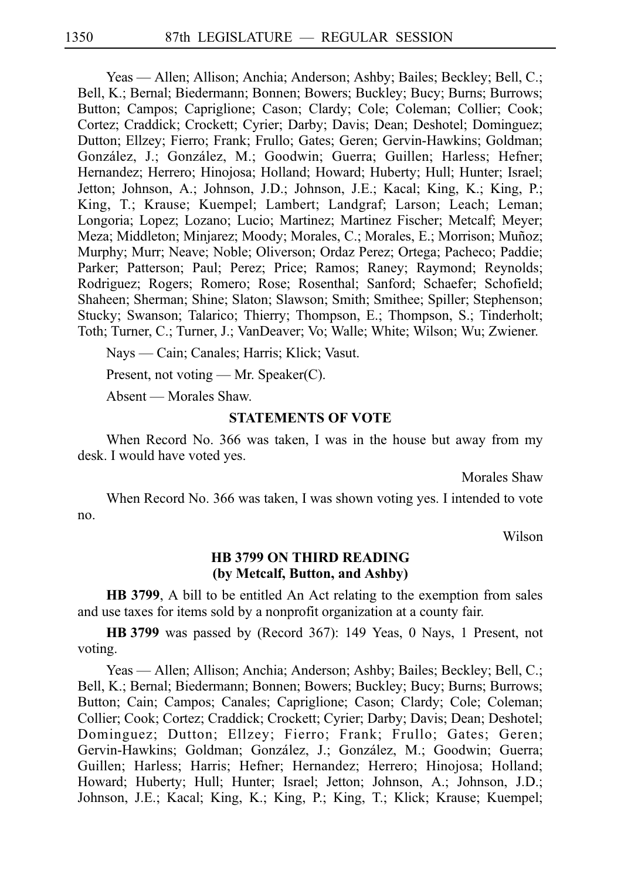Yeas — Allen; Allison; Anchia; Anderson; Ashby; Bailes; Beckley; Bell, C.; Bell, K.; Bernal; Biedermann; Bonnen; Bowers; Buckley; Bucy; Burns; Burrows; Button; Campos; Capriglione; Cason; Clardy; Cole; Coleman; Collier; Cook; Cortez; Craddick; Crockett; Cyrier; Darby; Davis; Dean; Deshotel; Dominguez; Dutton; Ellzey; Fierro; Frank; Frullo; Gates; Geren; Gervin-Hawkins; Goldman; González, J.; González, M.; Goodwin; Guerra; Guillen; Harless; Hefner; Hernandez; Herrero; Hinojosa; Holland; Howard; Huberty; Hull; Hunter; Israel; Jetton; Johnson, A.; Johnson, J.D.; Johnson, J.E.; Kacal; King, K.; King, P.; King, T.; Krause; Kuempel; Lambert; Landgraf; Larson; Leach; Leman; Longoria; Lopez; Lozano; Lucio; Martinez; Martinez Fischer; Metcalf; Meyer; Meza; Middleton; Minjarez; Moody; Morales, C.; Morales, E.; Morrison; Muñoz; Murphy; Murr; Neave; Noble; Oliverson; Ordaz Perez; Ortega; Pacheco; Paddie; Parker; Patterson; Paul; Perez; Price; Ramos; Raney; Raymond; Reynolds; Rodriguez; Rogers; Romero; Rose; Rosenthal; Sanford; Schaefer; Schofield; Shaheen; Sherman; Shine; Slaton; Slawson; Smith; Smithee; Spiller; Stephenson; Stucky; Swanson; Talarico; Thierry; Thompson, E.; Thompson, S.; Tinderholt; Toth; Turner, C.; Turner, J.; VanDeaver; Vo; Walle; White; Wilson; Wu; Zwiener.

Nays — Cain; Canales; Harris; Klick; Vasut.

Present, not voting — Mr. Speaker(C).

Absent — Morales Shaw.

## STATEMENTS OF VOTE

When Record No. 366 was taken, I was in the house but away from my desk. I would have voted yes.

Morales Shaw

When Record No. 366 was taken, I was shown voting yes. I intended to vote no.

Wilson

## HB 3799 ON THIRD READING (by Metcalf, Button, and Ashby)

**HB 3799**, A bill to be entitled An Act relating to the exemption from sales and use taxes for items sold by a nonprofit organization at a county fair.

**HB 3799** was passed by (Record 367): 149 Yeas, 0 Nays, 1 Present, not voting.

Yeas — Allen; Allison; Anchia; Anderson; Ashby; Bailes; Beckley; Bell, C.; Bell, K.; Bernal; Biedermann; Bonnen; Bowers; Buckley; Bucy; Burns; Burrows; Button; Cain; Campos; Canales; Capriglione; Cason; Clardy; Cole; Coleman; Collier; Cook; Cortez; Craddick; Crockett; Cyrier; Darby; Davis; Dean; Deshotel; Dominguez; Dutton; Ellzey; Fierro; Frank; Frullo; Gates; Geren; Gervin-Hawkins; Goldman; González, J.; González, M.; Goodwin; Guerra; Guillen; Harless; Harris; Hefner; Hernandez; Herrero; Hinojosa; Holland; Howard; Huberty; Hull; Hunter; Israel; Jetton; Johnson, A.; Johnson, J.D.; Johnson, J.E.; Kacal; King, K.; King, P.; King, T.; Klick; Krause; Kuempel;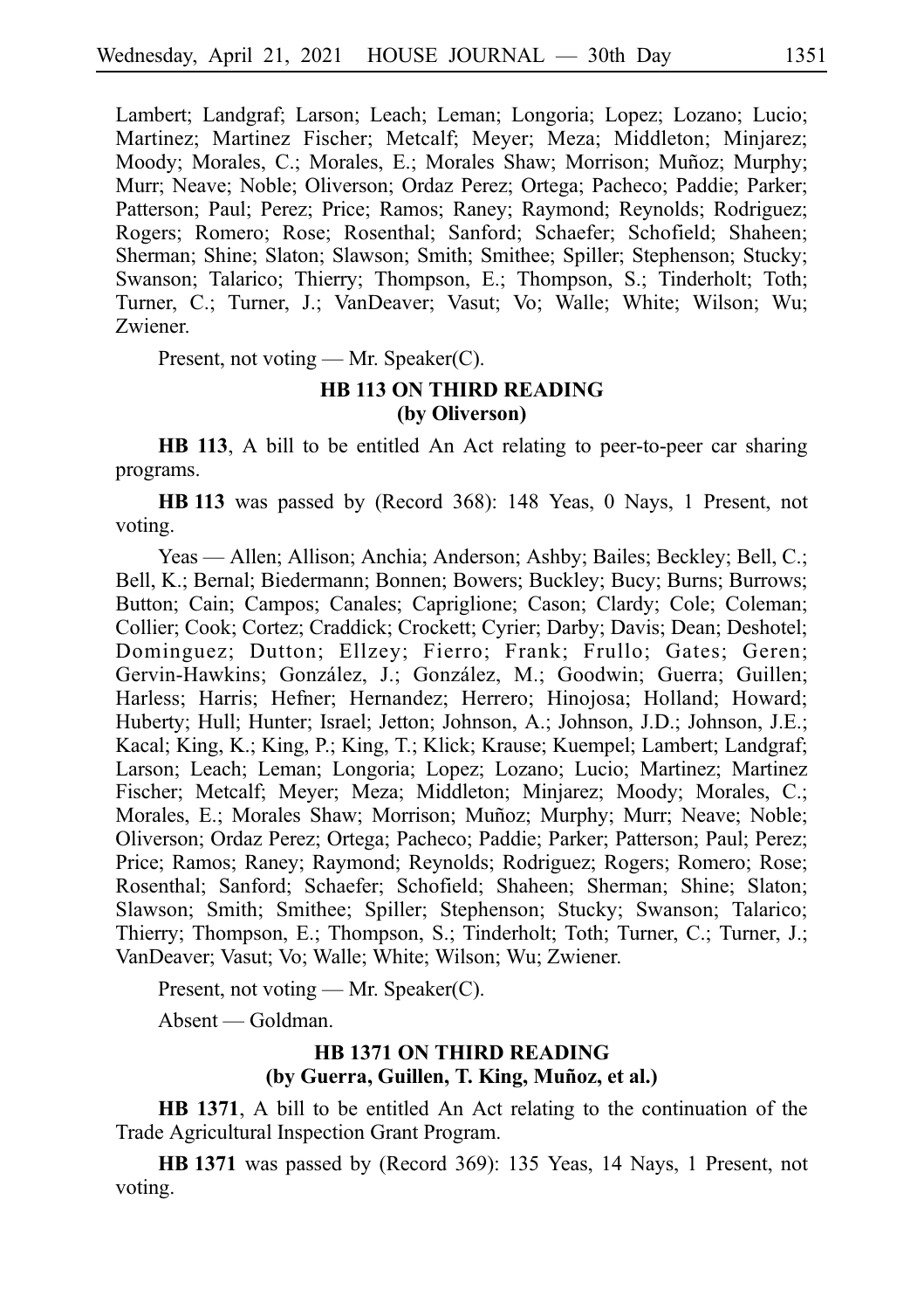Lambert; Landgraf; Larson; Leach; Leman; Longoria; Lopez; Lozano; Lucio; Martinez; Martinez Fischer; Metcalf; Meyer; Meza; Middleton; Minjarez; Moody; Morales, C.; Morales, E.; Morales Shaw; Morrison; Muñoz; Murphy; Murr; Neave; Noble; Oliverson; Ordaz Perez; Ortega; Pacheco; Paddie; Parker; Patterson; Paul; Perez; Price; Ramos; Raney; Raymond; Reynolds; Rodriguez; Rogers; Romero; Rose; Rosenthal; Sanford; Schaefer; Schofield; Shaheen; Sherman; Shine; Slaton; Slawson; Smith; Smithee; Spiller; Stephenson; Stucky; Swanson; Talarico; Thierry; Thompson, E.; Thompson, S.; Tinderholt; Toth; Turner, C.; Turner, J.; VanDeaver; Vasut; Vo; Walle; White; Wilson; Wu; Zwiener.

Present, not voting — Mr. Speaker(C).

## HB 113 ON THIRD READING
## (by Oliverson)

**HB 113**, A bill to be entitled An Act relating to peer-to-peer car sharing programs.

**HB 113** was passed by (Record 368): 148 Yeas, 0 Nays, 1 Present, not voting.

Yeas — Allen; Allison; Anchia; Anderson; Ashby; Bailes; Beckley; Bell, C.; Bell, K.; Bernal; Biedermann; Bonnen; Bowers; Buckley; Bucy; Burns; Burrows; Button; Cain; Campos; Canales; Capriglione; Cason; Clardy; Cole; Coleman; Collier; Cook; Cortez; Craddick; Crockett; Cyrier; Darby; Davis; Dean; Deshotel; Dominguez; Dutton; Ellzey; Fierro; Frank; Frullo; Gates; Geren; Gervin-Hawkins; González, J.; González, M.; Goodwin; Guerra; Guillen; Harless; Harris; Hefner; Hernandez; Herrero; Hinojosa; Holland; Howard; Huberty; Hull; Hunter; Israel; Jetton; Johnson, A.; Johnson, J.D.; Johnson, J.E.; Kacal; King, K.; King, P.; King, T.; Klick; Krause; Kuempel; Lambert; Landgraf; Larson; Leach; Leman; Longoria; Lopez; Lozano; Lucio; Martinez; Martinez Fischer; Metcalf; Meyer; Meza; Middleton; Minjarez; Moody; Morales, C.; Morales, E.; Morales Shaw; Morrison; Muñoz; Murphy; Murr; Neave; Noble; Oliverson; Ordaz Perez; Ortega; Pacheco; Paddie; Parker; Patterson; Paul; Perez; Price; Ramos; Raney; Raymond; Reynolds; Rodriguez; Rogers; Romero; Rose; Rosenthal; Sanford; Schaefer; Schofield; Shaheen; Sherman; Shine; Slaton; Slawson; Smith; Smithee; Spiller; Stephenson; Stucky; Swanson; Talarico; Thierry; Thompson, E.; Thompson, S.; Tinderholt; Toth; Turner, C.; Turner, J.; VanDeaver; Vasut; Vo; Walle; White; Wilson; Wu; Zwiener.

Present, not voting — Mr. Speaker(C).

Absent — Goldman.

## HB 1371 ON THIRD READING
## (by Guerra, Guillen, T. King, Muñoz, et al.)

**HB 1371**, A bill to be entitled An Act relating to the continuation of the Trade Agricultural Inspection Grant Program.

**HB 1371** was passed by (Record 369): 135 Yeas, 14 Nays, 1 Present, not voting.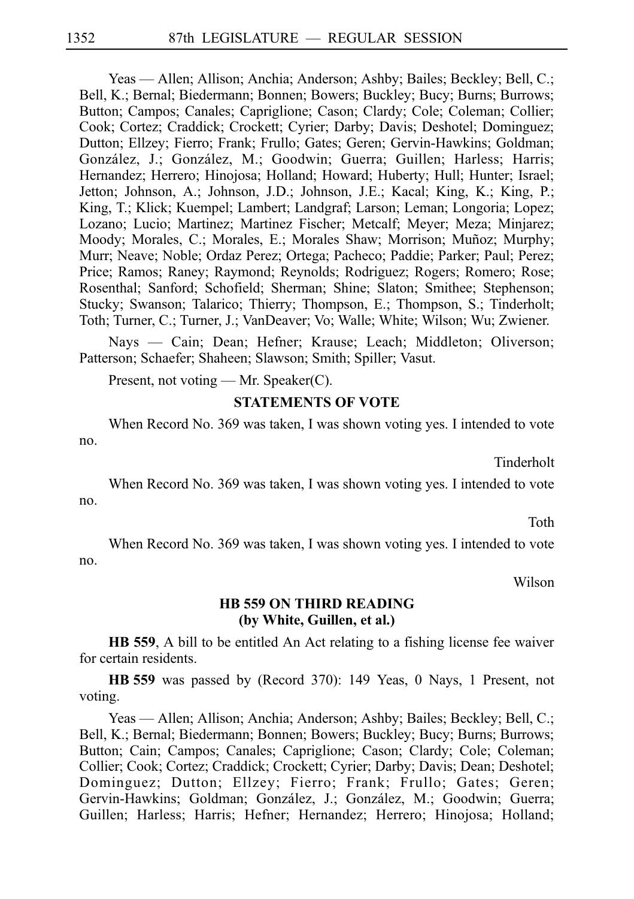Yeas — Allen; Allison; Anchia; Anderson; Ashby; Bailes; Beckley; Bell, C.; Bell, K.; Bernal; Biedermann; Bonnen; Bowers; Buckley; Bucy; Burns; Burrows; Button; Campos; Canales; Capriglione; Cason; Clardy; Cole; Coleman; Collier; Cook; Cortez; Craddick; Crockett; Cyrier; Darby; Davis; Deshotel; Dominguez; Dutton; Ellzey; Fierro; Frank; Frullo; Gates; Geren; Gervin-Hawkins; Goldman; González, J.; González, M.; Goodwin; Guerra; Guillen; Harless; Harris; Hernandez; Herrero; Hinojosa; Holland; Howard; Huberty; Hull; Hunter; Israel; Jetton; Johnson, A.; Johnson, J.D.; Johnson, J.E.; Kacal; King, K.; King, P.; King, T.; Klick; Kuempel; Lambert; Landgraf; Larson; Leman; Longoria; Lopez; Lozano; Lucio; Martinez; Martinez Fischer; Metcalf; Meyer; Meza; Minjarez; Moody; Morales, C.; Morales, E.; Morales Shaw; Morrison; Muñoz; Murphy; Murr; Neave; Noble; Ordaz Perez; Ortega; Pacheco; Paddie; Parker; Paul; Perez; Price; Ramos; Raney; Raymond; Reynolds; Rodriguez; Rogers; Romero; Rose; Rosenthal; Sanford; Schofield; Sherman; Shine; Slaton; Smithee; Stephenson; Stucky; Swanson; Talarico; Thierry; Thompson, E.; Thompson, S.; Tinderholt; Toth; Turner, C.; Turner, J.; VanDeaver; Vo; Walle; White; Wilson; Wu; Zwiener.

Nays — Cain; Dean; Hefner; Krause; Leach; Middleton; Oliverson; Patterson; Schaefer; Shaheen; Slawson; Smith; Spiller; Vasut.

Present, not voting — Mr. Speaker(C).

## STATEMENTS OF VOTE

When Record No. 369 was taken, I was shown voting yes. I intended to vote no.

Tinderholt

When Record No. 369 was taken, I was shown voting yes. I intended to vote no.

Toth

When Record No. 369 was taken, I was shown voting yes. I intended to vote no.

Wilson

## HB 559 ON THIRD READING (by White, Guillen, et al.)

**HB 559**, A bill to be entitled An Act relating to a fishing license fee waiver for certain residents.

**HB 559** was passed by (Record 370): 149 Yeas, 0 Nays, 1 Present, not voting.

Yeas — Allen; Allison; Anchia; Anderson; Ashby; Bailes; Beckley; Bell, C.; Bell, K.; Bernal; Biedermann; Bonnen; Bowers; Buckley; Bucy; Burns; Burrows; Button; Cain; Campos; Canales; Capriglione; Cason; Clardy; Cole; Coleman; Collier; Cook; Cortez; Craddick; Crockett; Cyrier; Darby; Davis; Dean; Deshotel; Dominguez; Dutton; Ellzey; Fierro; Frank; Frullo; Gates; Geren; Gervin-Hawkins; Goldman; González, J.; González, M.; Goodwin; Guerra; Guillen; Harless; Harris; Hefner; Hernandez; Herrero; Hinojosa; Holland;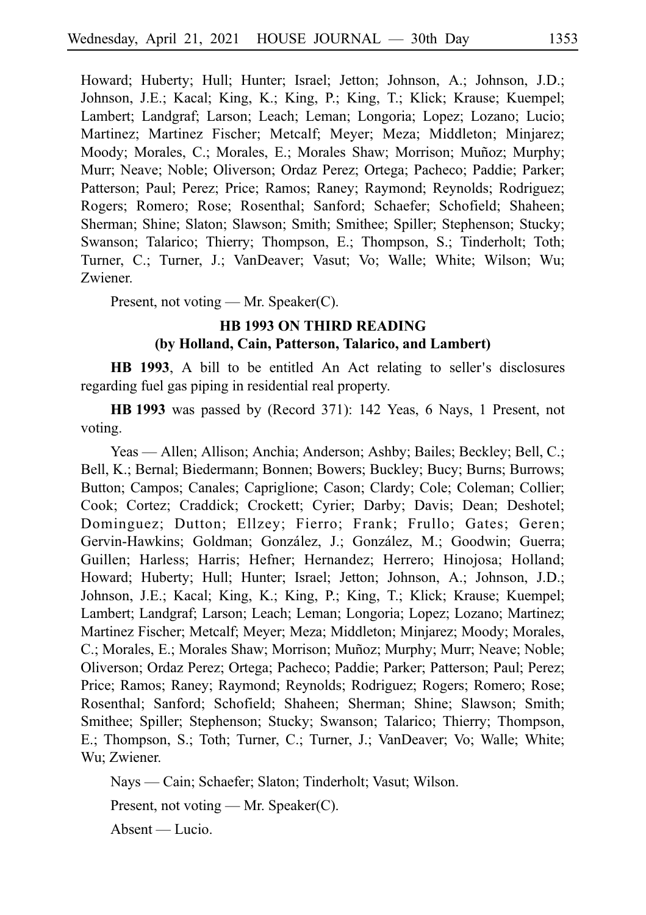Howard; Huberty; Hull; Hunter; Israel; Jetton; Johnson, A.; Johnson, J.D.; Johnson, J.E.; Kacal; King, K.; King, P.; King, T.; Klick; Krause; Kuempel; Lambert; Landgraf; Larson; Leach; Leman; Longoria; Lopez; Lozano; Lucio; Martinez; Martinez Fischer; Metcalf; Meyer; Meza; Middleton; Minjarez; Moody; Morales, C.; Morales, E.; Morales Shaw; Morrison; Muñoz; Murphy; Murr; Neave; Noble; Oliverson; Ordaz Perez; Ortega; Pacheco; Paddie; Parker; Patterson; Paul; Perez; Price; Ramos; Raney; Raymond; Reynolds; Rodriguez; Rogers; Romero; Rose; Rosenthal; Sanford; Schaefer; Schofield; Shaheen; Sherman; Shine; Slaton; Slawson; Smith; Smithee; Spiller; Stephenson; Stucky; Swanson; Talarico; Thierry; Thompson, E.; Thompson, S.; Tinderholt; Toth; Turner, C.; Turner, J.; VanDeaver; Vasut; Vo; Walle; White; Wilson; Wu; Zwiener.

Present, not voting — Mr. Speaker(C).

## HB 1993 ON THIRD READING
## (by Holland, Cain, Patterson, Talarico, and Lambert)

**HB 1993**, A bill to be entitled An Act relating to seller's disclosures regarding fuel gas piping in residential real property.

**HB 1993** was passed by (Record 371): 142 Yeas, 6 Nays, 1 Present, not voting.

Yeas — Allen; Allison; Anchia; Anderson; Ashby; Bailes; Beckley; Bell, C.; Bell, K.; Bernal; Biedermann; Bonnen; Bowers; Buckley; Bucy; Burns; Burrows; Button; Campos; Canales; Capriglione; Cason; Clardy; Cole; Coleman; Collier; Cook; Cortez; Craddick; Crockett; Cyrier; Darby; Davis; Dean; Deshotel; Dominguez; Dutton; Ellzey; Fierro; Frank; Frullo; Gates; Geren; Gervin-Hawkins; Goldman; González, J.; González, M.; Goodwin; Guerra; Guillen; Harless; Harris; Hefner; Hernandez; Herrero; Hinojosa; Holland; Howard; Huberty; Hull; Hunter; Israel; Jetton; Johnson, A.; Johnson, J.D.; Johnson, J.E.; Kacal; King, K.; King, P.; King, T.; Klick; Krause; Kuempel; Lambert; Landgraf; Larson; Leach; Leman; Longoria; Lopez; Lozano; Martinez; Martinez Fischer; Metcalf; Meyer; Meza; Middleton; Minjarez; Moody; Morales, C.; Morales, E.; Morales Shaw; Morrison; Muñoz; Murphy; Murr; Neave; Noble; Oliverson; Ordaz Perez; Ortega; Pacheco; Paddie; Parker; Patterson; Paul; Perez; Price; Ramos; Raney; Raymond; Reynolds; Rodriguez; Rogers; Romero; Rose; Rosenthal; Sanford; Schofield; Shaheen; Sherman; Shine; Slawson; Smith; Smithee; Spiller; Stephenson; Stucky; Swanson; Talarico; Thierry; Thompson, E.; Thompson, S.; Toth; Turner, C.; Turner, J.; VanDeaver; Vo; Walle; White; Wu; Zwiener.

Nays — Cain; Schaefer; Slaton; Tinderholt; Vasut; Wilson.

Present, not voting — Mr. Speaker(C).

Absent — Lucio.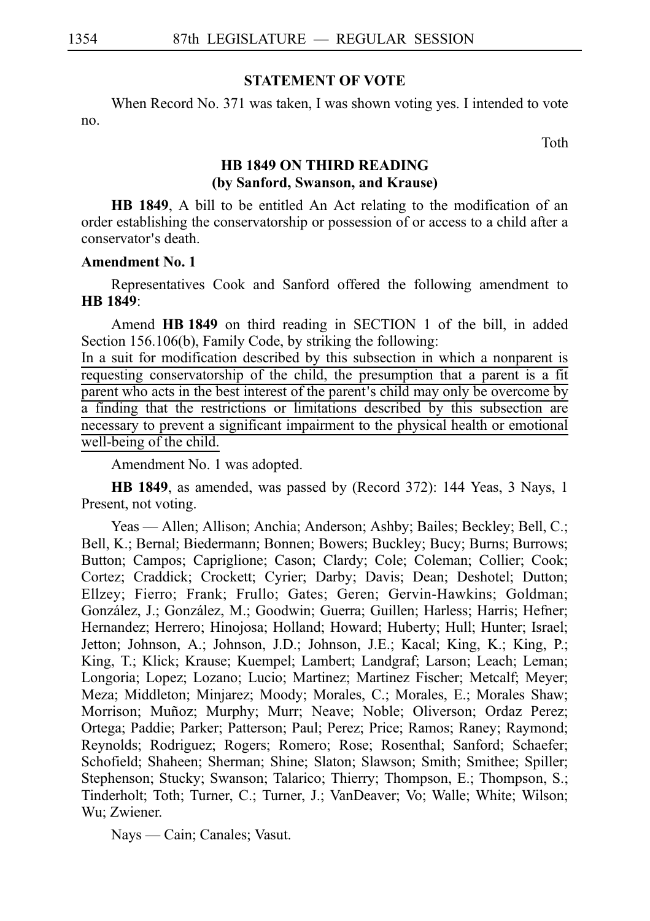## STATEMENT OF VOTE

When Record No. 371 was taken, I was shown voting yes. I intended to vote no.

Toth

## HB 1849 ON THIRD READING
### (by Sanford, Swanson, and Krause)

**HB 1849**, A bill to be entitled An Act relating to the modification of an order establishing the conservatorship or possession of or access to a child after a conservator's death.

**Amendment No. 1**

Representatives Cook and Sanford offered the following amendment to **HB 1849**:

Amend **HB 1849** on third reading in SECTION 1 of the bill, in added Section 156.106(b), Family Code, by striking the following:

In a suit for modification described by this subsection in which a nonparent is requesting conservatorship of the child, the presumption that a parent is a fit parent who acts in the best interest of the parent's child may only be overcome by a finding that the restrictions or limitations described by this subsection are necessary to prevent a significant impairment to the physical health or emotional well-being of the child.

Amendment No. 1 was adopted.

**HB 1849**, as amended, was passed by (Record 372): 144 Yeas, 3 Nays, 1 Present, not voting.

Yeas — Allen; Allison; Anchia; Anderson; Ashby; Bailes; Beckley; Bell, C.; Bell, K.; Bernal; Biedermann; Bonnen; Bowers; Buckley; Bucy; Burns; Burrows; Button; Campos; Capriglione; Cason; Clardy; Cole; Coleman; Collier; Cook; Cortez; Craddick; Crockett; Cyrier; Darby; Davis; Dean; Deshotel; Dutton; Ellzey; Fierro; Frank; Frullo; Gates; Geren; Gervin-Hawkins; Goldman; González, J.; González, M.; Goodwin; Guerra; Guillen; Harless; Harris; Hefner; Hernandez; Herrero; Hinojosa; Holland; Howard; Huberty; Hull; Hunter; Israel; Jetton; Johnson, A.; Johnson, J.D.; Johnson, J.E.; Kacal; King, K.; King, P.; King, T.; Klick; Krause; Kuempel; Lambert; Landgraf; Larson; Leach; Leman; Longoria; Lopez; Lozano; Lucio; Martinez; Martinez Fischer; Metcalf; Meyer; Meza; Middleton; Minjarez; Moody; Morales, C.; Morales, E.; Morales Shaw; Morrison; Muñoz; Murphy; Murr; Neave; Noble; Oliverson; Ordaz Perez; Ortega; Paddie; Parker; Patterson; Paul; Perez; Price; Ramos; Raney; Raymond; Reynolds; Rodriguez; Rogers; Romero; Rose; Rosenthal; Sanford; Schaefer; Schofield; Shaheen; Sherman; Shine; Slaton; Slawson; Smith; Smithee; Spiller; Stephenson; Stucky; Swanson; Talarico; Thierry; Thompson, E.; Thompson, S.; Tinderholt; Toth; Turner, C.; Turner, J.; VanDeaver; Vo; Walle; White; Wilson; Wu; Zwiener.

Nays — Cain; Canales; Vasut.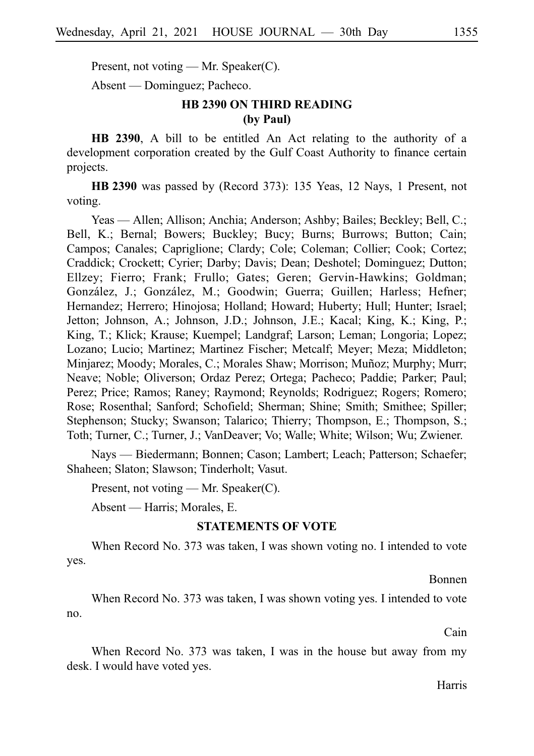Present, not voting — Mr. Speaker(C).

Absent — Dominguez; Pacheco.

## HB 2390 ON THIRD READING
## (by Paul)

**HB 2390**, A bill to be entitled An Act relating to the authority of a development corporation created by the Gulf Coast Authority to finance certain projects.

**HB 2390** was passed by (Record 373): 135 Yeas, 12 Nays, 1 Present, not voting.

Yeas — Allen; Allison; Anchia; Anderson; Ashby; Bailes; Beckley; Bell, C.; Bell, K.; Bernal; Bowers; Buckley; Bucy; Burns; Burrows; Button; Cain; Campos; Canales; Capriglione; Clardy; Cole; Coleman; Collier; Cook; Cortez; Craddick; Crockett; Cyrier; Darby; Davis; Dean; Deshotel; Dominguez; Dutton; Ellzey; Fierro; Frank; Frullo; Gates; Geren; Gervin-Hawkins; Goldman; González, J.; González, M.; Goodwin; Guerra; Guillen; Harless; Hefner; Hernandez; Herrero; Hinojosa; Holland; Howard; Huberty; Hull; Hunter; Israel; Jetton; Johnson, A.; Johnson, J.D.; Johnson, J.E.; Kacal; King, K.; King, P.; King, T.; Klick; Krause; Kuempel; Landgraf; Larson; Leman; Longoria; Lopez; Lozano; Lucio; Martinez; Martinez Fischer; Metcalf; Meyer; Meza; Middleton; Minjarez; Moody; Morales, C.; Morales Shaw; Morrison; Muñoz; Murphy; Murr; Neave; Noble; Oliverson; Ordaz Perez; Ortega; Pacheco; Paddie; Parker; Paul; Perez; Price; Ramos; Raney; Raymond; Reynolds; Rodriguez; Rogers; Romero; Rose; Rosenthal; Sanford; Schofield; Sherman; Shine; Smith; Smithee; Spiller; Stephenson; Stucky; Swanson; Talarico; Thierry; Thompson, E.; Thompson, S.; Toth; Turner, C.; Turner, J.; VanDeaver; Vo; Walle; White; Wilson; Wu; Zwiener.

Nays — Biedermann; Bonnen; Cason; Lambert; Leach; Patterson; Schaefer; Shaheen; Slaton; Slawson; Tinderholt; Vasut.

Present, not voting — Mr. Speaker(C).

Absent — Harris; Morales, E.

## STATEMENTS OF VOTE

When Record No. 373 was taken, I was shown voting no. I intended to vote yes.

Bonnen

When Record No. 373 was taken, I was shown voting yes. I intended to vote no.

Cain

When Record No. 373 was taken, I was in the house but away from my desk. I would have voted yes.

Harris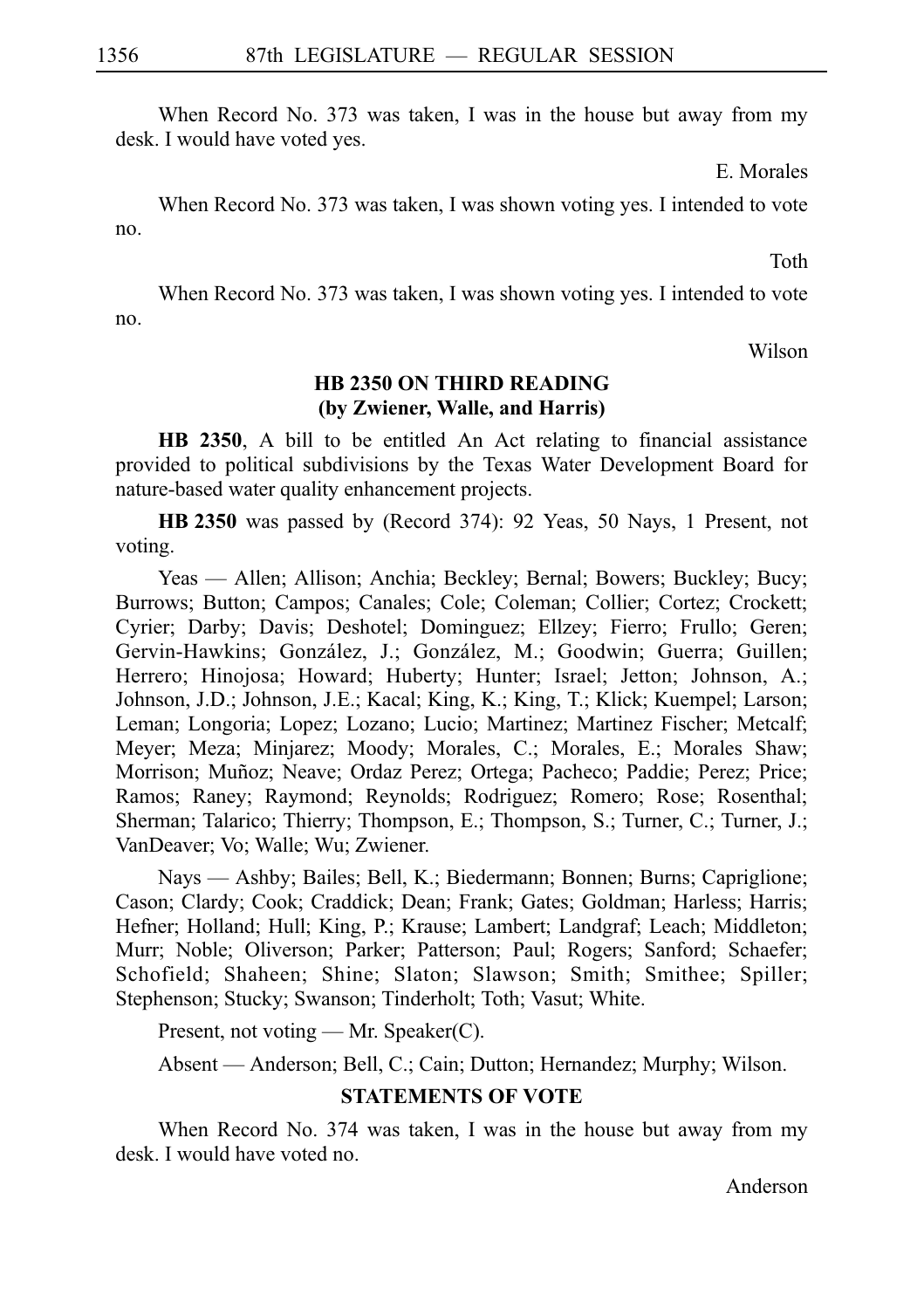When Record No. 373 was taken, I was in the house but away from my desk. I would have voted yes.

E. Morales

When Record No. 373 was taken, I was shown voting yes. I intended to vote no.

Toth

When Record No. 373 was taken, I was shown voting yes. I intended to vote no.

Wilson

## HB 2350 ON THIRD READING
## (by Zwiener, Walle, and Harris)

**HB 2350**, A bill to be entitled An Act relating to financial assistance provided to political subdivisions by the Texas Water Development Board for nature-based water quality enhancement projects.

**HB 2350** was passed by (Record 374): 92 Yeas, 50 Nays, 1 Present, not voting.

Yeas — Allen; Allison; Anchia; Beckley; Bernal; Bowers; Buckley; Bucy; Burrows; Button; Campos; Canales; Cole; Coleman; Collier; Cortez; Crockett; Cyrier; Darby; Davis; Deshotel; Dominguez; Ellzey; Fierro; Frullo; Geren; Gervin-Hawkins; González, J.; González, M.; Goodwin; Guerra; Guillen; Herrero; Hinojosa; Howard; Huberty; Hunter; Israel; Jetton; Johnson, A.; Johnson, J.D.; Johnson, J.E.; Kacal; King, K.; King, T.; Klick; Kuempel; Larson; Leman; Longoria; Lopez; Lozano; Lucio; Martinez; Martinez Fischer; Metcalf; Meyer; Meza; Minjarez; Moody; Morales, C.; Morales, E.; Morales Shaw; Morrison; Muñoz; Neave; Ordaz Perez; Ortega; Pacheco; Paddie; Perez; Price; Ramos; Raney; Raymond; Reynolds; Rodriguez; Romero; Rose; Rosenthal; Sherman; Talarico; Thierry; Thompson, E.; Thompson, S.; Turner, C.; Turner, J.; VanDeaver; Vo; Walle; Wu; Zwiener.

Nays — Ashby; Bailes; Bell, K.; Biedermann; Bonnen; Burns; Capriglione; Cason; Clardy; Cook; Craddick; Dean; Frank; Gates; Goldman; Harless; Harris; Hefner; Holland; Hull; King, P.; Krause; Lambert; Landgraf; Leach; Middleton; Murr; Noble; Oliverson; Parker; Patterson; Paul; Rogers; Sanford; Schaefer; Schofield; Shaheen; Shine; Slaton; Slawson; Smith; Smithee; Spiller; Stephenson; Stucky; Swanson; Tinderholt; Toth; Vasut; White.

Present, not voting — Mr. Speaker(C).

Absent — Anderson; Bell, C.; Cain; Dutton; Hernandez; Murphy; Wilson.

## STATEMENTS OF VOTE

When Record No. 374 was taken, I was in the house but away from my desk. I would have voted no.

Anderson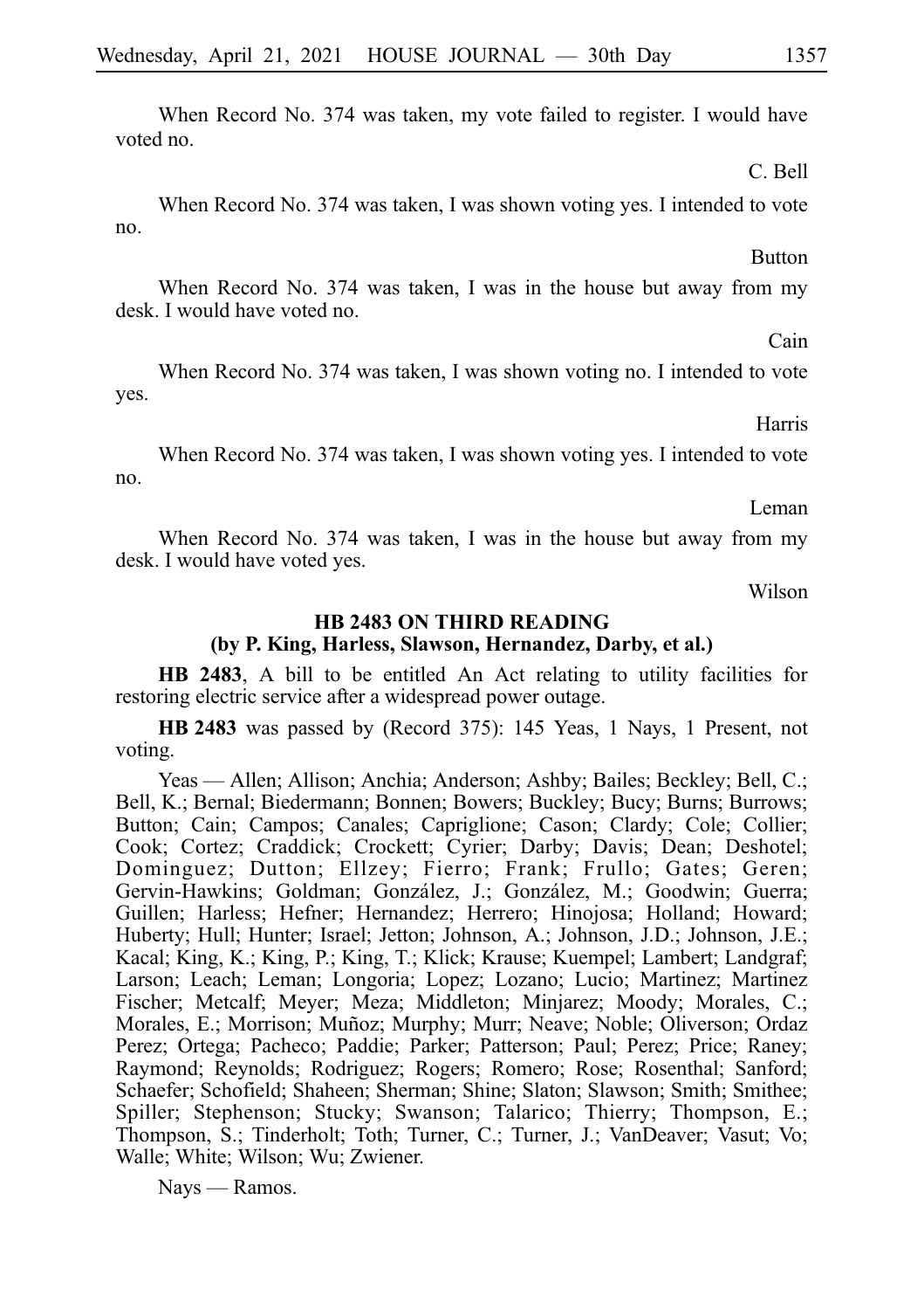When Record No. 374 was taken, my vote failed to register. I would have voted no.

C. Bell

When Record No. 374 was taken, I was shown voting yes. I intended to vote no.

Button

When Record No. 374 was taken, I was in the house but away from my desk. I would have voted no.

Cain

When Record No. 374 was taken, I was shown voting no. I intended to vote yes.

Harris

When Record No. 374 was taken, I was shown voting yes. I intended to vote no.

Leman

When Record No. 374 was taken, I was in the house but away from my desk. I would have voted yes.

Wilson

## HB 2483 ON THIRD READING
## (by P. King, Harless, Slawson, Hernandez, Darby, et al.)

**HB 2483**, A bill to be entitled An Act relating to utility facilities for restoring electric service after a widespread power outage.

**HB 2483** was passed by (Record 375): 145 Yeas, 1 Nays, 1 Present, not voting.

Yeas — Allen; Allison; Anchia; Anderson; Ashby; Bailes; Beckley; Bell, C.; Bell, K.; Bernal; Biedermann; Bonnen; Bowers; Buckley; Bucy; Burns; Burrows; Button; Cain; Campos; Canales; Capriglione; Cason; Clardy; Cole; Collier; Cook; Cortez; Craddick; Crockett; Cyrier; Darby; Davis; Dean; Deshotel; Dominguez; Dutton; Ellzey; Fierro; Frank; Frullo; Gates; Geren; Gervin-Hawkins; Goldman; González, J.; González, M.; Goodwin; Guerra; Guillen; Harless; Hefner; Hernandez; Herrero; Hinojosa; Holland; Howard; Huberty; Hull; Hunter; Israel; Jetton; Johnson, A.; Johnson, J.D.; Johnson, J.E.; Kacal; King, K.; King, P.; King, T.; Klick; Krause; Kuempel; Lambert; Landgraf; Larson; Leach; Leman; Longoria; Lopez; Lozano; Lucio; Martinez; Martinez Fischer; Metcalf; Meyer; Meza; Middleton; Minjarez; Moody; Morales, C.; Morales, E.; Morrison; Muñoz; Murphy; Murr; Neave; Noble; Oliverson; Ordaz Perez; Ortega; Pacheco; Paddie; Parker; Patterson; Paul; Perez; Price; Raney; Raymond; Reynolds; Rodriguez; Rogers; Romero; Rose; Rosenthal; Sanford; Schaefer; Schofield; Shaheen; Sherman; Shine; Slaton; Slawson; Smith; Smithee; Spiller; Stephenson; Stucky; Swanson; Talarico; Thierry; Thompson, E.; Thompson, S.; Tinderholt; Toth; Turner, C.; Turner, J.; VanDeaver; Vasut; Vo; Walle; White; Wilson; Wu; Zwiener.

Nays — Ramos.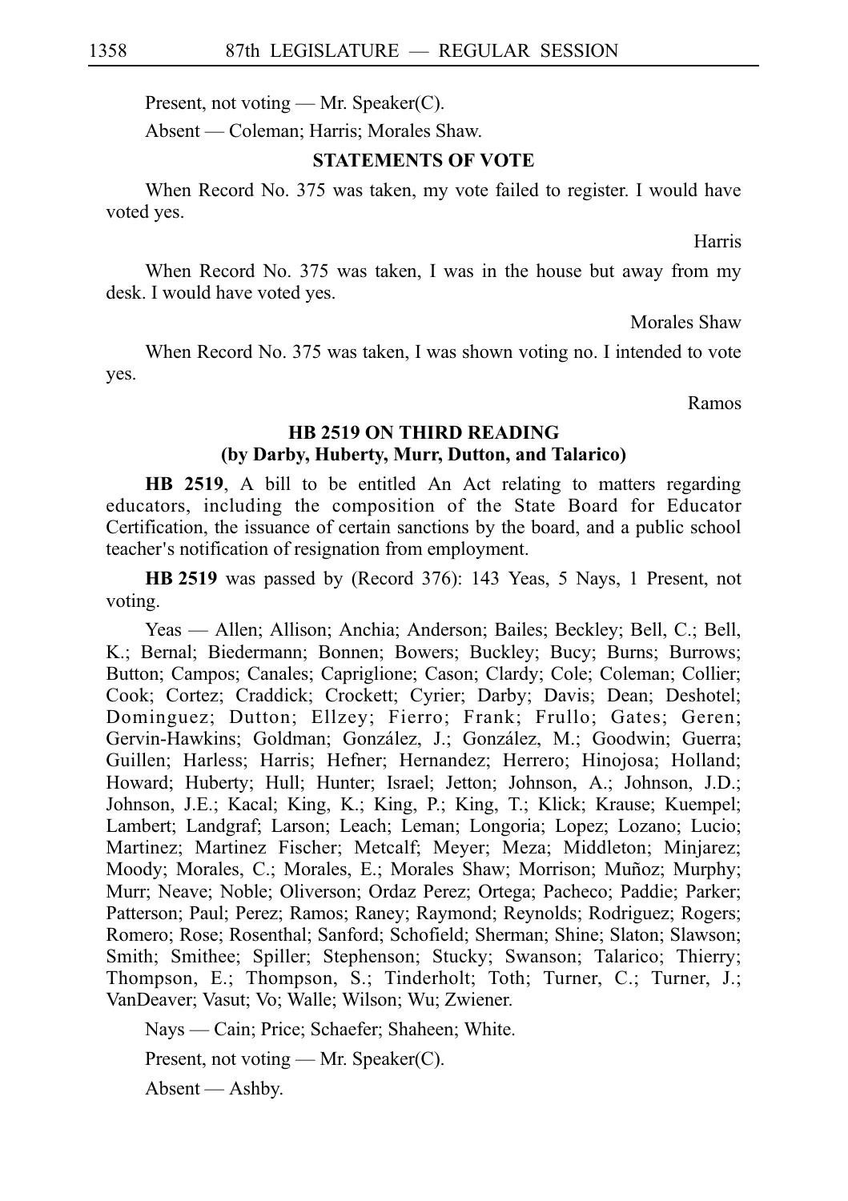Present, not voting — Mr. Speaker(C).

Absent — Coleman; Harris; Morales Shaw.

## STATEMENTS OF VOTE

When Record No. 375 was taken, my vote failed to register. I would have voted yes.

Harris

When Record No. 375 was taken, I was in the house but away from my desk. I would have voted yes.

Morales Shaw

When Record No. 375 was taken, I was shown voting no. I intended to vote yes.

Ramos

## HB 2519 ON THIRD READING
## (by Darby, Huberty, Murr, Dutton, and Talarico)

**HB 2519**, A bill to be entitled An Act relating to matters regarding educators, including the composition of the State Board for Educator Certification, the issuance of certain sanctions by the board, and a public school teacher's notification of resignation from employment.

**HB 2519** was passed by (Record 376): 143 Yeas, 5 Nays, 1 Present, not voting.

Yeas — Allen; Allison; Anchia; Anderson; Bailes; Beckley; Bell, C.; Bell, K.; Bernal; Biedermann; Bonnen; Bowers; Buckley; Bucy; Burns; Burrows; Button; Campos; Canales; Capriglione; Cason; Clardy; Cole; Coleman; Collier; Cook; Cortez; Craddick; Crockett; Cyrier; Darby; Davis; Dean; Deshotel; Dominguez; Dutton; Ellzey; Fierro; Frank; Frullo; Gates; Geren; Gervin-Hawkins; Goldman; González, J.; González, M.; Goodwin; Guerra; Guillen; Harless; Harris; Hefner; Hernandez; Herrero; Hinojosa; Holland; Howard; Huberty; Hull; Hunter; Israel; Jetton; Johnson, A.; Johnson, J.D.; Johnson, J.E.; Kacal; King, K.; King, P.; King, T.; Klick; Krause; Kuempel; Lambert; Landgraf; Larson; Leach; Leman; Longoria; Lopez; Lozano; Lucio; Martinez; Martinez Fischer; Metcalf; Meyer; Meza; Middleton; Minjarez; Moody; Morales, C.; Morales, E.; Morales Shaw; Morrison; Muñoz; Murphy; Murr; Neave; Noble; Oliverson; Ordaz Perez; Ortega; Pacheco; Paddie; Parker; Patterson; Paul; Perez; Ramos; Raney; Raymond; Reynolds; Rodriguez; Rogers; Romero; Rose; Rosenthal; Sanford; Schofield; Sherman; Shine; Slaton; Slawson; Smith; Smithee; Spiller; Stephenson; Stucky; Swanson; Talarico; Thierry; Thompson, E.; Thompson, S.; Tinderholt; Toth; Turner, C.; Turner, J.; VanDeaver; Vasut; Vo; Walle; Wilson; Wu; Zwiener.

Nays — Cain; Price; Schaefer; Shaheen; White.

Present, not voting — Mr. Speaker(C).

Absent — Ashby.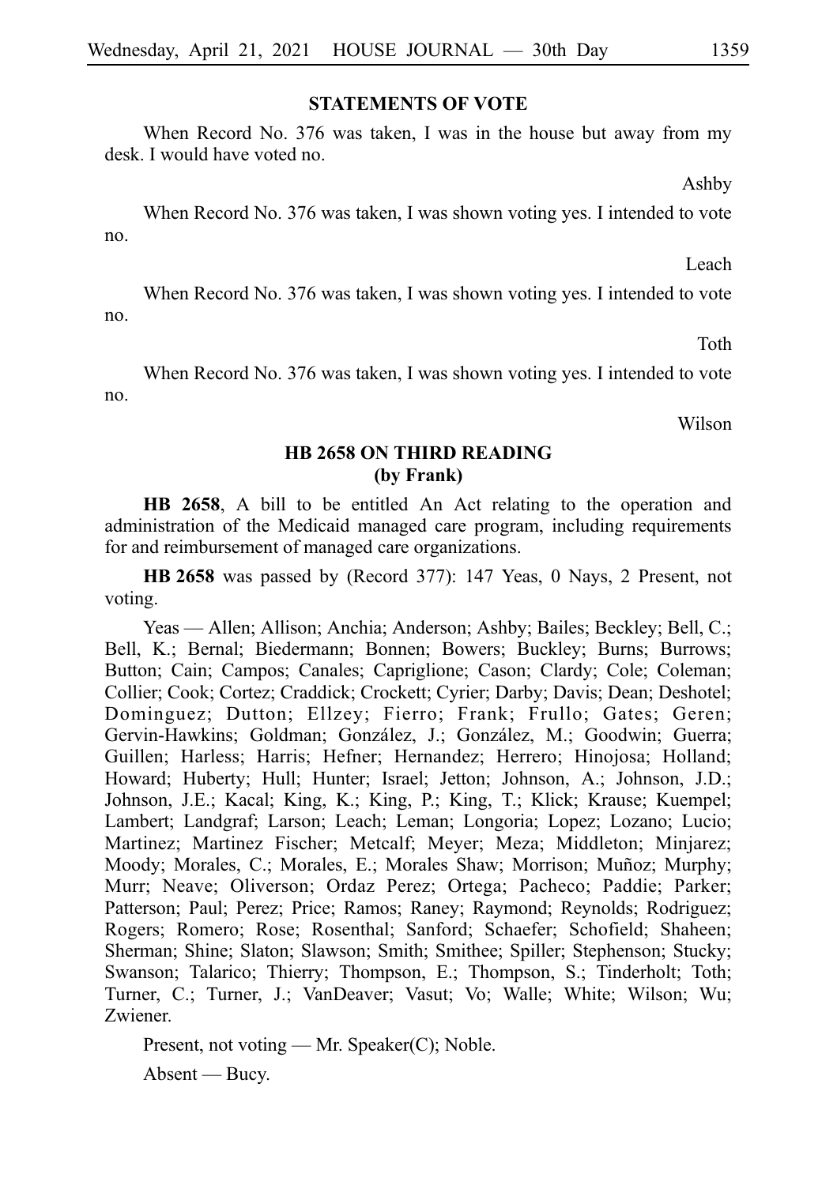## STATEMENTS OF VOTE

When Record No. 376 was taken, I was in the house but away from my desk. I would have voted no.

Ashby

When Record No. 376 was taken, I was shown voting yes. I intended to vote no.

Leach

When Record No. 376 was taken, I was shown voting yes. I intended to vote no.

Toth

When Record No. 376 was taken, I was shown voting yes. I intended to vote no.

Wilson

## HB 2658 ON THIRD READING
### (by Frank)

**HB 2658**, A bill to be entitled An Act relating to the operation and administration of the Medicaid managed care program, including requirements for and reimbursement of managed care organizations.

**HB 2658** was passed by (Record 377): 147 Yeas, 0 Nays, 2 Present, not voting.

Yeas — Allen; Allison; Anchia; Anderson; Ashby; Bailes; Beckley; Bell, C.; Bell, K.; Bernal; Biedermann; Bonnen; Bowers; Buckley; Burns; Burrows; Button; Cain; Campos; Canales; Capriglione; Cason; Clardy; Cole; Coleman; Collier; Cook; Cortez; Craddick; Crockett; Cyrier; Darby; Davis; Dean; Deshotel; Dominguez; Dutton; Ellzey; Fierro; Frank; Frullo; Gates; Geren; Gervin-Hawkins; Goldman; González, J.; González, M.; Goodwin; Guerra; Guillen; Harless; Harris; Hefner; Hernandez; Herrero; Hinojosa; Holland; Howard; Huberty; Hull; Hunter; Israel; Jetton; Johnson, A.; Johnson, J.D.; Johnson, J.E.; Kacal; King, K.; King, P.; King, T.; Klick; Krause; Kuempel; Lambert; Landgraf; Larson; Leach; Leman; Longoria; Lopez; Lozano; Lucio; Martinez; Martinez Fischer; Metcalf; Meyer; Meza; Middleton; Minjarez; Moody; Morales, C.; Morales, E.; Morales Shaw; Morrison; Muñoz; Murphy; Murr; Neave; Oliverson; Ordaz Perez; Ortega; Pacheco; Paddie; Parker; Patterson; Paul; Perez; Price; Ramos; Raney; Raymond; Reynolds; Rodriguez; Rogers; Romero; Rose; Rosenthal; Sanford; Schaefer; Schofield; Shaheen; Sherman; Shine; Slaton; Slawson; Smith; Smithee; Spiller; Stephenson; Stucky; Swanson; Talarico; Thierry; Thompson, E.; Thompson, S.; Tinderholt; Toth; Turner, C.; Turner, J.; VanDeaver; Vasut; Vo; Walle; White; Wilson; Wu; Zwiener.

Present, not voting — Mr. Speaker(C); Noble.

Absent — Bucy.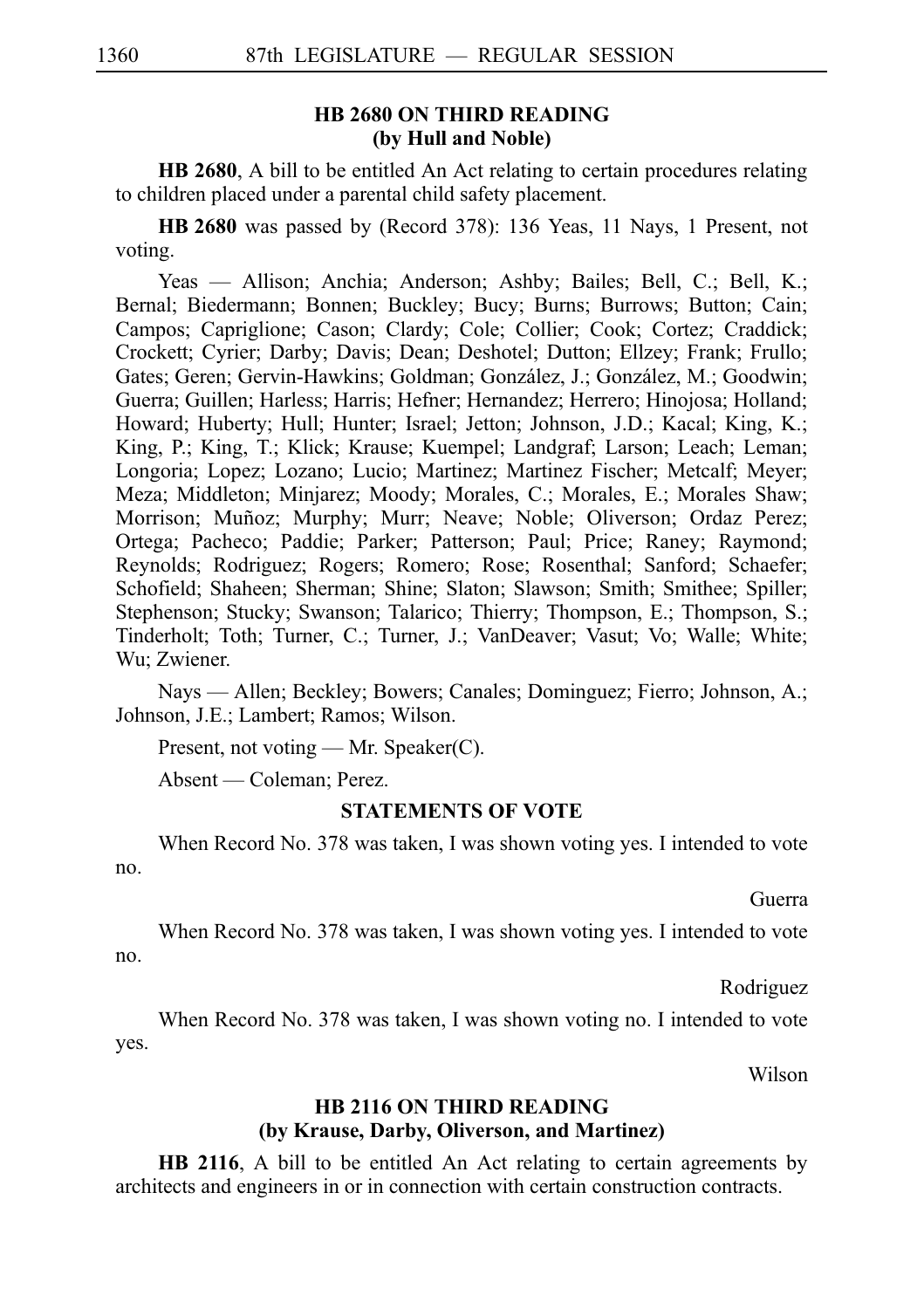## HB 2680 ON THIRD READING
## (by Hull and Noble)

**HB 2680**, A bill to be entitled An Act relating to certain procedures relating to children placed under a parental child safety placement.

**HB 2680** was passed by (Record 378): 136 Yeas, 11 Nays, 1 Present, not voting.

Yeas — Allison; Anchia; Anderson; Ashby; Bailes; Bell, C.; Bell, K.; Bernal; Biedermann; Bonnen; Buckley; Bucy; Burns; Burrows; Button; Cain; Campos; Capriglione; Cason; Clardy; Cole; Collier; Cook; Cortez; Craddick; Crockett; Cyrier; Darby; Davis; Dean; Deshotel; Dutton; Ellzey; Frank; Frullo; Gates; Geren; Gervin-Hawkins; Goldman; González, J.; González, M.; Goodwin; Guerra; Guillen; Harless; Harris; Hefner; Hernandez; Herrero; Hinojosa; Holland; Howard; Huberty; Hull; Hunter; Israel; Jetton; Johnson, J.D.; Kacal; King, K.; King, P.; King, T.; Klick; Krause; Kuempel; Landgraf; Larson; Leach; Leman; Longoria; Lopez; Lozano; Lucio; Martinez; Martinez Fischer; Metcalf; Meyer; Meza; Middleton; Minjarez; Moody; Morales, C.; Morales, E.; Morales Shaw; Morrison; Muñoz; Murphy; Murr; Neave; Noble; Oliverson; Ordaz Perez; Ortega; Pacheco; Paddie; Parker; Patterson; Paul; Price; Raney; Raymond; Reynolds; Rodriguez; Rogers; Romero; Rose; Rosenthal; Sanford; Schaefer; Schofield; Shaheen; Sherman; Shine; Slaton; Slawson; Smith; Smithee; Spiller; Stephenson; Stucky; Swanson; Talarico; Thierry; Thompson, E.; Thompson, S.; Tinderholt; Toth; Turner, C.; Turner, J.; VanDeaver; Vasut; Vo; Walle; White; Wu; Zwiener.

Nays — Allen; Beckley; Bowers; Canales; Dominguez; Fierro; Johnson, A.; Johnson, J.E.; Lambert; Ramos; Wilson.

Present, not voting — Mr. Speaker(C).

Absent — Coleman; Perez.

### STATEMENTS OF VOTE

When Record No. 378 was taken, I was shown voting yes. I intended to vote no.

Guerra

When Record No. 378 was taken, I was shown voting yes. I intended to vote no.

Rodriguez

When Record No. 378 was taken, I was shown voting no. I intended to vote yes.

Wilson

## HB 2116 ON THIRD READING
## (by Krause, Darby, Oliverson, and Martinez)

**HB 2116**, A bill to be entitled An Act relating to certain agreements by architects and engineers in or in connection with certain construction contracts.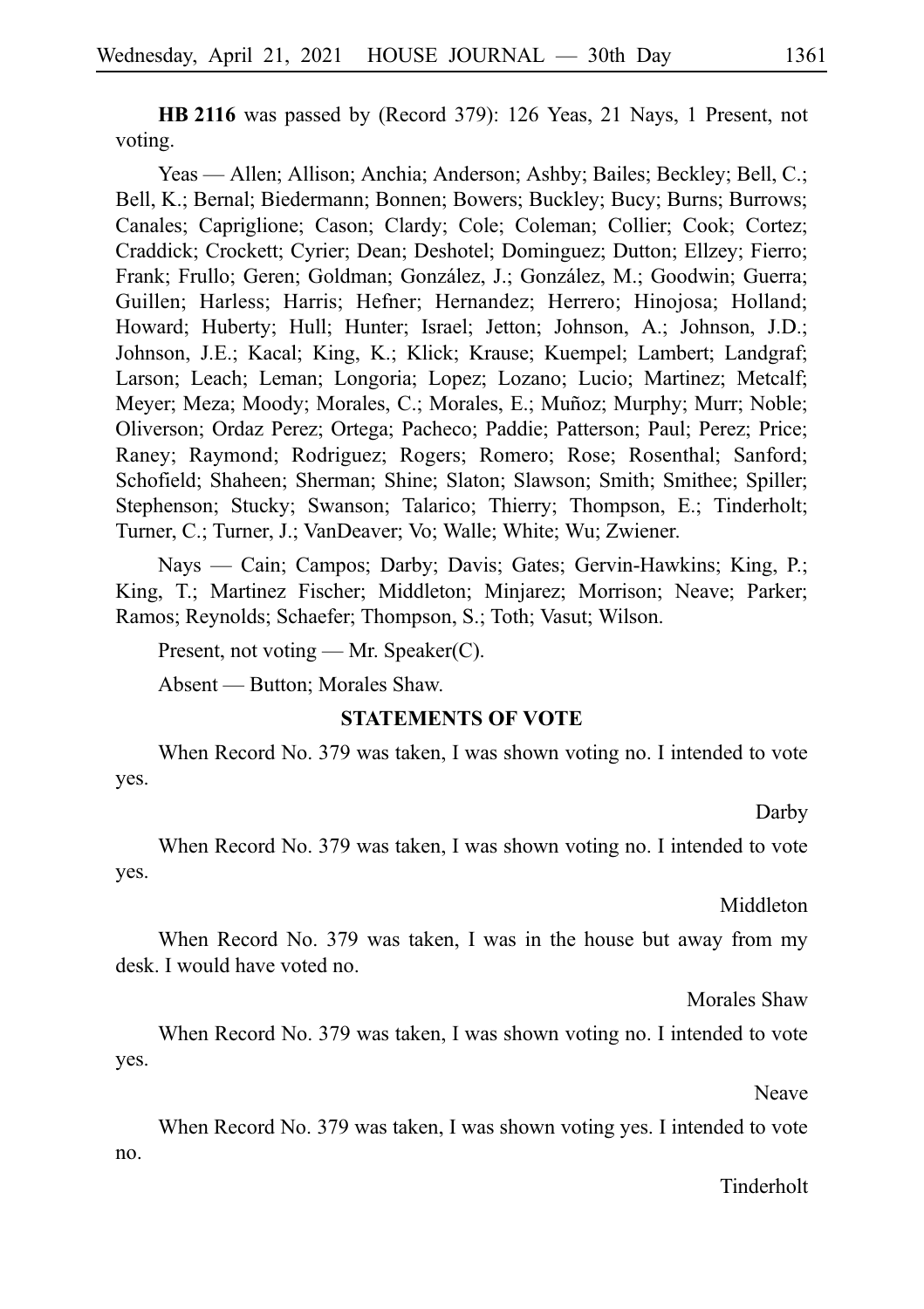**HB 2116** was passed by (Record 379): 126 Yeas, 21 Nays, 1 Present, not voting.

Yeas — Allen; Allison; Anchia; Anderson; Ashby; Bailes; Beckley; Bell, C.; Bell, K.; Bernal; Biedermann; Bonnen; Bowers; Buckley; Bucy; Burns; Burrows; Canales; Capriglione; Cason; Clardy; Cole; Coleman; Collier; Cook; Cortez; Craddick; Crockett; Cyrier; Dean; Deshotel; Dominguez; Dutton; Ellzey; Fierro; Frank; Frullo; Geren; Goldman; González, J.; González, M.; Goodwin; Guerra; Guillen; Harless; Harris; Hefner; Hernandez; Herrero; Hinojosa; Holland; Howard; Huberty; Hull; Hunter; Israel; Jetton; Johnson, A.; Johnson, J.D.; Johnson, J.E.; Kacal; King, K.; Klick; Krause; Kuempel; Lambert; Landgraf; Larson; Leach; Leman; Longoria; Lopez; Lozano; Lucio; Martinez; Metcalf; Meyer; Meza; Moody; Morales, C.; Morales, E.; Muñoz; Murphy; Murr; Noble; Oliverson; Ordaz Perez; Ortega; Pacheco; Paddie; Patterson; Paul; Perez; Price; Raney; Raymond; Rodriguez; Rogers; Romero; Rose; Rosenthal; Sanford; Schofield; Shaheen; Sherman; Shine; Slaton; Slawson; Smith; Smithee; Spiller; Stephenson; Stucky; Swanson; Talarico; Thierry; Thompson, E.; Tinderholt; Turner, C.; Turner, J.; VanDeaver; Vo; Walle; White; Wu; Zwiener.

Nays — Cain; Campos; Darby; Davis; Gates; Gervin-Hawkins; King, P.; King, T.; Martinez Fischer; Middleton; Minjarez; Morrison; Neave; Parker; Ramos; Reynolds; Schaefer; Thompson, S.; Toth; Vasut; Wilson.

Present, not voting — Mr. Speaker(C).

Absent — Button; Morales Shaw.

### STATEMENTS OF VOTE

When Record No. 379 was taken, I was shown voting no. I intended to vote yes.

Darby

When Record No. 379 was taken, I was shown voting no. I intended to vote yes.

Middleton

When Record No. 379 was taken, I was in the house but away from my desk. I would have voted no.

Morales Shaw

When Record No. 379 was taken, I was shown voting no. I intended to vote yes.

Neave

When Record No. 379 was taken, I was shown voting yes. I intended to vote no.

Tinderholt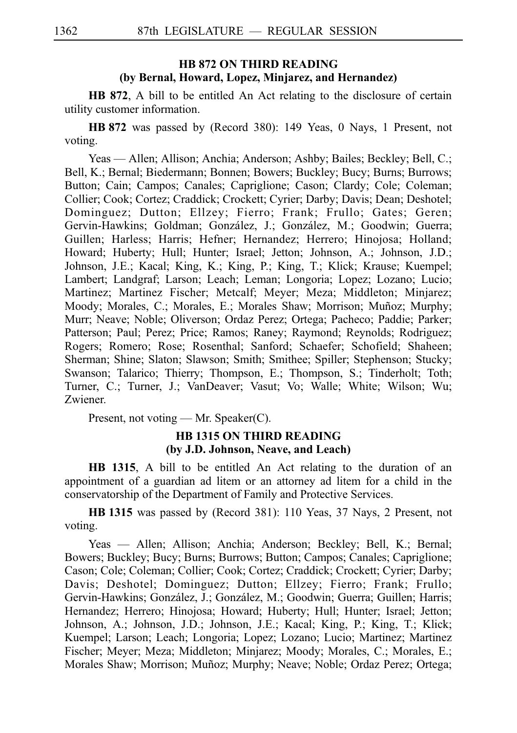### HB 872 ON THIRD READING
### (by Bernal, Howard, Lopez, Minjarez, and Hernandez)

**HB 872**, A bill to be entitled An Act relating to the disclosure of certain utility customer information.

**HB 872** was passed by (Record 380): 149 Yeas, 0 Nays, 1 Present, not voting.

Yeas — Allen; Allison; Anchia; Anderson; Ashby; Bailes; Beckley; Bell, C.; Bell, K.; Bernal; Biedermann; Bonnen; Bowers; Buckley; Bucy; Burns; Burrows; Button; Cain; Campos; Canales; Capriglione; Cason; Clardy; Cole; Coleman; Collier; Cook; Cortez; Craddick; Crockett; Cyrier; Darby; Davis; Dean; Deshotel; Dominguez; Dutton; Ellzey; Fierro; Frank; Frullo; Gates; Geren; Gervin-Hawkins; Goldman; González, J.; González, M.; Goodwin; Guerra; Guillen; Harless; Harris; Hefner; Hernandez; Herrero; Hinojosa; Holland; Howard; Huberty; Hull; Hunter; Israel; Jetton; Johnson, A.; Johnson, J.D.; Johnson, J.E.; Kacal; King, K.; King, P.; King, T.; Klick; Krause; Kuempel; Lambert; Landgraf; Larson; Leach; Leman; Longoria; Lopez; Lozano; Lucio; Martinez; Martinez Fischer; Metcalf; Meyer; Meza; Middleton; Minjarez; Moody; Morales, C.; Morales, E.; Morales Shaw; Morrison; Muñoz; Murphy; Murr; Neave; Noble; Oliverson; Ordaz Perez; Ortega; Pacheco; Paddie; Parker; Patterson; Paul; Perez; Price; Ramos; Raney; Raymond; Reynolds; Rodriguez; Rogers; Romero; Rose; Rosenthal; Sanford; Schaefer; Schofield; Shaheen; Sherman; Shine; Slaton; Slawson; Smith; Smithee; Spiller; Stephenson; Stucky; Swanson; Talarico; Thierry; Thompson, E.; Thompson, S.; Tinderholt; Toth; Turner, C.; Turner, J.; VanDeaver; Vasut; Vo; Walle; White; Wilson; Wu; Zwiener.

Present, not voting — Mr. Speaker(C).

### HB 1315 ON THIRD READING
### (by J.D. Johnson, Neave, and Leach)

**HB 1315**, A bill to be entitled An Act relating to the duration of an appointment of a guardian ad litem or an attorney ad litem for a child in the conservatorship of the Department of Family and Protective Services.

**HB 1315** was passed by (Record 381): 110 Yeas, 37 Nays, 2 Present, not voting.

Yeas — Allen; Allison; Anchia; Anderson; Beckley; Bell, K.; Bernal; Bowers; Buckley; Bucy; Burns; Burrows; Button; Campos; Canales; Capriglione; Cason; Cole; Coleman; Collier; Cook; Cortez; Craddick; Crockett; Cyrier; Darby; Davis; Deshotel; Dominguez; Dutton; Ellzey; Fierro; Frank; Frullo; Gervin-Hawkins; González, J.; González, M.; Goodwin; Guerra; Guillen; Harris; Hernandez; Herrero; Hinojosa; Howard; Huberty; Hull; Hunter; Israel; Jetton; Johnson, A.; Johnson, J.D.; Johnson, J.E.; Kacal; King, P.; King, T.; Klick; Kuempel; Larson; Leach; Longoria; Lopez; Lozano; Lucio; Martinez; Martinez Fischer; Meyer; Meza; Middleton; Minjarez; Moody; Morales, C.; Morales, E.; Morales Shaw; Morrison; Muñoz; Murphy; Neave; Noble; Ordaz Perez; Ortega;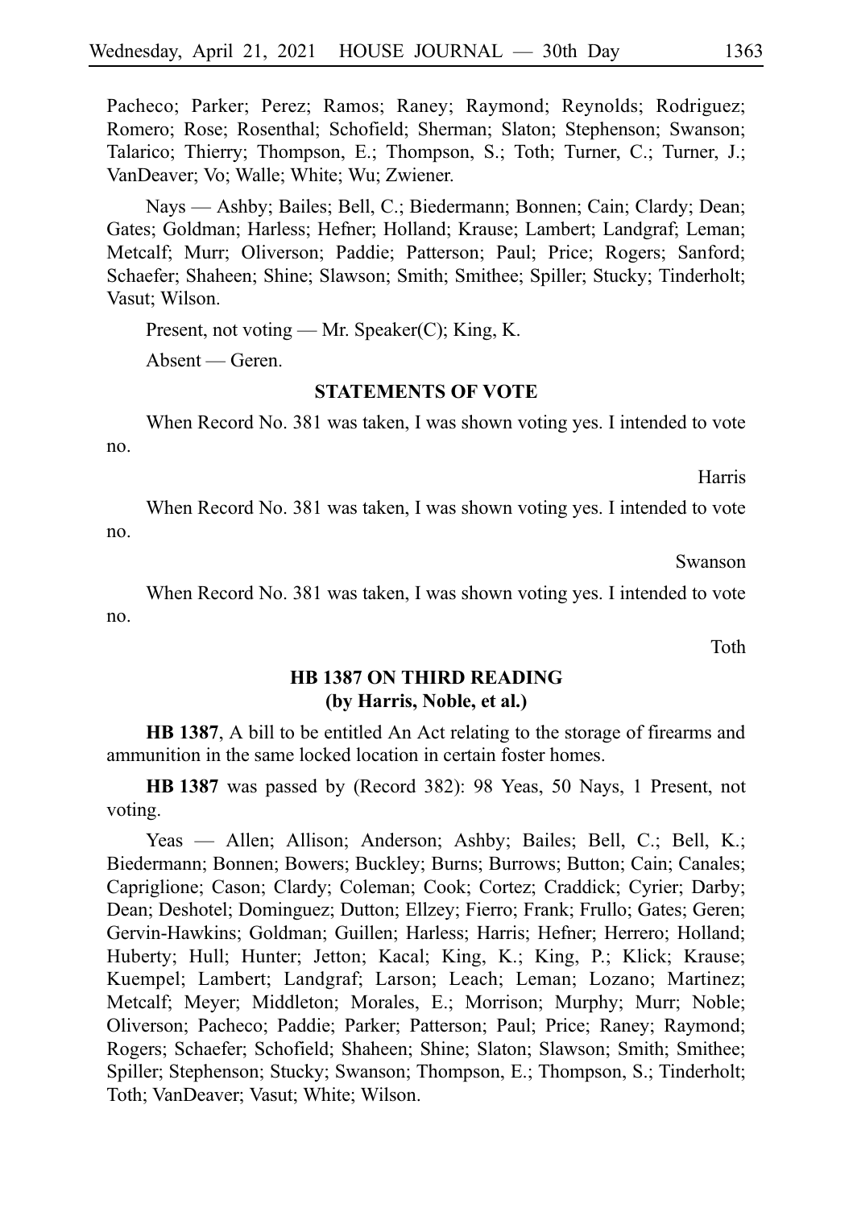Pacheco; Parker; Perez; Ramos; Raney; Raymond; Reynolds; Rodriguez; Romero; Rose; Rosenthal; Schofield; Sherman; Slaton; Stephenson; Swanson; Talarico; Thierry; Thompson, E.; Thompson, S.; Toth; Turner, C.; Turner, J.; VanDeaver; Vo; Walle; White; Wu; Zwiener.

Nays — Ashby; Bailes; Bell, C.; Biedermann; Bonnen; Cain; Clardy; Dean; Gates; Goldman; Harless; Hefner; Holland; Krause; Lambert; Landgraf; Leman; Metcalf; Murr; Oliverson; Paddie; Patterson; Paul; Price; Rogers; Sanford; Schaefer; Shaheen; Shine; Slawson; Smith; Smithee; Spiller; Stucky; Tinderholt; Vasut; Wilson.

Present, not voting — Mr. Speaker(C); King, K.

Absent — Geren.

## STATEMENTS OF VOTE

When Record No. 381 was taken, I was shown voting yes. I intended to vote no.

Harris

When Record No. 381 was taken, I was shown voting yes. I intended to vote no.

Swanson

When Record No. 381 was taken, I was shown voting yes. I intended to vote no.

Toth

## HB 1387 ON THIRD READING (by Harris, Noble, et al.)

**HB 1387**, A bill to be entitled An Act relating to the storage of firearms and ammunition in the same locked location in certain foster homes.

**HB 1387** was passed by (Record 382): 98 Yeas, 50 Nays, 1 Present, not voting.

Yeas — Allen; Allison; Anderson; Ashby; Bailes; Bell, C.; Bell, K.; Biedermann; Bonnen; Bowers; Buckley; Burns; Burrows; Button; Cain; Canales; Capriglione; Cason; Clardy; Coleman; Cook; Cortez; Craddick; Cyrier; Darby; Dean; Deshotel; Dominguez; Dutton; Ellzey; Fierro; Frank; Frullo; Gates; Geren; Gervin-Hawkins; Goldman; Guillen; Harless; Harris; Hefner; Herrero; Holland; Huberty; Hull; Hunter; Jetton; Kacal; King, K.; King, P.; Klick; Krause; Kuempel; Lambert; Landgraf; Larson; Leach; Leman; Lozano; Martinez; Metcalf; Meyer; Middleton; Morales, E.; Morrison; Murphy; Murr; Noble; Oliverson; Pacheco; Paddie; Parker; Patterson; Paul; Price; Raney; Raymond; Rogers; Schaefer; Schofield; Shaheen; Shine; Slaton; Slawson; Smith; Smithee; Spiller; Stephenson; Stucky; Swanson; Thompson, E.; Thompson, S.; Tinderholt; Toth; VanDeaver; Vasut; White; Wilson.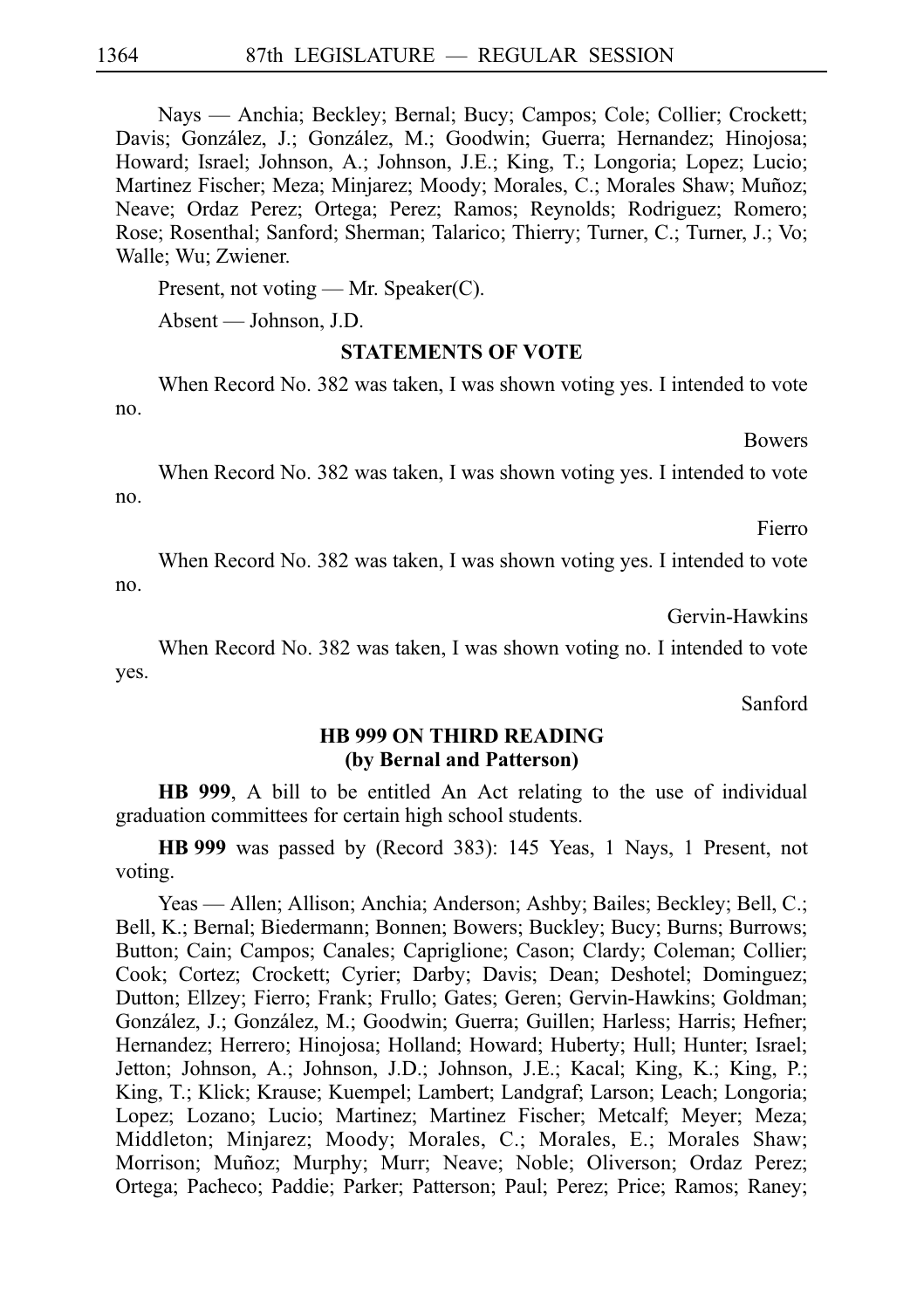Nays — Anchia; Beckley; Bernal; Bucy; Campos; Cole; Collier; Crockett; Davis; González, J.; González, M.; Goodwin; Guerra; Hernandez; Hinojosa; Howard; Israel; Johnson, A.; Johnson, J.E.; King, T.; Longoria; Lopez; Lucio; Martinez Fischer; Meza; Minjarez; Moody; Morales, C.; Morales Shaw; Muñoz; Neave; Ordaz Perez; Ortega; Perez; Ramos; Reynolds; Rodriguez; Romero; Rose; Rosenthal; Sanford; Sherman; Talarico; Thierry; Turner, C.; Turner, J.; Vo; Walle; Wu; Zwiener.

Present, not voting — Mr. Speaker(C).

Absent — Johnson, J.D.

**STATEMENTS OF VOTE**

When Record No. 382 was taken, I was shown voting yes. I intended to vote no.

Bowers

When Record No. 382 was taken, I was shown voting yes. I intended to vote no.

Fierro

When Record No. 382 was taken, I was shown voting yes. I intended to vote no.

Gervin-Hawkins

When Record No. 382 was taken, I was shown voting no. I intended to vote yes.

Sanford

**HB 999 ON THIRD READING (by Bernal and Patterson)**

**HB 999**, A bill to be entitled An Act relating to the use of individual graduation committees for certain high school students.

**HB 999** was passed by (Record 383): 145 Yeas, 1 Nays, 1 Present, not voting.

Yeas — Allen; Allison; Anchia; Anderson; Ashby; Bailes; Beckley; Bell, C.; Bell, K.; Bernal; Biedermann; Bonnen; Bowers; Buckley; Bucy; Burns; Burrows; Button; Cain; Campos; Canales; Capriglione; Cason; Clardy; Coleman; Collier; Cook; Cortez; Crockett; Cyrier; Darby; Davis; Dean; Deshotel; Dominguez; Dutton; Ellzey; Fierro; Frank; Frullo; Gates; Geren; Gervin-Hawkins; Goldman; González, J.; González, M.; Goodwin; Guerra; Guillen; Harless; Harris; Hefner; Hernandez; Herrero; Hinojosa; Holland; Howard; Huberty; Hull; Hunter; Israel; Jetton; Johnson, A.; Johnson, J.D.; Johnson, J.E.; Kacal; King, K.; King, P.; King, T.; Klick; Krause; Kuempel; Lambert; Landgraf; Larson; Leach; Longoria; Lopez; Lozano; Lucio; Martinez; Martinez Fischer; Metcalf; Meyer; Meza; Middleton; Minjarez; Moody; Morales, C.; Morales, E.; Morales Shaw; Morrison; Muñoz; Murphy; Murr; Neave; Noble; Oliverson; Ordaz Perez; Ortega; Pacheco; Paddie; Parker; Patterson; Paul; Perez; Price; Ramos; Raney;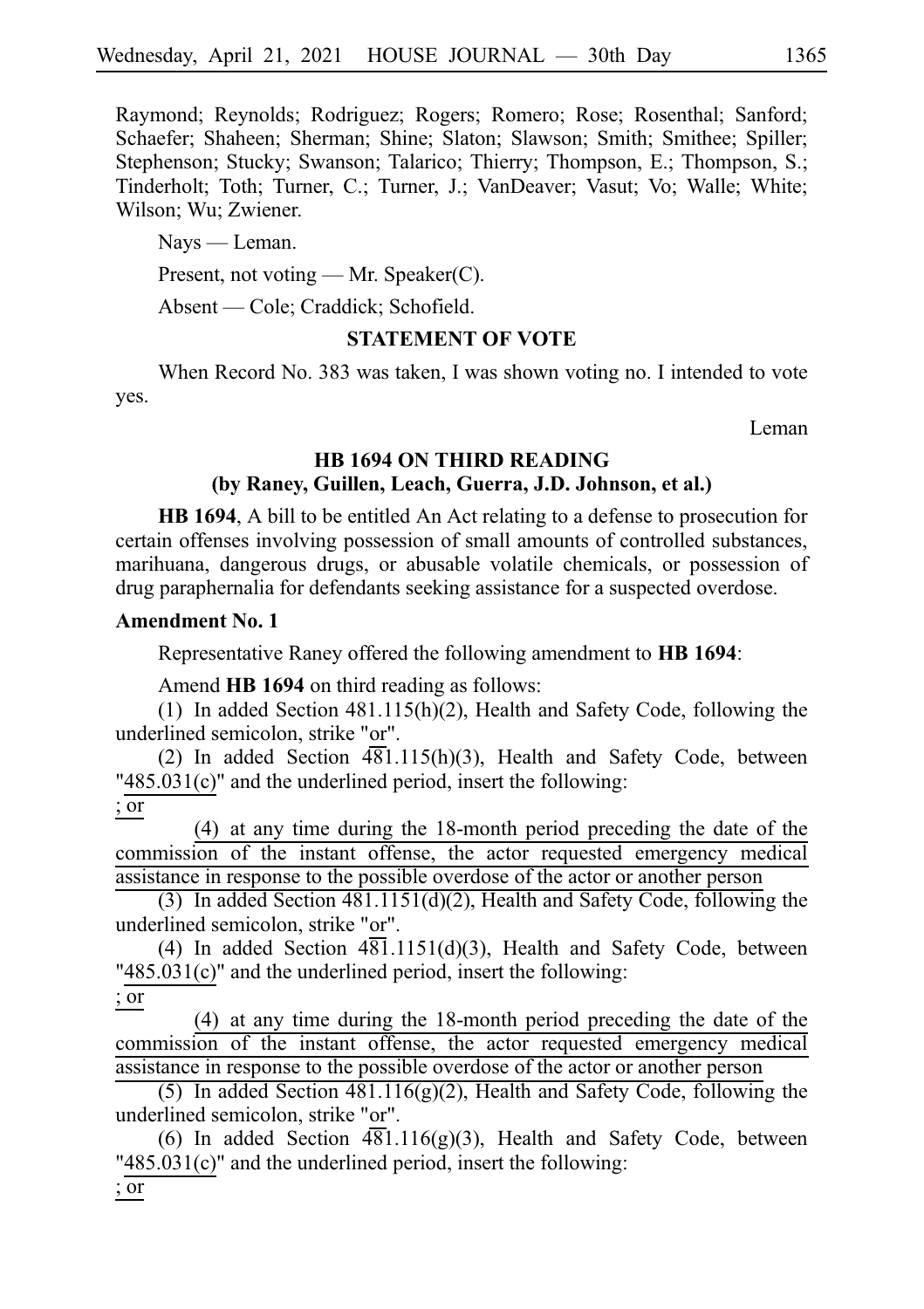Raymond; Reynolds; Rodriguez; Rogers; Romero; Rose; Rosenthal; Sanford; Schaefer; Shaheen; Sherman; Shine; Slaton; Slawson; Smith; Smithee; Spiller; Stephenson; Stucky; Swanson; Talarico; Thierry; Thompson, E.; Thompson, S.; Tinderholt; Toth; Turner, C.; Turner, J.; VanDeaver; Vasut; Vo; Walle; White; Wilson; Wu; Zwiener.

Nays — Leman.

Present, not voting — Mr. Speaker(C).

Absent — Cole; Craddick; Schofield.

### STATEMENT OF VOTE

When Record No. 383 was taken, I was shown voting no. I intended to vote yes.

Leman

### HB 1694 ON THIRD READING
### (by Raney, Guillen, Leach, Guerra, J.D. Johnson, et al.)

**HB 1694**, A bill to be entitled An Act relating to a defense to prosecution for certain offenses involving possession of small amounts of controlled substances, marihuana, dangerous drugs, or abusable volatile chemicals, or possession of drug paraphernalia for defendants seeking assistance for a suspected overdose.

**Amendment No. 1**

Representative Raney offered the following amendment to **HB 1694**:

Amend **HB 1694** on third reading as follows:

(1) In added Section 481.115(h)(2), Health and Safety Code, following the underlined semicolon, strike "or".

(2) In added Section 481.115(h)(3), Health and Safety Code, between "485.031(c)" and the underlined period, insert the following:

; or

(4) at any time during the 18-month period preceding the date of the commission of the instant offense, the actor requested emergency medical assistance in response to the possible overdose of the actor or another person

(3) In added Section 481.1151(d)(2), Health and Safety Code, following the underlined semicolon, strike "or".

(4) In added Section 481.1151(d)(3), Health and Safety Code, between "485.031(c)" and the underlined period, insert the following:

; or

(4) at any time during the 18-month period preceding the date of the commission of the instant offense, the actor requested emergency medical assistance in response to the possible overdose of the actor or another person

(5) In added Section 481.116(g)(2), Health and Safety Code, following the underlined semicolon, strike "or".

(6) In added Section 481.116(g)(3), Health and Safety Code, between "485.031(c)" and the underlined period, insert the following:

; or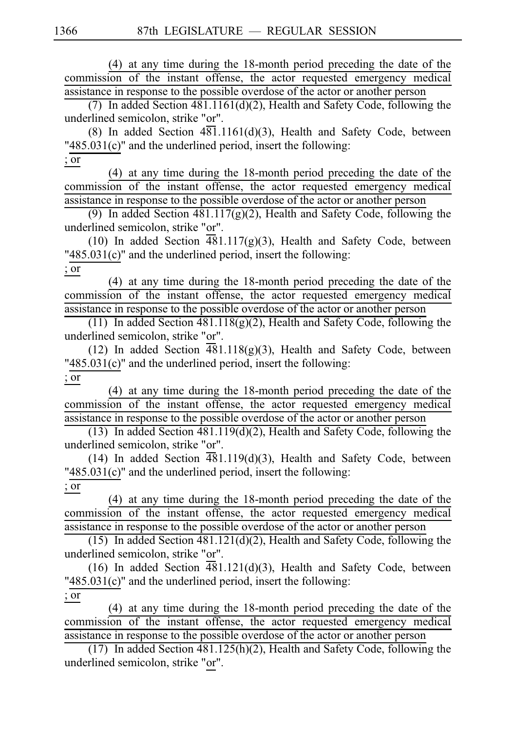(4) at any time during the 18-month period preceding the date of the commission of the instant offense, the actor requested emergency medical assistance in response to the possible overdose of the actor or another person

(7) In added Section 481.1161(d)(2), Health and Safety Code, following the underlined semicolon, strike "or".

(8) In added Section 481.1161(d)(3), Health and Safety Code, between "485.031(c)" and the underlined period, insert the following:

; or

(4) at any time during the 18-month period preceding the date of the commission of the instant offense, the actor requested emergency medical assistance in response to the possible overdose of the actor or another person

(9) In added Section 481.117(g)(2), Health and Safety Code, following the underlined semicolon, strike "or".

(10) In added Section 481.117(g)(3), Health and Safety Code, between "485.031(c)" and the underlined period, insert the following:

; or

(4) at any time during the 18-month period preceding the date of the commission of the instant offense, the actor requested emergency medical assistance in response to the possible overdose of the actor or another person

(11) In added Section 481.118(g)(2), Health and Safety Code, following the underlined semicolon, strike "or".

(12) In added Section 481.118(g)(3), Health and Safety Code, between "485.031(c)" and the underlined period, insert the following:

; or

(4) at any time during the 18-month period preceding the date of the commission of the instant offense, the actor requested emergency medical assistance in response to the possible overdose of the actor or another person

(13) In added Section 481.119(d)(2), Health and Safety Code, following the underlined semicolon, strike "or".

(14) In added Section 481.119(d)(3), Health and Safety Code, between "485.031(c)" and the underlined period, insert the following:

; or

(4) at any time during the 18-month period preceding the date of the commission of the instant offense, the actor requested emergency medical assistance in response to the possible overdose of the actor or another person

(15) In added Section 481.121(d)(2), Health and Safety Code, following the underlined semicolon, strike "or".

(16) In added Section 481.121(d)(3), Health and Safety Code, between "485.031(c)" and the underlined period, insert the following:

; or

(4) at any time during the 18-month period preceding the date of the commission of the instant offense, the actor requested emergency medical assistance in response to the possible overdose of the actor or another person

(17) In added Section 481.125(h)(2), Health and Safety Code, following the underlined semicolon, strike "or".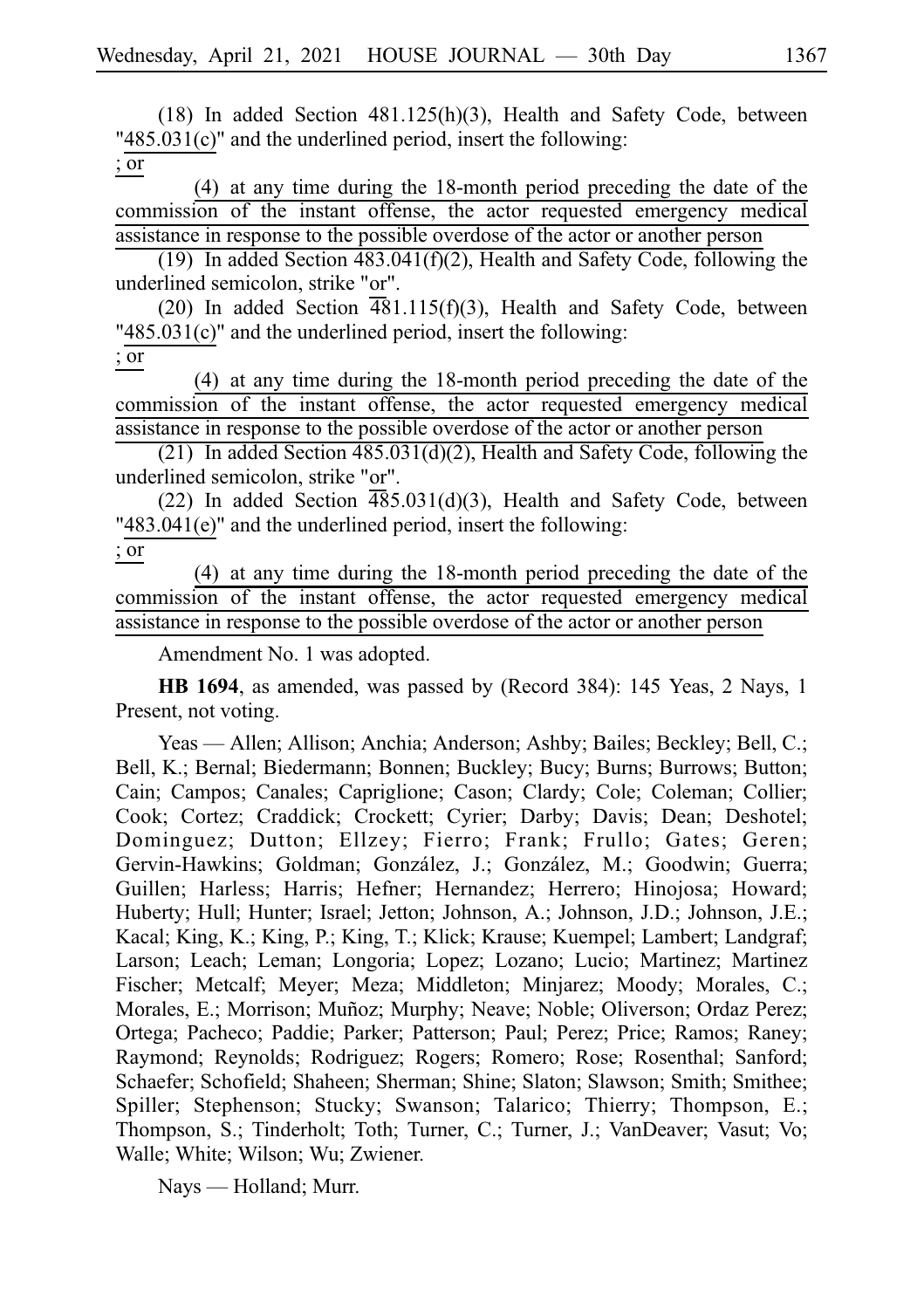(18) In added Section 481.125(h)(3), Health and Safety Code, between "485.031(c)" and the underlined period, insert the following:

; or

(4) at any time during the 18-month period preceding the date of the commission of the instant offense, the actor requested emergency medical assistance in response to the possible overdose of the actor or another person

(19) In added Section 483.041(f)(2), Health and Safety Code, following the underlined semicolon, strike "or".

(20) In added Section 481.115(f)(3), Health and Safety Code, between "485.031(c)" and the underlined period, insert the following:

; or

(4) at any time during the 18-month period preceding the date of the commission of the instant offense, the actor requested emergency medical assistance in response to the possible overdose of the actor or another person

(21) In added Section 485.031(d)(2), Health and Safety Code, following the underlined semicolon, strike "or".

(22) In added Section 485.031(d)(3), Health and Safety Code, between "483.041(e)" and the underlined period, insert the following:

; or

(4) at any time during the 18-month period preceding the date of the commission of the instant offense, the actor requested emergency medical assistance in response to the possible overdose of the actor or another person

Amendment No. 1 was adopted.

**HB 1694**, as amended, was passed by (Record 384): 145 Yeas, 2 Nays, 1 Present, not voting.

Yeas — Allen; Allison; Anchia; Anderson; Ashby; Bailes; Beckley; Bell, C.; Bell, K.; Bernal; Biedermann; Bonnen; Buckley; Bucy; Burns; Burrows; Button; Cain; Campos; Canales; Capriglione; Cason; Clardy; Cole; Coleman; Collier; Cook; Cortez; Craddick; Crockett; Cyrier; Darby; Davis; Dean; Deshotel; Dominguez; Dutton; Ellzey; Fierro; Frank; Frullo; Gates; Geren; Gervin-Hawkins; Goldman; González, J.; González, M.; Goodwin; Guerra; Guillen; Harless; Harris; Hefner; Hernandez; Herrero; Hinojosa; Howard; Huberty; Hull; Hunter; Israel; Jetton; Johnson, A.; Johnson, J.D.; Johnson, J.E.; Kacal; King, K.; King, P.; King, T.; Klick; Krause; Kuempel; Lambert; Landgraf; Larson; Leach; Leman; Longoria; Lopez; Lozano; Lucio; Martinez; Martinez Fischer; Metcalf; Meyer; Meza; Middleton; Minjarez; Moody; Morales, C.; Morales, E.; Morrison; Muñoz; Murphy; Neave; Noble; Oliverson; Ordaz Perez; Ortega; Pacheco; Paddie; Parker; Patterson; Paul; Perez; Price; Ramos; Raney; Raymond; Reynolds; Rodriguez; Rogers; Romero; Rose; Rosenthal; Sanford; Schaefer; Schofield; Shaheen; Sherman; Shine; Slaton; Slawson; Smith; Smithee; Spiller; Stephenson; Stucky; Swanson; Talarico; Thierry; Thompson, E.; Thompson, S.; Tinderholt; Toth; Turner, C.; Turner, J.; VanDeaver; Vasut; Vo; Walle; White; Wilson; Wu; Zwiener.

Nays — Holland; Murr.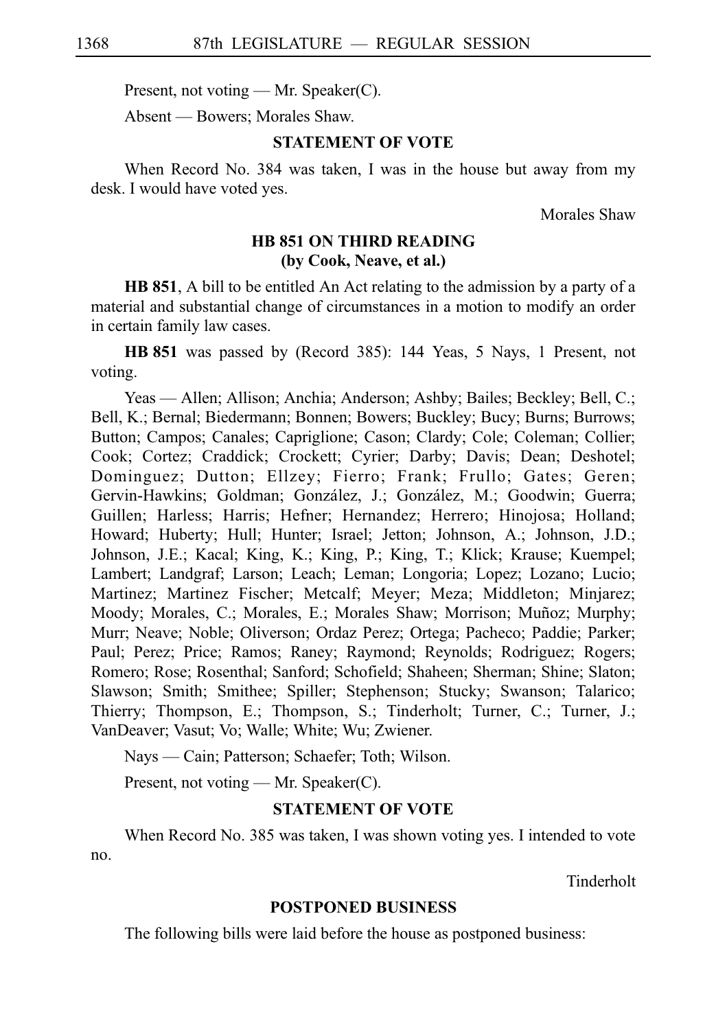Present, not voting — Mr. Speaker(C).

Absent — Bowers; Morales Shaw.

### STATEMENT OF VOTE

When Record No. 384 was taken, I was in the house but away from my desk. I would have voted yes.

Morales Shaw

### HB 851 ON THIRD READING
### (by Cook, Neave, et al.)

**HB 851**, A bill to be entitled An Act relating to the admission by a party of a material and substantial change of circumstances in a motion to modify an order in certain family law cases.

**HB 851** was passed by (Record 385): 144 Yeas, 5 Nays, 1 Present, not voting.

Yeas — Allen; Allison; Anchia; Anderson; Ashby; Bailes; Beckley; Bell, C.; Bell, K.; Bernal; Biedermann; Bonnen; Bowers; Buckley; Bucy; Burns; Burrows; Button; Campos; Canales; Capriglione; Cason; Clardy; Cole; Coleman; Collier; Cook; Cortez; Craddick; Crockett; Cyrier; Darby; Davis; Dean; Deshotel; Dominguez; Dutton; Ellzey; Fierro; Frank; Frullo; Gates; Geren; Gervin-Hawkins; Goldman; González, J.; González, M.; Goodwin; Guerra; Guillen; Harless; Harris; Hefner; Hernandez; Herrero; Hinojosa; Holland; Howard; Huberty; Hull; Hunter; Israel; Jetton; Johnson, A.; Johnson, J.D.; Johnson, J.E.; Kacal; King, K.; King, P.; King, T.; Klick; Krause; Kuempel; Lambert; Landgraf; Larson; Leach; Leman; Longoria; Lopez; Lozano; Lucio; Martinez; Martinez Fischer; Metcalf; Meyer; Meza; Middleton; Minjarez; Moody; Morales, C.; Morales, E.; Morales Shaw; Morrison; Muñoz; Murphy; Murr; Neave; Noble; Oliverson; Ordaz Perez; Ortega; Pacheco; Paddie; Parker; Paul; Perez; Price; Ramos; Raney; Raymond; Reynolds; Rodriguez; Rogers; Romero; Rose; Rosenthal; Sanford; Schofield; Shaheen; Sherman; Shine; Slaton; Slawson; Smith; Smithee; Spiller; Stephenson; Stucky; Swanson; Talarico; Thierry; Thompson, E.; Thompson, S.; Tinderholt; Turner, C.; Turner, J.; VanDeaver; Vasut; Vo; Walle; White; Wu; Zwiener.

Nays — Cain; Patterson; Schaefer; Toth; Wilson.

Present, not voting — Mr. Speaker(C).

### STATEMENT OF VOTE

When Record No. 385 was taken, I was shown voting yes. I intended to vote no.

Tinderholt

### POSTPONED BUSINESS

The following bills were laid before the house as postponed business: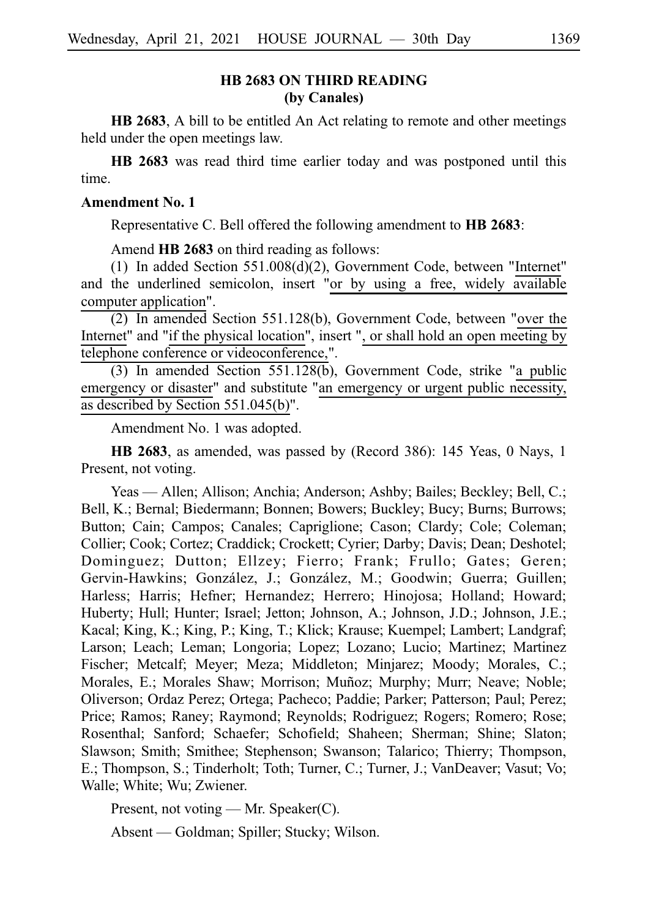## HB 2683 ON THIRD READING
## (by Canales)

**HB 2683**, A bill to be entitled An Act relating to remote and other meetings held under the open meetings law.

**HB 2683** was read third time earlier today and was postponed until this time.

**Amendment No. 1**

Representative C. Bell offered the following amendment to **HB 2683**:

Amend **HB 2683** on third reading as follows:

(1) In added Section 551.008(d)(2), Government Code, between "Internet" and the underlined semicolon, insert "or by using a free, widely available computer application".

(2) In amended Section 551.128(b), Government Code, between "over the Internet" and "if the physical location", insert ", or shall hold an open meeting by telephone conference or videoconference,".

(3) In amended Section 551.128(b), Government Code, strike "a public emergency or disaster" and substitute "an emergency or urgent public necessity, as described by Section 551.045(b)".

Amendment No. 1 was adopted.

**HB 2683**, as amended, was passed by (Record 386): 145 Yeas, 0 Nays, 1 Present, not voting.

Yeas — Allen; Allison; Anchia; Anderson; Ashby; Bailes; Beckley; Bell, C.; Bell, K.; Bernal; Biedermann; Bonnen; Bowers; Buckley; Bucy; Burns; Burrows; Button; Cain; Campos; Canales; Capriglione; Cason; Clardy; Cole; Coleman; Collier; Cook; Cortez; Craddick; Crockett; Cyrier; Darby; Davis; Dean; Deshotel; Dominguez; Dutton; Ellzey; Fierro; Frank; Frullo; Gates; Geren; Gervin-Hawkins; González, J.; González, M.; Goodwin; Guerra; Guillen; Harless; Harris; Hefner; Hernandez; Herrero; Hinojosa; Holland; Howard; Huberty; Hull; Hunter; Israel; Jetton; Johnson, A.; Johnson, J.D.; Johnson, J.E.; Kacal; King, K.; King, P.; King, T.; Klick; Krause; Kuempel; Lambert; Landgraf; Larson; Leach; Leman; Longoria; Lopez; Lozano; Lucio; Martinez; Martinez Fischer; Metcalf; Meyer; Meza; Middleton; Minjarez; Moody; Morales, C.; Morales, E.; Morales Shaw; Morrison; Muñoz; Murphy; Murr; Neave; Noble; Oliverson; Ordaz Perez; Ortega; Pacheco; Paddie; Parker; Patterson; Paul; Perez; Price; Ramos; Raney; Raymond; Reynolds; Rodriguez; Rogers; Romero; Rose; Rosenthal; Sanford; Schaefer; Schofield; Shaheen; Sherman; Shine; Slaton; Slawson; Smith; Smithee; Stephenson; Swanson; Talarico; Thierry; Thompson, E.; Thompson, S.; Tinderholt; Toth; Turner, C.; Turner, J.; VanDeaver; Vasut; Vo; Walle; White; Wu; Zwiener.

Present, not voting — Mr. Speaker(C).

Absent — Goldman; Spiller; Stucky; Wilson.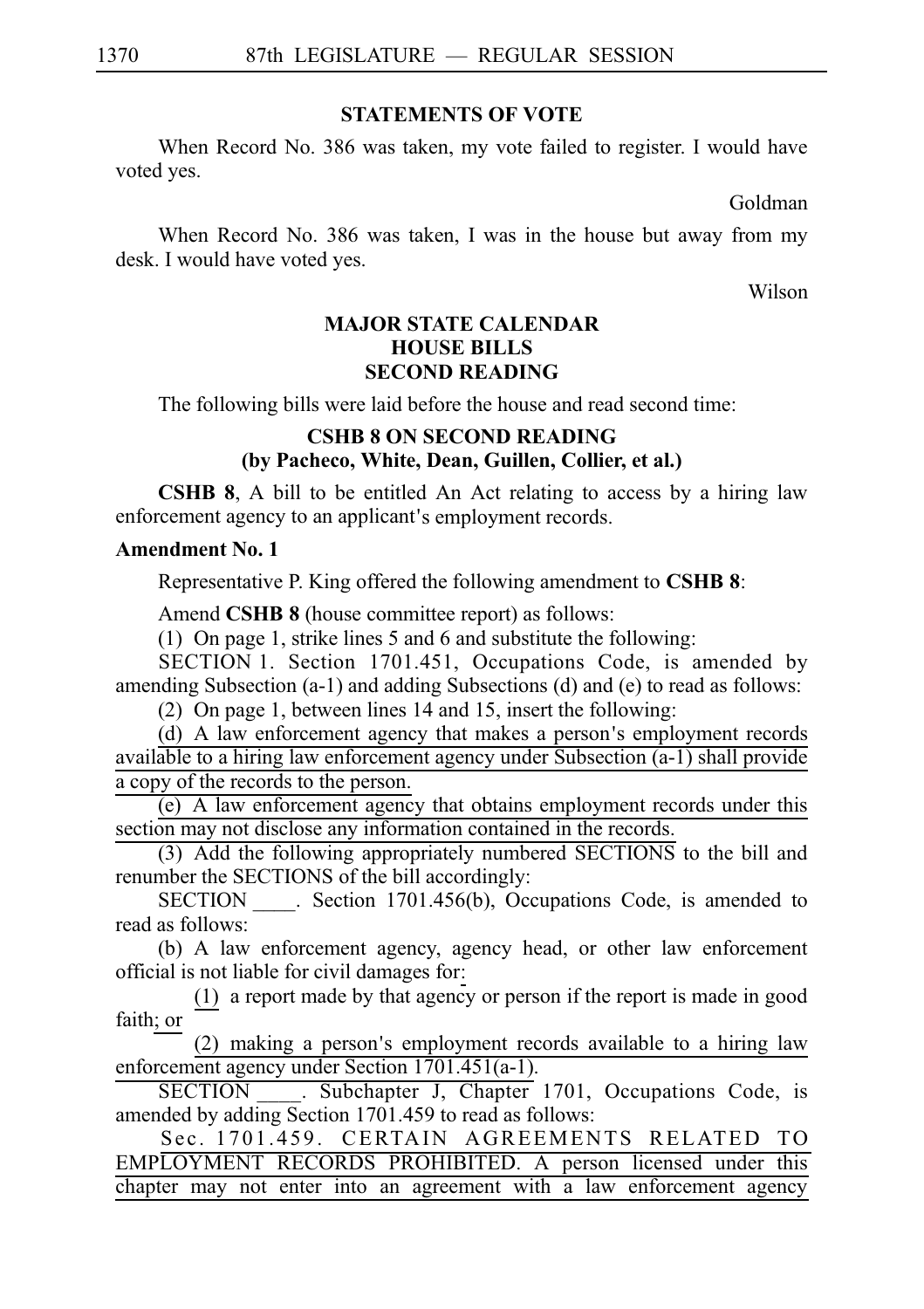## STATEMENTS OF VOTE

When Record No. 386 was taken, my vote failed to register. I would have voted yes.

Goldman

When Record No. 386 was taken, I was in the house but away from my desk. I would have voted yes.

Wilson

## MAJOR STATE CALENDAR
## HOUSE BILLS
## SECOND READING

The following bills were laid before the house and read second time:

### CSHB 8 ON SECOND READING
### (by Pacheco, White, Dean, Guillen, Collier, et al.)

**CSHB 8**, A bill to be entitled An Act relating to access by a hiring law enforcement agency to an applicant's employment records.

**Amendment No. 1**

Representative P. King offered the following amendment to **CSHB 8**:

Amend **CSHB 8** (house committee report) as follows:

(1) On page 1, strike lines 5 and 6 and substitute the following:

SECTION 1. Section 1701.451, Occupations Code, is amended by amending Subsection (a-1) and adding Subsections (d) and (e) to read as follows:

(2) On page 1, between lines 14 and 15, insert the following:

(d) A law enforcement agency that makes a person's employment records available to a hiring law enforcement agency under Subsection (a-1) shall provide a copy of the records to the person.

(e) A law enforcement agency that obtains employment records under this section may not disclose any information contained in the records.

(3) Add the following appropriately numbered SECTIONS to the bill and renumber the SECTIONS of the bill accordingly:

SECTION ____. Section 1701.456(b), Occupations Code, is amended to read as follows:

(b) A law enforcement agency, agency head, or other law enforcement official is not liable for civil damages for:

(1) a report made by that agency or person if the report is made in good faith; or

(2) making a person's employment records available to a hiring law enforcement agency under Section 1701.451(a-1).

SECTION ____. Subchapter J, Chapter 1701, Occupations Code, is amended by adding Section 1701.459 to read as follows:

Sec. 1701.459. CERTAIN AGREEMENTS RELATED TO EMPLOYMENT RECORDS PROHIBITED. A person licensed under this chapter may not enter into an agreement with a law enforcement agency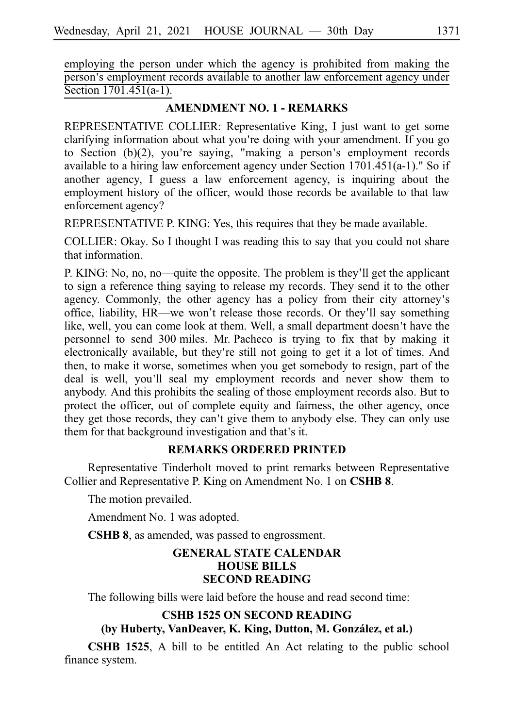employing the person under which the agency is prohibited from making the person's employment records available to another law enforcement agency under Section 1701.451(a-1).

### AMENDMENT NO. 1 - REMARKS

REPRESENTATIVE COLLIER: Representative King, I just want to get some clarifying information about what you're doing with your amendment. If you go to Section (b)(2), you're saying, "making a person's employment records available to a hiring law enforcement agency under Section 1701.451(a-1)." So if another agency, I guess a law enforcement agency, is inquiring about the employment history of the officer, would those records be available to that law enforcement agency?

REPRESENTATIVE P. KING: Yes, this requires that they be made available.

COLLIER: Okay. So I thought I was reading this to say that you could not share that information.

P. KING: No, no, no—quite the opposite. The problem is they'll get the applicant to sign a reference thing saying to release my records. They send it to the other agency. Commonly, the other agency has a policy from their city attorney's office, liability, HR—we won't release those records. Or they'll say something like, well, you can come look at them. Well, a small department doesn't have the personnel to send 300 miles. Mr. Pacheco is trying to fix that by making it electronically available, but they're still not going to get it a lot of times. And then, to make it worse, sometimes when you get somebody to resign, part of the deal is well, you'll seal my employment records and never show them to anybody. And this prohibits the sealing of those employment records also. But to protect the officer, out of complete equity and fairness, the other agency, once they get those records, they can't give them to anybody else. They can only use them for that background investigation and that's it.

### REMARKS ORDERED PRINTED

Representative Tinderholt moved to print remarks between Representative Collier and Representative P. King on Amendment No. 1 on **CSHB 8**.

The motion prevailed.

Amendment No. 1 was adopted.

**CSHB 8**, as amended, was passed to engrossment.

### GENERAL STATE CALENDAR
### HOUSE BILLS
### SECOND READING

The following bills were laid before the house and read second time:

### CSHB 1525 ON SECOND READING
### (by Huberty, VanDeaver, K. King, Dutton, M. González, et al.)

**CSHB 1525**, A bill to be entitled An Act relating to the public school finance system.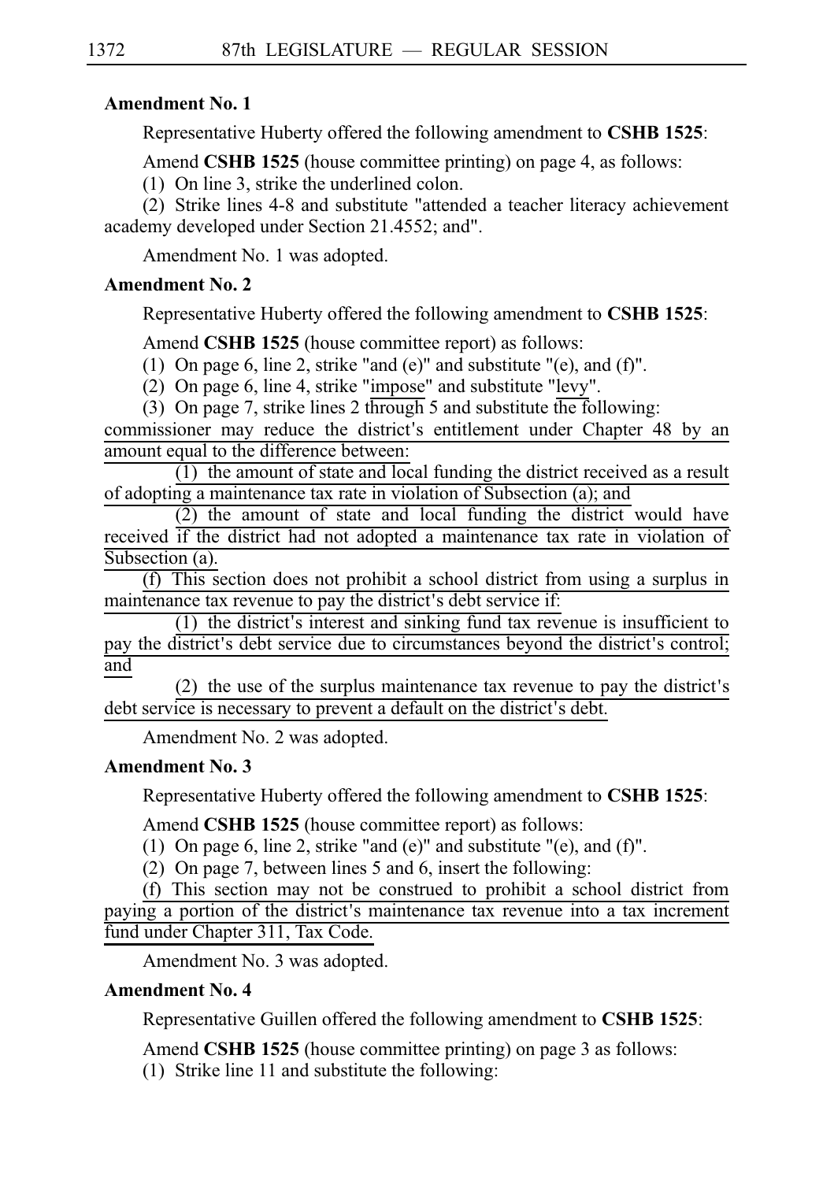**Amendment No. 1**

Representative Huberty offered the following amendment to **CSHB 1525**:

Amend **CSHB 1525** (house committee printing) on page 4, as follows:

(1) On line 3, strike the underlined colon.

(2) Strike lines 4-8 and substitute "attended a teacher literacy achievement academy developed under Section 21.4552; and".

Amendment No. 1 was adopted.

**Amendment No. 2**

Representative Huberty offered the following amendment to **CSHB 1525**:

Amend **CSHB 1525** (house committee report) as follows:

(1) On page 6, line 2, strike "and (e)" and substitute "(e), and (f)".

(2) On page 6, line 4, strike "impose" and substitute "levy".

(3) On page 7, strike lines 2 through 5 and substitute the following:

commissioner may reduce the district's entitlement under Chapter 48 by an amount equal to the difference between:

(1) the amount of state and local funding the district received as a result of adopting a maintenance tax rate in violation of Subsection (a); and

(2) the amount of state and local funding the district would have received if the district had not adopted a maintenance tax rate in violation of Subsection (a).

(f) This section does not prohibit a school district from using a surplus in maintenance tax revenue to pay the district's debt service if:

(1) the district's interest and sinking fund tax revenue is insufficient to pay the district's debt service due to circumstances beyond the district's control; and

(2) the use of the surplus maintenance tax revenue to pay the district's debt service is necessary to prevent a default on the district's debt.

Amendment No. 2 was adopted.

**Amendment No. 3**

Representative Huberty offered the following amendment to **CSHB 1525**:

Amend **CSHB 1525** (house committee report) as follows:

(1) On page 6, line 2, strike "and (e)" and substitute "(e), and (f)".

(2) On page 7, between lines 5 and 6, insert the following:

(f) This section may not be construed to prohibit a school district from paying a portion of the district's maintenance tax revenue into a tax increment fund under Chapter 311, Tax Code.

Amendment No. 3 was adopted.

**Amendment No. 4**

Representative Guillen offered the following amendment to **CSHB 1525**:

Amend **CSHB 1525** (house committee printing) on page 3 as follows:

(1) Strike line 11 and substitute the following: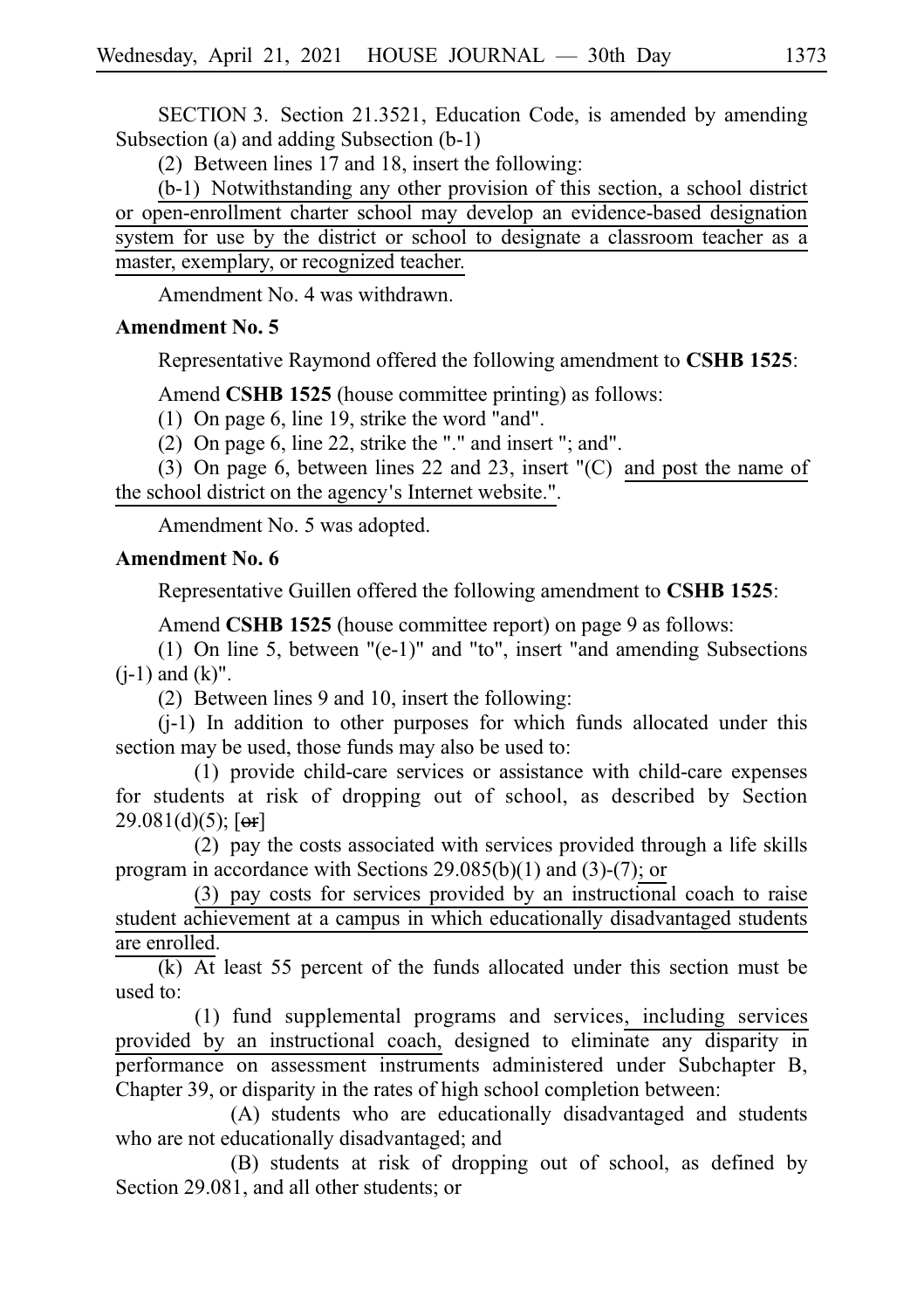SECTION 3. Section 21.3521, Education Code, is amended by amending Subsection (a) and adding Subsection (b-1)

(2) Between lines 17 and 18, insert the following:

<u>(b-1) Notwithstanding any other provision of this section, a school district or open-enrollment charter school may develop an evidence-based designation system for use by the district or school to designate a classroom teacher as a master, exemplary, or recognized teacher.</u>

Amendment No. 4 was withdrawn.

**Amendment No. 5**

Representative Raymond offered the following amendment to **CSHB 1525**:

Amend **CSHB 1525** (house committee printing) as follows:

(1) On page 6, line 19, strike the word "and".

(2) On page 6, line 22, strike the "." and insert "; and".

(3) On page 6, between lines 22 and 23, insert "(C) <u>and post the name of the school district on the agency's Internet website.</u>".

Amendment No. 5 was adopted.

**Amendment No. 6**

Representative Guillen offered the following amendment to **CSHB 1525**:

Amend **CSHB 1525** (house committee report) on page 9 as follows:

(1) On line 5, between "(e-1)" and "to", insert "and amending Subsections (j-1) and (k)".

(2) Between lines 9 and 10, insert the following:

(j-1) In addition to other purposes for which funds allocated under this section may be used, those funds may also be used to:

(1) provide child-care services or assistance with child-care expenses for students at risk of dropping out of school, as described by Section 29.081(d)(5); [~~or~~]

(2) pay the costs associated with services provided through a life skills program in accordance with Sections 29.085(b)(1) and (3)-(7)<u>; or</u>

<u>(3) pay costs for services provided by an instructional coach to raise student achievement at a campus in which educationally disadvantaged students are enrolled</u>.

(k) At least 55 percent of the funds allocated under this section must be used to:

(1) fund supplemental programs and services<u>, including services provided by an instructional coach,</u> designed to eliminate any disparity in performance on assessment instruments administered under Subchapter B, Chapter 39, or disparity in the rates of high school completion between:

(A) students who are educationally disadvantaged and students who are not educationally disadvantaged; and

(B) students at risk of dropping out of school, as defined by Section 29.081, and all other students; or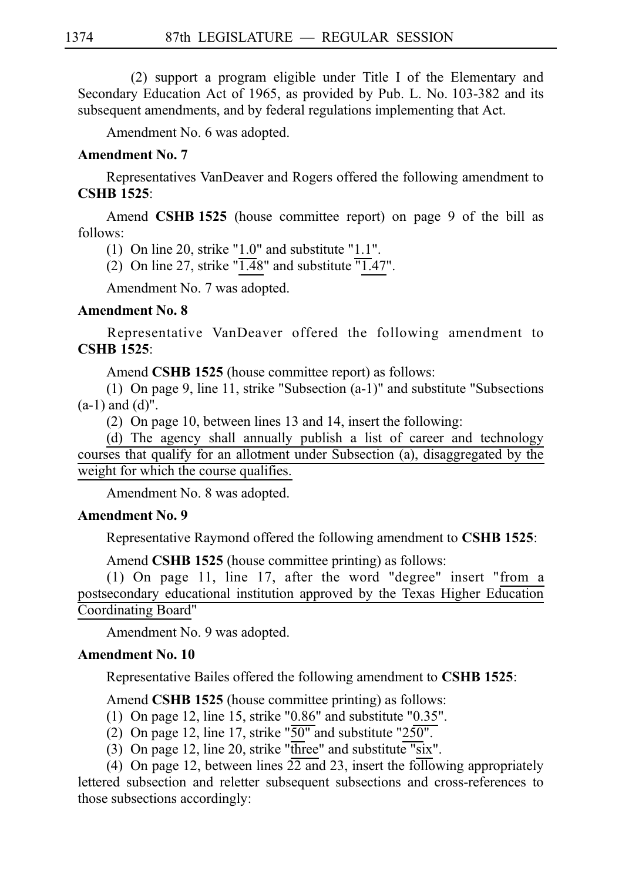(2) support a program eligible under Title I of the Elementary and Secondary Education Act of 1965, as provided by Pub. L. No. 103-382 and its subsequent amendments, and by federal regulations implementing that Act.

Amendment No. 6 was adopted.

**Amendment No. 7**

Representatives VanDeaver and Rogers offered the following amendment to **CSHB 1525**:

Amend **CSHB 1525** (house committee report) on page 9 of the bill as follows:

(1) On line 20, strike "1.0" and substitute "1.1".

(2) On line 27, strike "1.48" and substitute "1.47".

Amendment No. 7 was adopted.

**Amendment No. 8**

Representative VanDeaver offered the following amendment to **CSHB 1525**:

Amend **CSHB 1525** (house committee report) as follows:

(1) On page 9, line 11, strike "Subsection (a-1)" and substitute "Subsections (a-1) and (d)".

(2) On page 10, between lines 13 and 14, insert the following:

(d) The agency shall annually publish a list of career and technology courses that qualify for an allotment under Subsection (a), disaggregated by the weight for which the course qualifies.

Amendment No. 8 was adopted.

**Amendment No. 9**

Representative Raymond offered the following amendment to **CSHB 1525**:

Amend **CSHB 1525** (house committee printing) as follows:

(1) On page 11, line 17, after the word "degree" insert "from a postsecondary educational institution approved by the Texas Higher Education Coordinating Board"

Amendment No. 9 was adopted.

**Amendment No. 10**

Representative Bailes offered the following amendment to **CSHB 1525**:

Amend **CSHB 1525** (house committee printing) as follows:

(1) On page 12, line 15, strike "0.86" and substitute "0.35".

(2) On page 12, line 17, strike "50" and substitute "250".

(3) On page 12, line 20, strike "three" and substitute "six".

(4) On page 12, between lines 22 and 23, insert the following appropriately lettered subsection and reletter subsequent subsections and cross-references to those subsections accordingly: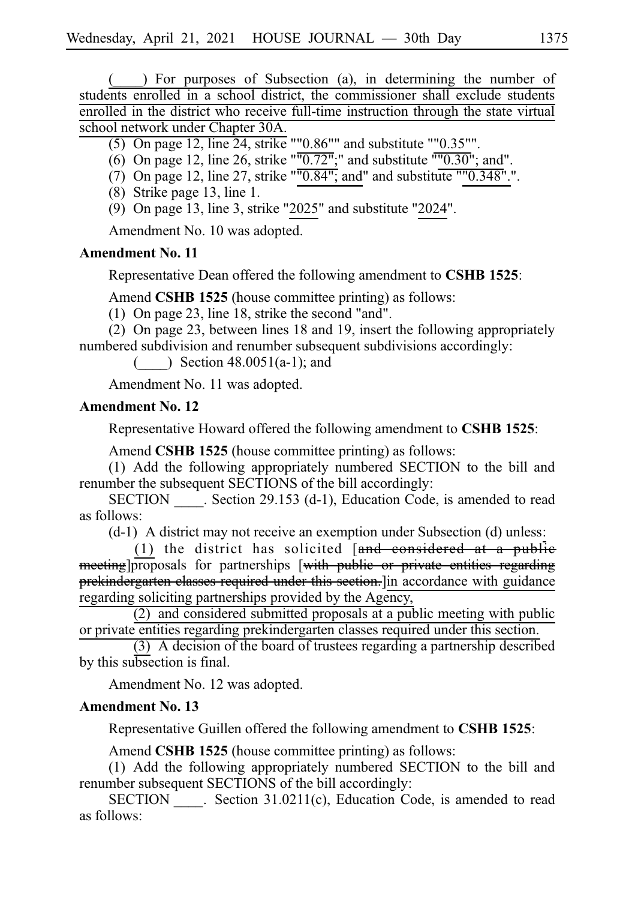(____) For purposes of Subsection (a), in determining the number of students enrolled in a school district, the commissioner shall exclude students enrolled in the district who receive full-time instruction through the state virtual school network under Chapter 30A.

(5) On page 12, line 24, strike ""0.86"" and substitute ""0.35"".

(6) On page 12, line 26, strike ""0.72";" and substitute ""0.30"; and".

(7) On page 12, line 27, strike ""0.84"; and" and substitute ""0.348".".

(8) Strike page 13, line 1.

(9) On page 13, line 3, strike "2025" and substitute "2024".

Amendment No. 10 was adopted.

**Amendment No. 11**

Representative Dean offered the following amendment to **CSHB 1525**:

Amend **CSHB 1525** (house committee printing) as follows:

(1) On page 23, line 18, strike the second "and".

(2) On page 23, between lines 18 and 19, insert the following appropriately numbered subdivision and renumber subsequent subdivisions accordingly:

(____) Section 48.0051(a-1); and

Amendment No. 11 was adopted.

**Amendment No. 12**

Representative Howard offered the following amendment to **CSHB 1525**:

Amend **CSHB 1525** (house committee printing) as follows:

(1) Add the following appropriately numbered SECTION to the bill and renumber the subsequent SECTIONS of the bill accordingly:

SECTION ____. Section 29.153 (d-1), Education Code, is amended to read as follows:

(d-1) A district may not receive an exemption under Subsection (d) unless:

(1) the district has solicited [~~and considered at a public meeting~~]proposals for partnerships [~~with public or private entities regarding prekindergarten classes required under this section.~~]in accordance with guidance regarding soliciting partnerships provided by the Agency,

(2) and considered submitted proposals at a public meeting with public or private entities regarding prekindergarten classes required under this section.

(3) A decision of the board of trustees regarding a partnership described by this subsection is final.

Amendment No. 12 was adopted.

**Amendment No. 13**

Representative Guillen offered the following amendment to **CSHB 1525**:

Amend **CSHB 1525** (house committee printing) as follows:

(1) Add the following appropriately numbered SECTION to the bill and renumber subsequent SECTIONS of the bill accordingly:

SECTION ____. Section 31.0211(c), Education Code, is amended to read as follows: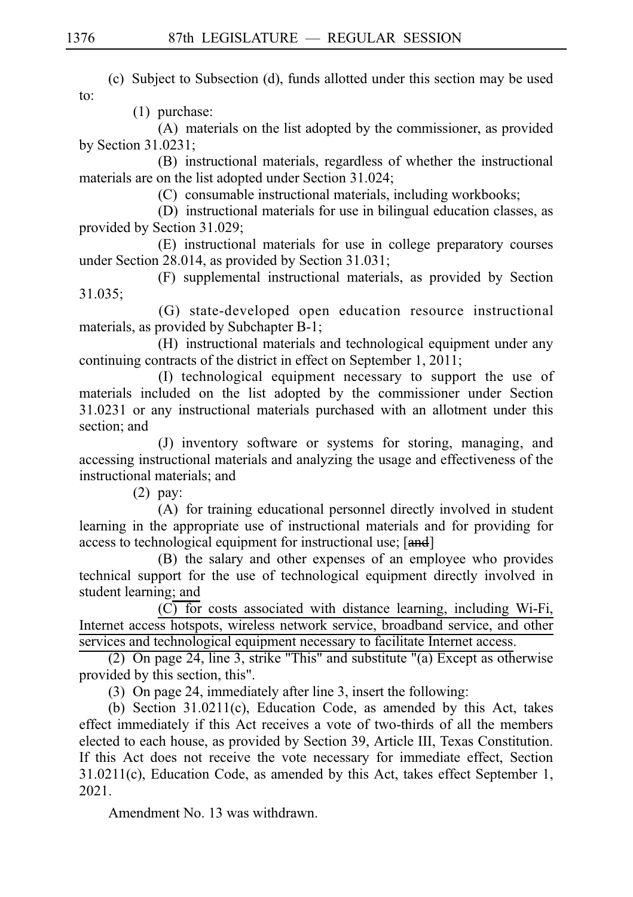(c) Subject to Subsection (d), funds allotted under this section may be used to:

(1) purchase:

(A) materials on the list adopted by the commissioner, as provided by Section 31.0231;

(B) instructional materials, regardless of whether the instructional materials are on the list adopted under Section 31.024;

(C) consumable instructional materials, including workbooks;

(D) instructional materials for use in bilingual education classes, as provided by Section 31.029;

(E) instructional materials for use in college preparatory courses under Section 28.014, as provided by Section 31.031;

(F) supplemental instructional materials, as provided by Section 31.035;

(G) state-developed open education resource instructional materials, as provided by Subchapter B-1;

(H) instructional materials and technological equipment under any continuing contracts of the district in effect on September 1, 2011;

(I) technological equipment necessary to support the use of materials included on the list adopted by the commissioner under Section 31.0231 or any instructional materials purchased with an allotment under this section; and

(J) inventory software or systems for storing, managing, and accessing instructional materials and analyzing the usage and effectiveness of the instructional materials; and

(2) pay:

(A) for training educational personnel directly involved in student learning in the appropriate use of instructional materials and for providing for access to technological equipment for instructional use; [~~and~~]

(B) the salary and other expenses of an employee who provides technical support for the use of technological equipment directly involved in student learning; and

(C) for costs associated with distance learning, including Wi-Fi, Internet access hotspots, wireless network service, broadband service, and other services and technological equipment necessary to facilitate Internet access.

(2) On page 24, line 3, strike "This" and substitute "(a) Except as otherwise provided by this section, this".

(3) On page 24, immediately after line 3, insert the following:

(b) Section 31.0211(c), Education Code, as amended by this Act, takes effect immediately if this Act receives a vote of two-thirds of all the members elected to each house, as provided by Section 39, Article III, Texas Constitution. If this Act does not receive the vote necessary for immediate effect, Section 31.0211(c), Education Code, as amended by this Act, takes effect September 1, 2021.

Amendment No. 13 was withdrawn.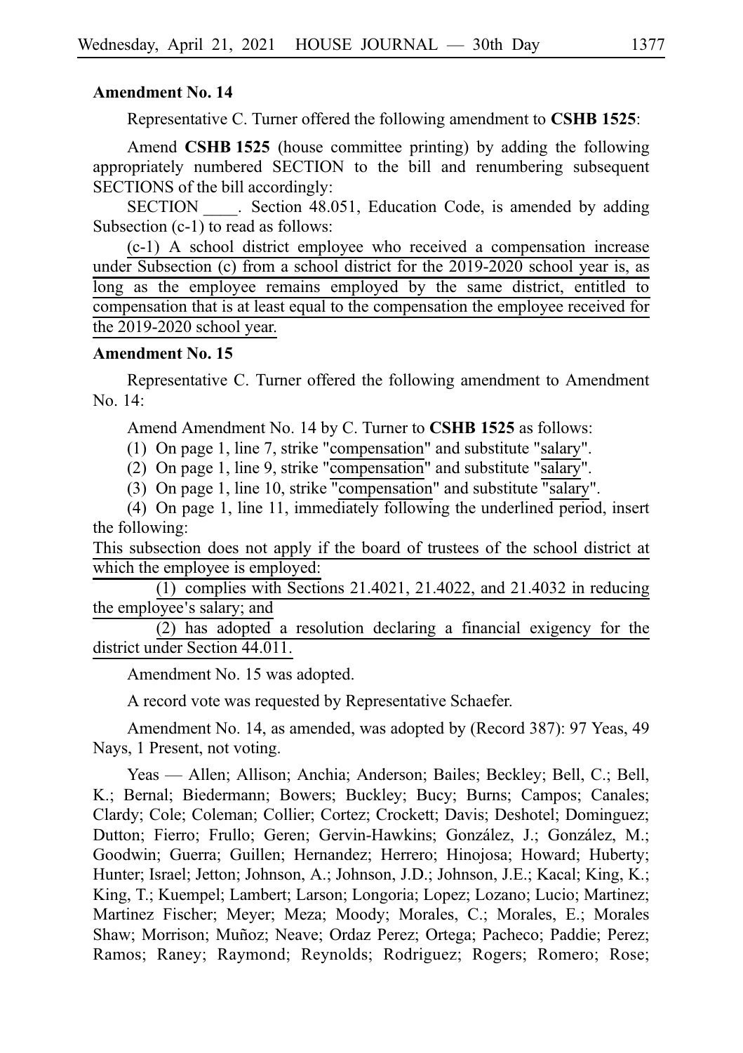**Amendment No. 14**

Representative C. Turner offered the following amendment to **CSHB 1525**:

Amend **CSHB 1525** (house committee printing) by adding the following appropriately numbered SECTION to the bill and renumbering subsequent SECTIONS of the bill accordingly:

SECTION ____. Section 48.051, Education Code, is amended by adding Subsection (c-1) to read as follows:

(c-1) A school district employee who received a compensation increase under Subsection (c) from a school district for the 2019-2020 school year is, as long as the employee remains employed by the same district, entitled to compensation that is at least equal to the compensation the employee received for the 2019-2020 school year.

**Amendment No. 15**

Representative C. Turner offered the following amendment to Amendment No. 14:

Amend Amendment No. 14 by C. Turner to **CSHB 1525** as follows:

(1) On page 1, line 7, strike "compensation" and substitute "salary".

(2) On page 1, line 9, strike "compensation" and substitute "salary".

(3) On page 1, line 10, strike "compensation" and substitute "salary".

(4) On page 1, line 11, immediately following the underlined period, insert the following:

This subsection does not apply if the board of trustees of the school district at which the employee is employed:

(1) complies with Sections 21.4021, 21.4022, and 21.4032 in reducing the employee's salary; and

(2) has adopted a resolution declaring a financial exigency for the district under Section 44.011.

Amendment No. 15 was adopted.

A record vote was requested by Representative Schaefer.

Amendment No. 14, as amended, was adopted by (Record 387): 97 Yeas, 49 Nays, 1 Present, not voting.

Yeas — Allen; Allison; Anchia; Anderson; Bailes; Beckley; Bell, C.; Bell, K.; Bernal; Biedermann; Bowers; Buckley; Bucy; Burns; Campos; Canales; Clardy; Cole; Coleman; Collier; Cortez; Crockett; Davis; Deshotel; Dominguez; Dutton; Fierro; Frullo; Geren; Gervin-Hawkins; González, J.; González, M.; Goodwin; Guerra; Guillen; Hernandez; Herrero; Hinojosa; Howard; Huberty; Hunter; Israel; Jetton; Johnson, A.; Johnson, J.D.; Johnson, J.E.; Kacal; King, K.; King, T.; Kuempel; Lambert; Larson; Longoria; Lopez; Lozano; Lucio; Martinez; Martinez Fischer; Meyer; Meza; Moody; Morales, C.; Morales, E.; Morales Shaw; Morrison; Muñoz; Neave; Ordaz Perez; Ortega; Pacheco; Paddie; Perez; Ramos; Raney; Raymond; Reynolds; Rodriguez; Rogers; Romero; Rose;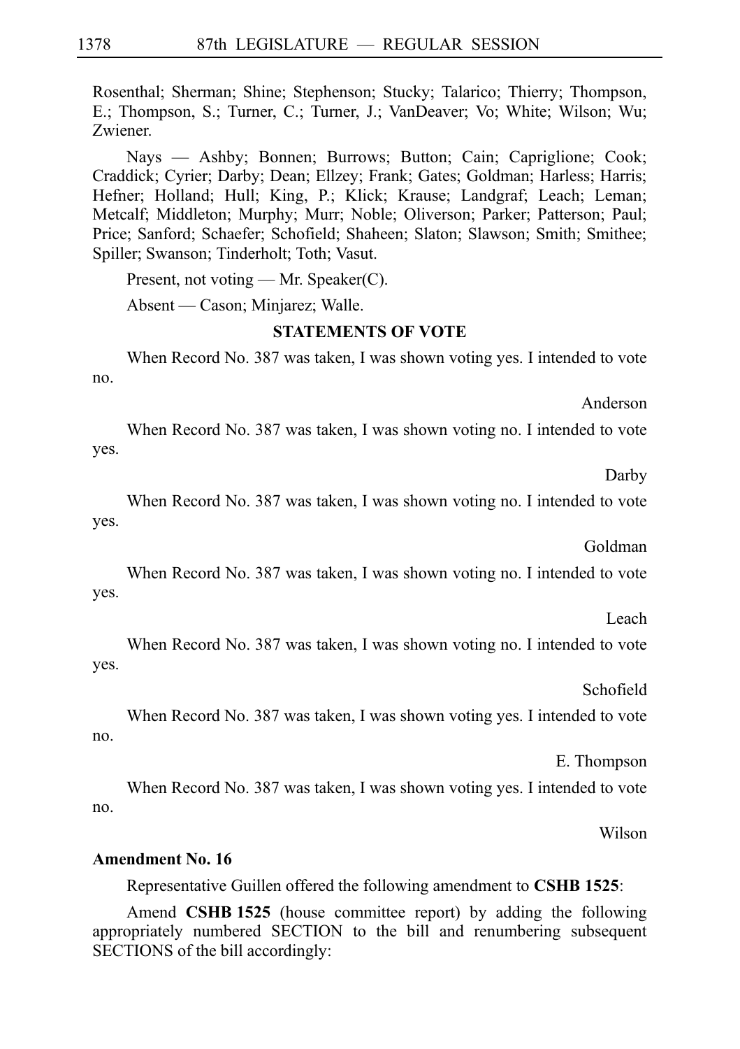Rosenthal; Sherman; Shine; Stephenson; Stucky; Talarico; Thierry; Thompson, E.; Thompson, S.; Turner, C.; Turner, J.; VanDeaver; Vo; White; Wilson; Wu; Zwiener.

Nays — Ashby; Bonnen; Burrows; Button; Cain; Capriglione; Cook; Craddick; Cyrier; Darby; Dean; Ellzey; Frank; Gates; Goldman; Harless; Harris; Hefner; Holland; Hull; King, P.; Klick; Krause; Landgraf; Leach; Leman; Metcalf; Middleton; Murphy; Murr; Noble; Oliverson; Parker; Patterson; Paul; Price; Sanford; Schaefer; Schofield; Shaheen; Slaton; Slawson; Smith; Smithee; Spiller; Swanson; Tinderholt; Toth; Vasut.

Present, not voting — Mr. Speaker(C).

Absent — Cason; Minjarez; Walle.

**STATEMENTS OF VOTE**

When Record No. 387 was taken, I was shown voting yes. I intended to vote no.

Anderson

When Record No. 387 was taken, I was shown voting no. I intended to vote yes.

Darby

When Record No. 387 was taken, I was shown voting no. I intended to vote yes.

Goldman

When Record No. 387 was taken, I was shown voting no. I intended to vote yes.

Leach

When Record No. 387 was taken, I was shown voting no. I intended to vote yes.

Schofield

When Record No. 387 was taken, I was shown voting yes. I intended to vote no.

E. Thompson

When Record No. 387 was taken, I was shown voting yes. I intended to vote no.

Wilson

**Amendment No. 16**

Representative Guillen offered the following amendment to **CSHB 1525**:

Amend **CSHB 1525** (house committee report) by adding the following appropriately numbered SECTION to the bill and renumbering subsequent SECTIONS of the bill accordingly: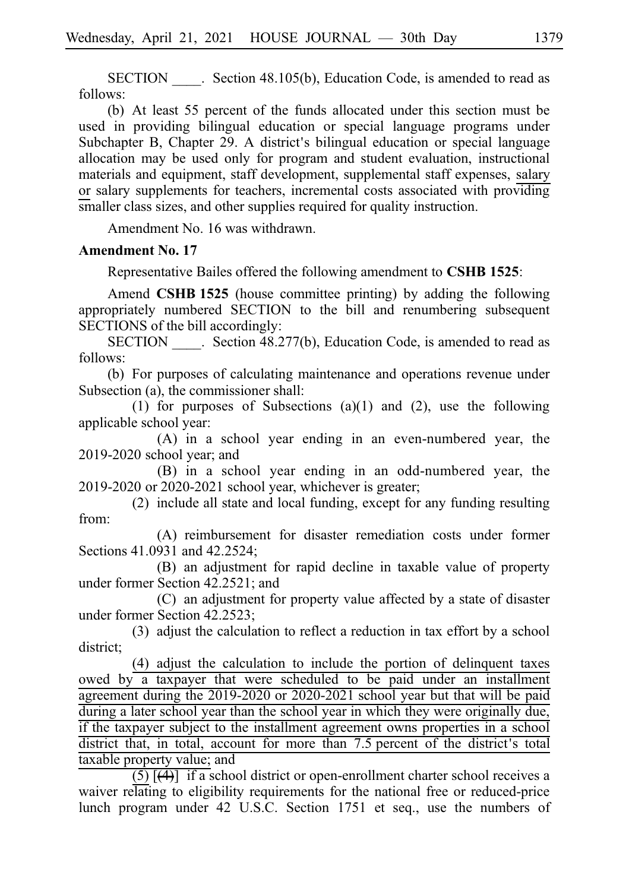SECTION ____. Section 48.105(b), Education Code, is amended to read as follows:

(b) At least 55 percent of the funds allocated under this section must be used in providing bilingual education or special language programs under Subchapter B, Chapter 29. A district's bilingual education or special language allocation may be used only for program and student evaluation, instructional materials and equipment, staff development, supplemental staff expenses, salary or salary supplements for teachers, incremental costs associated with providing smaller class sizes, and other supplies required for quality instruction.

Amendment No. 16 was withdrawn.

**Amendment No. 17**

Representative Bailes offered the following amendment to **CSHB 1525**:

Amend **CSHB 1525** (house committee printing) by adding the following appropriately numbered SECTION to the bill and renumbering subsequent SECTIONS of the bill accordingly:

SECTION ____. Section 48.277(b), Education Code, is amended to read as follows:

(b) For purposes of calculating maintenance and operations revenue under Subsection (a), the commissioner shall:

(1) for purposes of Subsections (a)(1) and (2), use the following applicable school year:

(A) in a school year ending in an even-numbered year, the 2019-2020 school year; and

(B) in a school year ending in an odd-numbered year, the 2019-2020 or 2020-2021 school year, whichever is greater;

(2) include all state and local funding, except for any funding resulting from:

(A) reimbursement for disaster remediation costs under former Sections 41.0931 and 42.2524;

(B) an adjustment for rapid decline in taxable value of property under former Section 42.2521; and

(C) an adjustment for property value affected by a state of disaster under former Section 42.2523;

(3) adjust the calculation to reflect a reduction in tax effort by a school district;

(4) adjust the calculation to include the portion of delinquent taxes owed by a taxpayer that were scheduled to be paid under an installment agreement during the 2019-2020 or 2020-2021 school year but that will be paid during a later school year than the school year in which they were originally due, if the taxpayer subject to the installment agreement owns properties in a school district that, in total, account for more than 7.5 percent of the district's total taxable property value; and

(5) [(4)] if a school district or open-enrollment charter school receives a waiver relating to eligibility requirements for the national free or reduced-price lunch program under 42 U.S.C. Section 1751 et seq., use the numbers of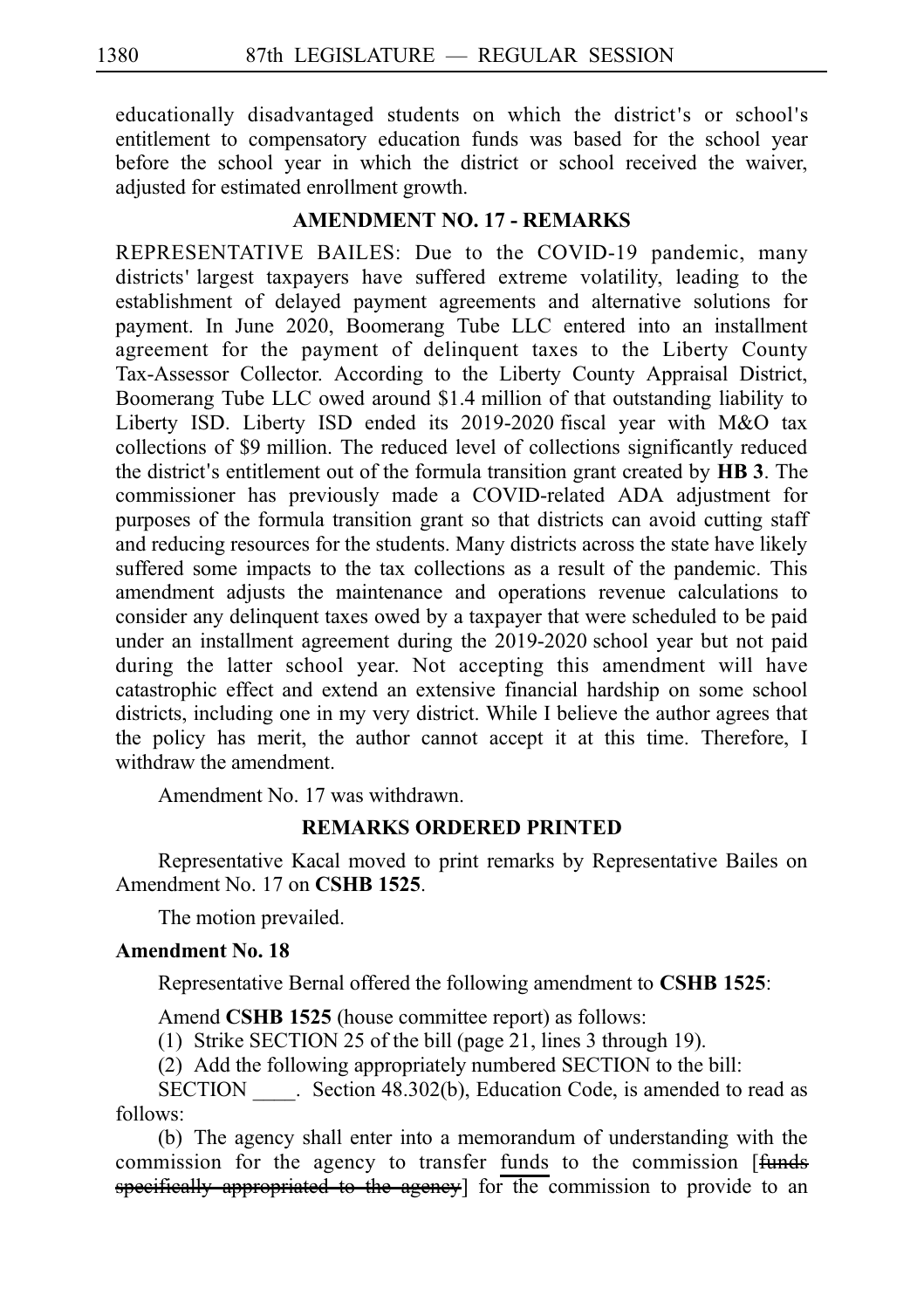educationally disadvantaged students on which the district's or school's entitlement to compensatory education funds was based for the school year before the school year in which the district or school received the waiver, adjusted for estimated enrollment growth.

### AMENDMENT NO. 17 - REMARKS

REPRESENTATIVE BAILES: Due to the COVID-19 pandemic, many districts' largest taxpayers have suffered extreme volatility, leading to the establishment of delayed payment agreements and alternative solutions for payment. In June 2020, Boomerang Tube LLC entered into an installment agreement for the payment of delinquent taxes to the Liberty County Tax-Assessor Collector. According to the Liberty County Appraisal District, Boomerang Tube LLC owed around $1.4 million of that outstanding liability to Liberty ISD. Liberty ISD ended its 2019-2020 fiscal year with M&O tax collections of $9 million. The reduced level of collections significantly reduced the district's entitlement out of the formula transition grant created by **HB 3**. The commissioner has previously made a COVID-related ADA adjustment for purposes of the formula transition grant so that districts can avoid cutting staff and reducing resources for the students. Many districts across the state have likely suffered some impacts to the tax collections as a result of the pandemic. This amendment adjusts the maintenance and operations revenue calculations to consider any delinquent taxes owed by a taxpayer that were scheduled to be paid under an installment agreement during the 2019-2020 school year but not paid during the latter school year. Not accepting this amendment will have catastrophic effect and extend an extensive financial hardship on some school districts, including one in my very district. While I believe the author agrees that the policy has merit, the author cannot accept it at this time. Therefore, I withdraw the amendment.

Amendment No. 17 was withdrawn.

### REMARKS ORDERED PRINTED

Representative Kacal moved to print remarks by Representative Bailes on Amendment No. 17 on **CSHB 1525**.

The motion prevailed.

**Amendment No. 18**

Representative Bernal offered the following amendment to **CSHB 1525**:

Amend **CSHB 1525** (house committee report) as follows:

(1) Strike SECTION 25 of the bill (page 21, lines 3 through 19).

(2) Add the following appropriately numbered SECTION to the bill:

SECTION ____. Section 48.302(b), Education Code, is amended to read as follows:

(b) The agency shall enter into a memorandum of understanding with the commission for the agency to transfer <u>funds</u> to the commission [~~funds specifically appropriated to the agency~~] for the commission to provide to an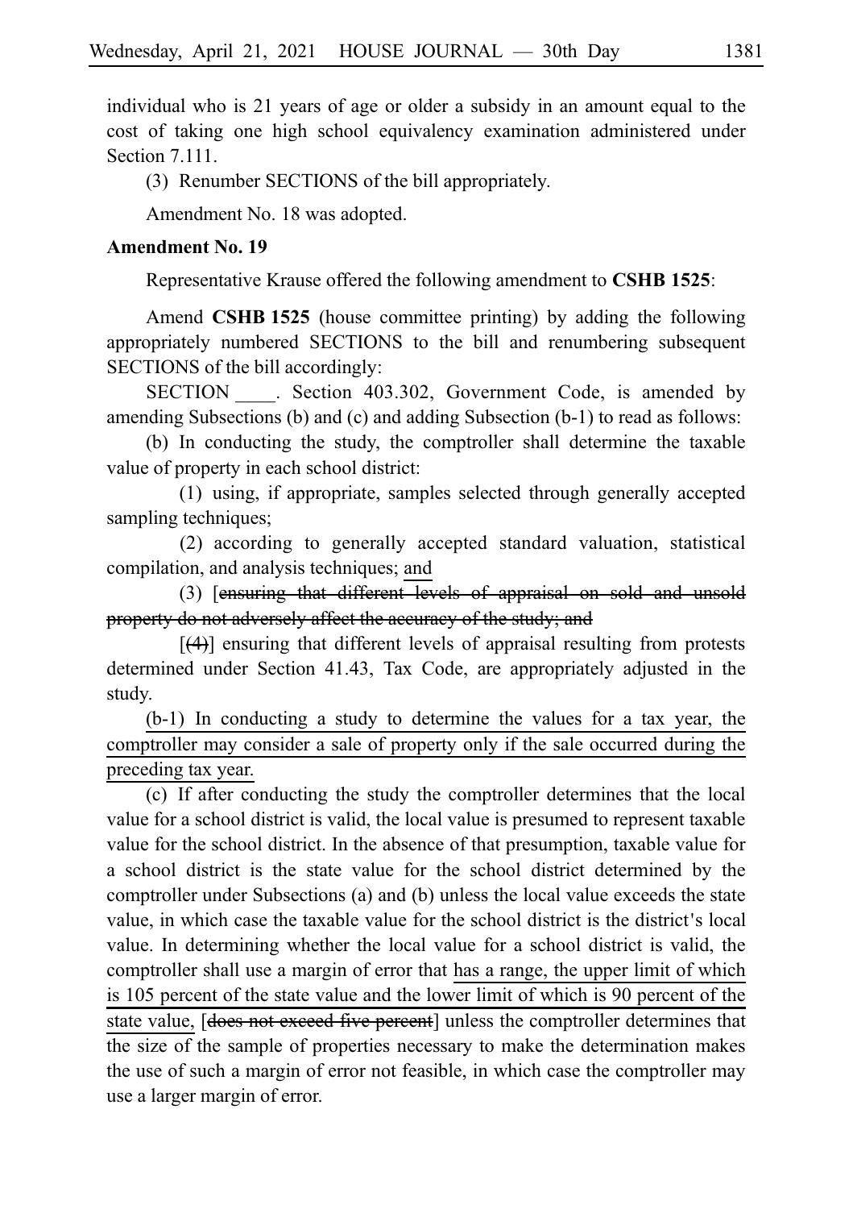individual who is 21 years of age or older a subsidy in an amount equal to the cost of taking one high school equivalency examination administered under Section 7.111.

(3) Renumber SECTIONS of the bill appropriately.

Amendment No. 18 was adopted.

**Amendment No. 19**

Representative Krause offered the following amendment to **CSHB 1525**:

Amend **CSHB 1525** (house committee printing) by adding the following appropriately numbered SECTIONS to the bill and renumbering subsequent SECTIONS of the bill accordingly:

SECTION ____. Section 403.302, Government Code, is amended by amending Subsections (b) and (c) and adding Subsection (b-1) to read as follows:

(b) In conducting the study, the comptroller shall determine the taxable value of property in each school district:

(1) using, if appropriate, samples selected through generally accepted sampling techniques;

(2) according to generally accepted standard valuation, statistical compilation, and analysis techniques; <u>and</u>

(3) [~~ensuring that different levels of appraisal on sold and unsold property do not adversely affect the accuracy of the study; and~~

[~~(4)~~]] ensuring that different levels of appraisal resulting from protests determined under Section 41.43, Tax Code, are appropriately adjusted in the study.

<u>(b-1) In conducting a study to determine the values for a tax year, the comptroller may consider a sale of property only if the sale occurred during the preceding tax year.</u>

(c) If after conducting the study the comptroller determines that the local value for a school district is valid, the local value is presumed to represent taxable value for the school district. In the absence of that presumption, taxable value for a school district is the state value for the school district determined by the comptroller under Subsections (a) and (b) unless the local value exceeds the state value, in which case the taxable value for the school district is the district's local value. In determining whether the local value for a school district is valid, the comptroller shall use a margin of error that <u>has a range, the upper limit of which is 105 percent of the state value and the lower limit of which is 90 percent of the state value,</u> [~~does not exceed five percent~~] unless the comptroller determines that the size of the sample of properties necessary to make the determination makes the use of such a margin of error not feasible, in which case the comptroller may use a larger margin of error.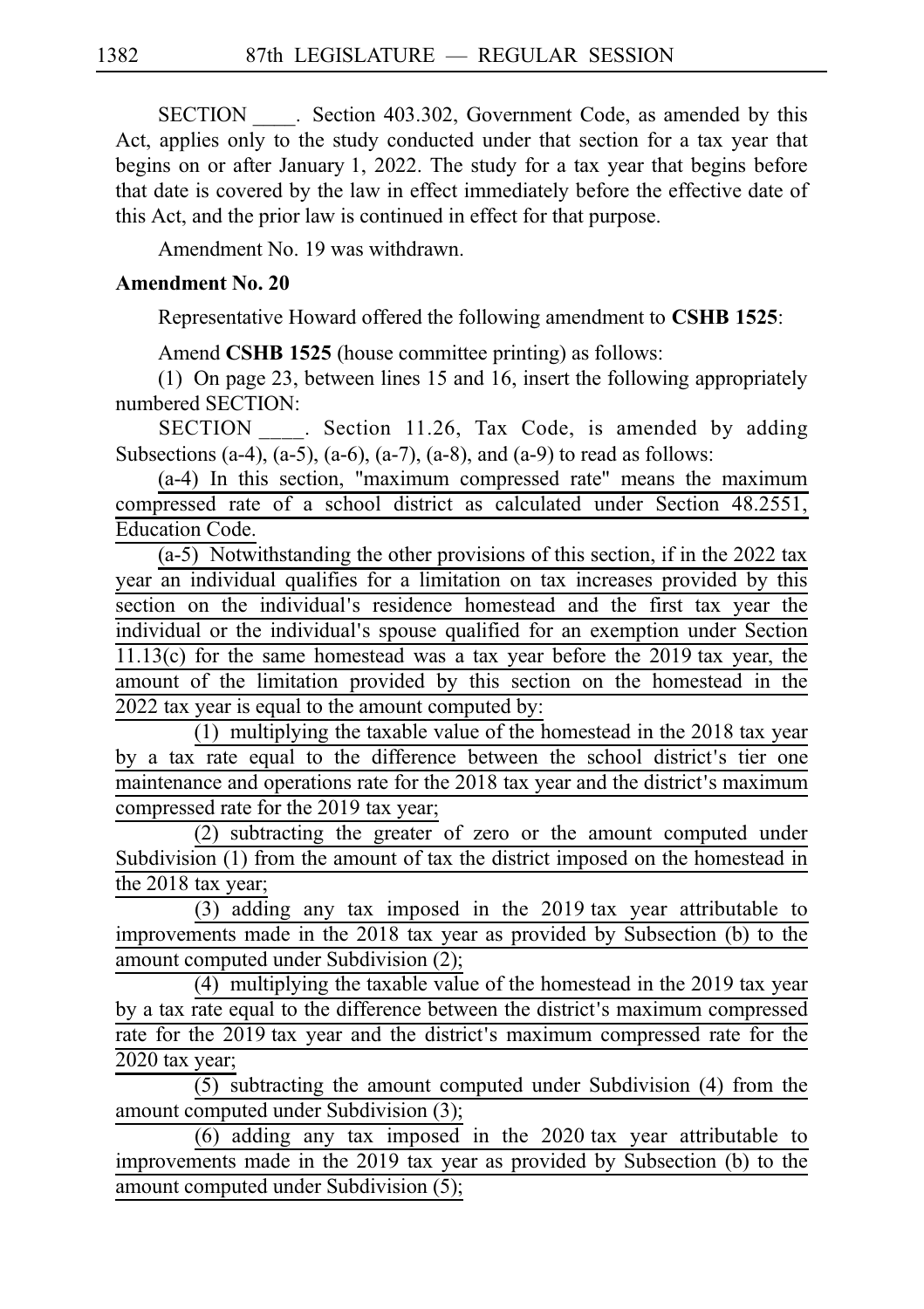SECTION ____. Section 403.302, Government Code, as amended by this Act, applies only to the study conducted under that section for a tax year that begins on or after January 1, 2022. The study for a tax year that begins before that date is covered by the law in effect immediately before the effective date of this Act, and the prior law is continued in effect for that purpose.

Amendment No. 19 was withdrawn.

**Amendment No. 20**

Representative Howard offered the following amendment to **CSHB 1525**:

Amend **CSHB 1525** (house committee printing) as follows:

(1) On page 23, between lines 15 and 16, insert the following appropriately numbered SECTION:

SECTION ____. Section 11.26, Tax Code, is amended by adding Subsections (a-4), (a-5), (a-6), (a-7), (a-8), and (a-9) to read as follows:

(a-4) In this section, "maximum compressed rate" means the maximum compressed rate of a school district as calculated under Section 48.2551, Education Code.

(a-5) Notwithstanding the other provisions of this section, if in the 2022 tax year an individual qualifies for a limitation on tax increases provided by this section on the individual's residence homestead and the first tax year the individual or the individual's spouse qualified for an exemption under Section 11.13(c) for the same homestead was a tax year before the 2019 tax year, the amount of the limitation provided by this section on the homestead in the 2022 tax year is equal to the amount computed by:

(1) multiplying the taxable value of the homestead in the 2018 tax year by a tax rate equal to the difference between the school district's tier one maintenance and operations rate for the 2018 tax year and the district's maximum compressed rate for the 2019 tax year;

(2) subtracting the greater of zero or the amount computed under Subdivision (1) from the amount of tax the district imposed on the homestead in the 2018 tax year;

(3) adding any tax imposed in the 2019 tax year attributable to improvements made in the 2018 tax year as provided by Subsection (b) to the amount computed under Subdivision (2);

(4) multiplying the taxable value of the homestead in the 2019 tax year by a tax rate equal to the difference between the district's maximum compressed rate for the 2019 tax year and the district's maximum compressed rate for the 2020 tax year;

(5) subtracting the amount computed under Subdivision (4) from the amount computed under Subdivision (3);

(6) adding any tax imposed in the 2020 tax year attributable to improvements made in the 2019 tax year as provided by Subsection (b) to the amount computed under Subdivision (5);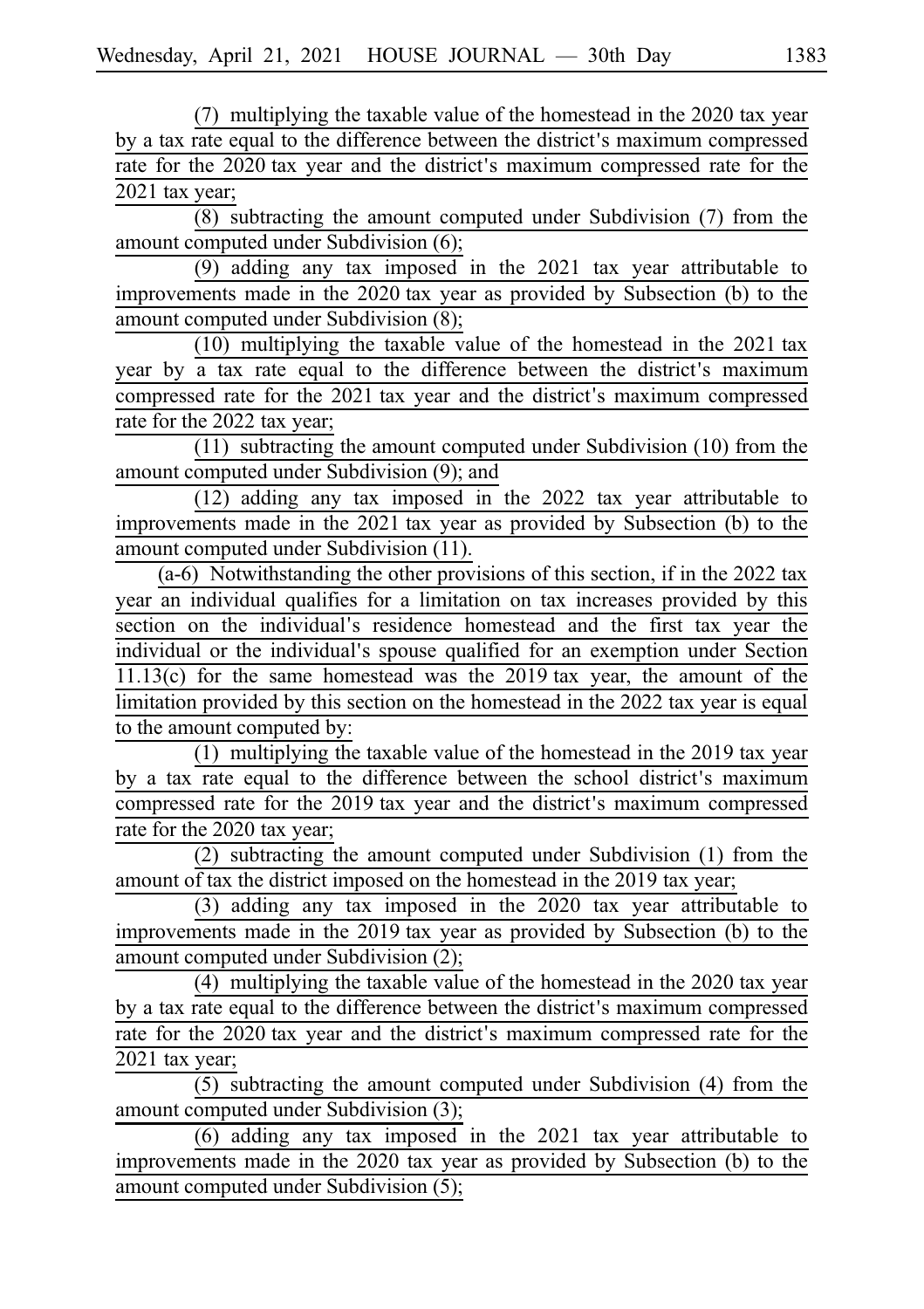(7) multiplying the taxable value of the homestead in the 2020 tax year by a tax rate equal to the difference between the district's maximum compressed rate for the 2020 tax year and the district's maximum compressed rate for the 2021 tax year;

(8) subtracting the amount computed under Subdivision (7) from the amount computed under Subdivision (6);

(9) adding any tax imposed in the 2021 tax year attributable to improvements made in the 2020 tax year as provided by Subsection (b) to the amount computed under Subdivision (8);

(10) multiplying the taxable value of the homestead in the 2021 tax year by a tax rate equal to the difference between the district's maximum compressed rate for the 2021 tax year and the district's maximum compressed rate for the 2022 tax year;

(11) subtracting the amount computed under Subdivision (10) from the amount computed under Subdivision (9); and

(12) adding any tax imposed in the 2022 tax year attributable to improvements made in the 2021 tax year as provided by Subsection (b) to the amount computed under Subdivision (11).

(a-6) Notwithstanding the other provisions of this section, if in the 2022 tax year an individual qualifies for a limitation on tax increases provided by this section on the individual's residence homestead and the first tax year the individual or the individual's spouse qualified for an exemption under Section 11.13(c) for the same homestead was the 2019 tax year, the amount of the limitation provided by this section on the homestead in the 2022 tax year is equal to the amount computed by:

(1) multiplying the taxable value of the homestead in the 2019 tax year by a tax rate equal to the difference between the school district's maximum compressed rate for the 2019 tax year and the district's maximum compressed rate for the 2020 tax year;

(2) subtracting the amount computed under Subdivision (1) from the amount of tax the district imposed on the homestead in the 2019 tax year;

(3) adding any tax imposed in the 2020 tax year attributable to improvements made in the 2019 tax year as provided by Subsection (b) to the amount computed under Subdivision (2);

(4) multiplying the taxable value of the homestead in the 2020 tax year by a tax rate equal to the difference between the district's maximum compressed rate for the 2020 tax year and the district's maximum compressed rate for the 2021 tax year;

(5) subtracting the amount computed under Subdivision (4) from the amount computed under Subdivision (3);

(6) adding any tax imposed in the 2021 tax year attributable to improvements made in the 2020 tax year as provided by Subsection (b) to the amount computed under Subdivision (5);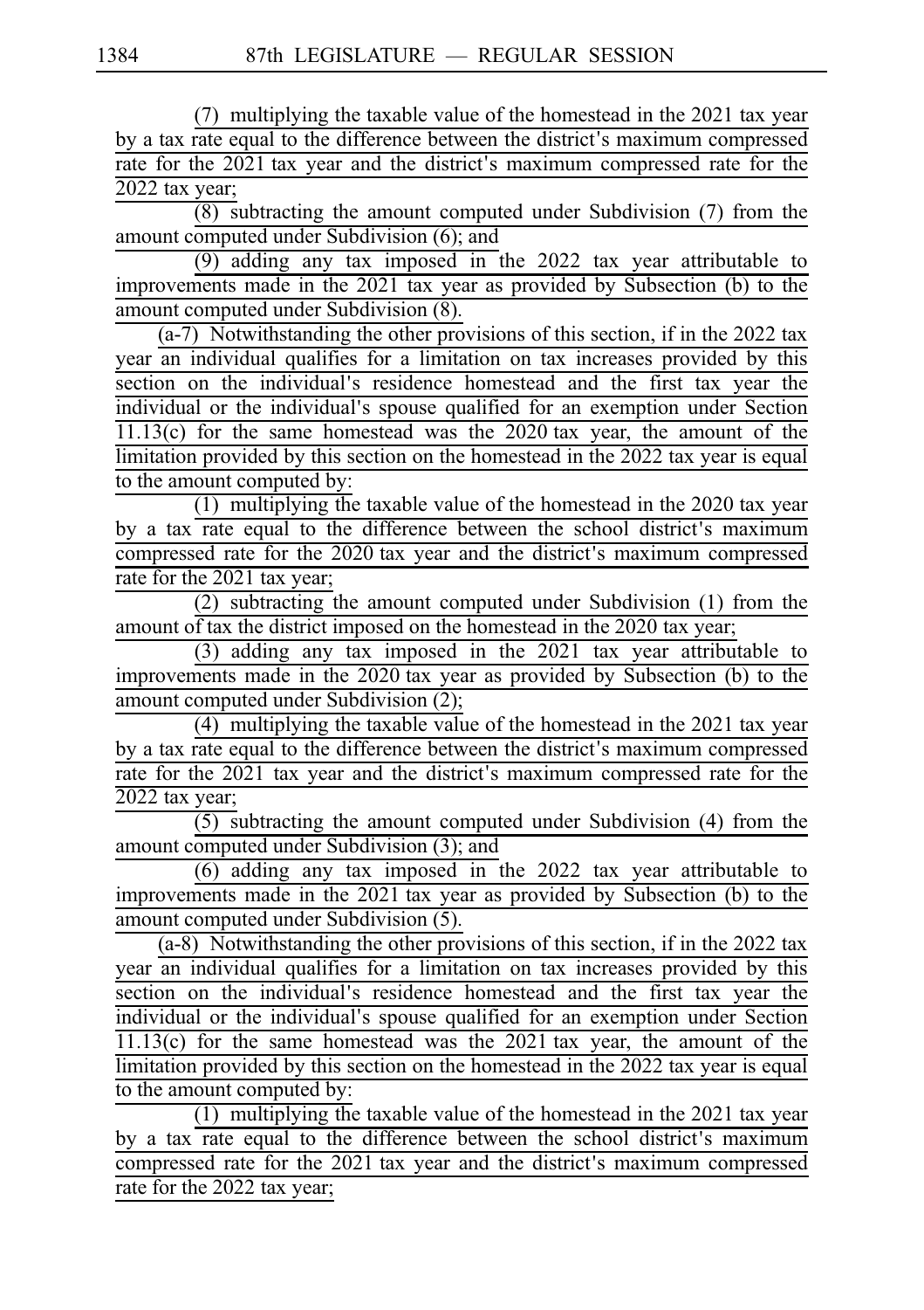(7) multiplying the taxable value of the homestead in the 2021 tax year by a tax rate equal to the difference between the district's maximum compressed rate for the 2021 tax year and the district's maximum compressed rate for the 2022 tax year;

(8) subtracting the amount computed under Subdivision (7) from the amount computed under Subdivision (6); and

(9) adding any tax imposed in the 2022 tax year attributable to improvements made in the 2021 tax year as provided by Subsection (b) to the amount computed under Subdivision (8).

(a-7) Notwithstanding the other provisions of this section, if in the 2022 tax year an individual qualifies for a limitation on tax increases provided by this section on the individual's residence homestead and the first tax year the individual or the individual's spouse qualified for an exemption under Section 11.13(c) for the same homestead was the 2020 tax year, the amount of the limitation provided by this section on the homestead in the 2022 tax year is equal to the amount computed by:

(1) multiplying the taxable value of the homestead in the 2020 tax year by a tax rate equal to the difference between the school district's maximum compressed rate for the 2020 tax year and the district's maximum compressed rate for the 2021 tax year;

(2) subtracting the amount computed under Subdivision (1) from the amount of tax the district imposed on the homestead in the 2020 tax year;

(3) adding any tax imposed in the 2021 tax year attributable to improvements made in the 2020 tax year as provided by Subsection (b) to the amount computed under Subdivision (2);

(4) multiplying the taxable value of the homestead in the 2021 tax year by a tax rate equal to the difference between the district's maximum compressed rate for the 2021 tax year and the district's maximum compressed rate for the 2022 tax year;

(5) subtracting the amount computed under Subdivision (4) from the amount computed under Subdivision (3); and

(6) adding any tax imposed in the 2022 tax year attributable to improvements made in the 2021 tax year as provided by Subsection (b) to the amount computed under Subdivision (5).

(a-8) Notwithstanding the other provisions of this section, if in the 2022 tax year an individual qualifies for a limitation on tax increases provided by this section on the individual's residence homestead and the first tax year the individual or the individual's spouse qualified for an exemption under Section 11.13(c) for the same homestead was the 2021 tax year, the amount of the limitation provided by this section on the homestead in the 2022 tax year is equal to the amount computed by:

(1) multiplying the taxable value of the homestead in the 2021 tax year by a tax rate equal to the difference between the school district's maximum compressed rate for the 2021 tax year and the district's maximum compressed rate for the 2022 tax year;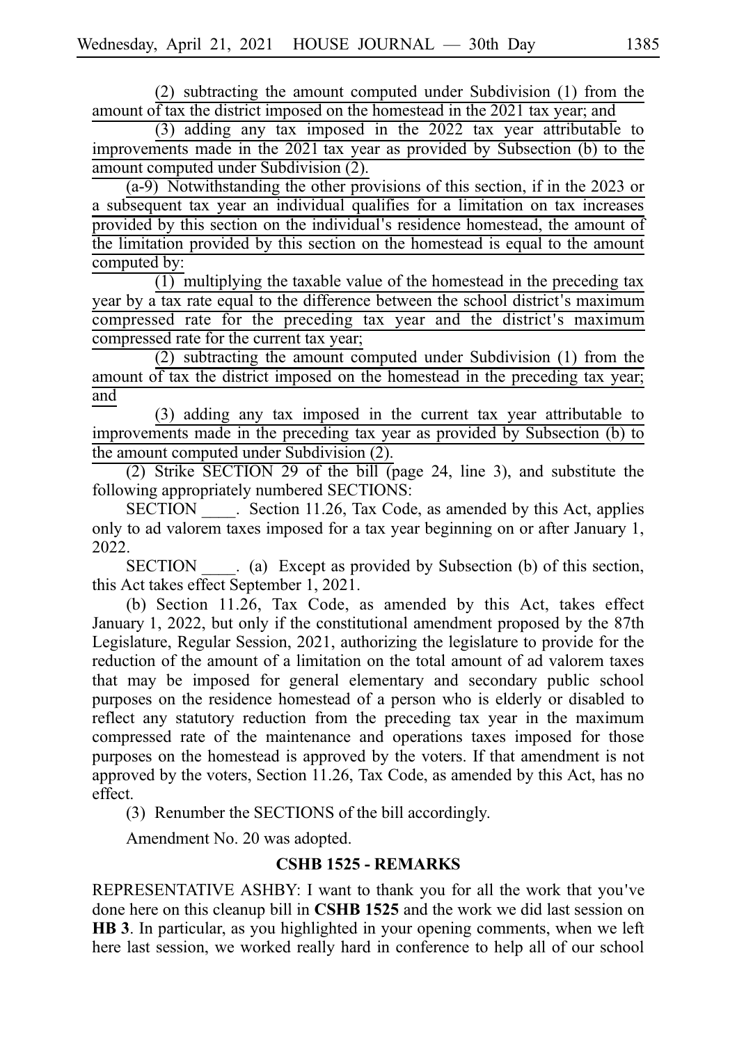(2) subtracting the amount computed under Subdivision (1) from the amount of tax the district imposed on the homestead in the 2021 tax year; and

(3) adding any tax imposed in the 2022 tax year attributable to improvements made in the 2021 tax year as provided by Subsection (b) to the amount computed under Subdivision (2).

(a-9) Notwithstanding the other provisions of this section, if in the 2023 or a subsequent tax year an individual qualifies for a limitation on tax increases provided by this section on the individual's residence homestead, the amount of the limitation provided by this section on the homestead is equal to the amount computed by:

(1) multiplying the taxable value of the homestead in the preceding tax year by a tax rate equal to the difference between the school district's maximum compressed rate for the preceding tax year and the district's maximum compressed rate for the current tax year;

(2) subtracting the amount computed under Subdivision (1) from the amount of tax the district imposed on the homestead in the preceding tax year; and

(3) adding any tax imposed in the current tax year attributable to improvements made in the preceding tax year as provided by Subsection (b) to the amount computed under Subdivision (2).

(2) Strike SECTION 29 of the bill (page 24, line 3), and substitute the following appropriately numbered SECTIONS:

SECTION ____. Section 11.26, Tax Code, as amended by this Act, applies only to ad valorem taxes imposed for a tax year beginning on or after January 1, 2022.

SECTION ____. (a) Except as provided by Subsection (b) of this section, this Act takes effect September 1, 2021.

(b) Section 11.26, Tax Code, as amended by this Act, takes effect January 1, 2022, but only if the constitutional amendment proposed by the 87th Legislature, Regular Session, 2021, authorizing the legislature to provide for the reduction of the amount of a limitation on the total amount of ad valorem taxes that may be imposed for general elementary and secondary public school purposes on the residence homestead of a person who is elderly or disabled to reflect any statutory reduction from the preceding tax year in the maximum compressed rate of the maintenance and operations taxes imposed for those purposes on the homestead is approved by the voters. If that amendment is not approved by the voters, Section 11.26, Tax Code, as amended by this Act, has no effect.

(3) Renumber the SECTIONS of the bill accordingly.

Amendment No. 20 was adopted.

**CSHB 1525 - REMARKS**

REPRESENTATIVE ASHBY: I want to thank you for all the work that you've done here on this cleanup bill in **CSHB 1525** and the work we did last session on **HB 3**. In particular, as you highlighted in your opening comments, when we left here last session, we worked really hard in conference to help all of our school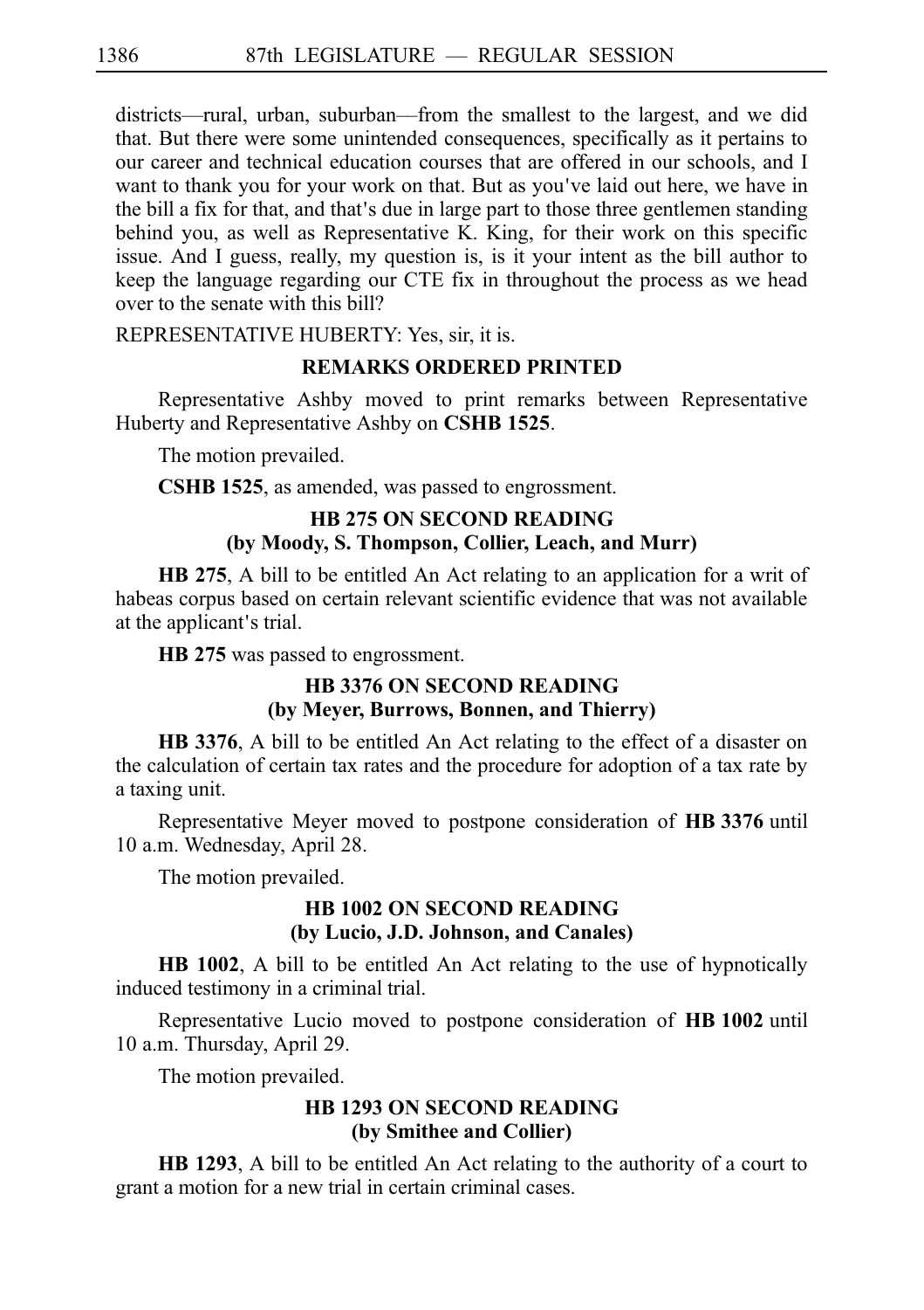districts—rural, urban, suburban—from the smallest to the largest, and we did that. But there were some unintended consequences, specifically as it pertains to our career and technical education courses that are offered in our schools, and I want to thank you for your work on that. But as you've laid out here, we have in the bill a fix for that, and that's due in large part to those three gentlemen standing behind you, as well as Representative K. King, for their work on this specific issue. And I guess, really, my question is, is it your intent as the bill author to keep the language regarding our CTE fix in throughout the process as we head over to the senate with this bill?

REPRESENTATIVE HUBERTY: Yes, sir, it is.

### REMARKS ORDERED PRINTED

Representative Ashby moved to print remarks between Representative Huberty and Representative Ashby on **CSHB 1525**.

The motion prevailed.

**CSHB 1525**, as amended, was passed to engrossment.

### HB 275 ON SECOND READING (by Moody, S. Thompson, Collier, Leach, and Murr)

**HB 275**, A bill to be entitled An Act relating to an application for a writ of habeas corpus based on certain relevant scientific evidence that was not available at the applicant's trial.

**HB 275** was passed to engrossment.

### HB 3376 ON SECOND READING (by Meyer, Burrows, Bonnen, and Thierry)

**HB 3376**, A bill to be entitled An Act relating to the effect of a disaster on the calculation of certain tax rates and the procedure for adoption of a tax rate by a taxing unit.

Representative Meyer moved to postpone consideration of **HB 3376** until 10 a.m. Wednesday, April 28.

The motion prevailed.

### HB 1002 ON SECOND READING (by Lucio, J.D. Johnson, and Canales)

**HB 1002**, A bill to be entitled An Act relating to the use of hypnotically induced testimony in a criminal trial.

Representative Lucio moved to postpone consideration of **HB 1002** until 10 a.m. Thursday, April 29.

The motion prevailed.

### HB 1293 ON SECOND READING (by Smithee and Collier)

**HB 1293**, A bill to be entitled An Act relating to the authority of a court to grant a motion for a new trial in certain criminal cases.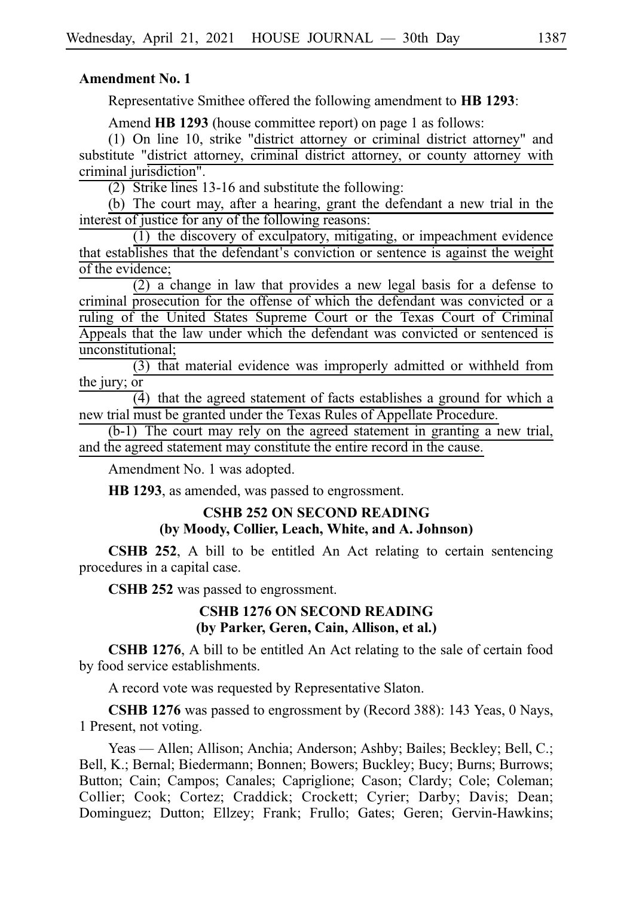**Amendment No. 1**

Representative Smithee offered the following amendment to **HB 1293**:

Amend **HB 1293** (house committee report) on page 1 as follows:

(1) On line 10, strike "district attorney or criminal district attorney" and substitute "district attorney, criminal district attorney, or county attorney with criminal jurisdiction".

(2) Strike lines 13-16 and substitute the following:

(b) The court may, after a hearing, grant the defendant a new trial in the interest of justice for any of the following reasons:

(1) the discovery of exculpatory, mitigating, or impeachment evidence that establishes that the defendant's conviction or sentence is against the weight of the evidence;

(2) a change in law that provides a new legal basis for a defense to criminal prosecution for the offense of which the defendant was convicted or a ruling of the United States Supreme Court or the Texas Court of Criminal Appeals that the law under which the defendant was convicted or sentenced is unconstitutional;

(3) that material evidence was improperly admitted or withheld from the jury; or

(4) that the agreed statement of facts establishes a ground for which a new trial must be granted under the Texas Rules of Appellate Procedure.

(b-1) The court may rely on the agreed statement in granting a new trial, and the agreed statement may constitute the entire record in the cause.

Amendment No. 1 was adopted.

**HB 1293**, as amended, was passed to engrossment.

### CSHB 252 ON SECOND READING (by Moody, Collier, Leach, White, and A. Johnson)

**CSHB 252**, A bill to be entitled An Act relating to certain sentencing procedures in a capital case.

**CSHB 252** was passed to engrossment.

### CSHB 1276 ON SECOND READING (by Parker, Geren, Cain, Allison, et al.)

**CSHB 1276**, A bill to be entitled An Act relating to the sale of certain food by food service establishments.

A record vote was requested by Representative Slaton.

**CSHB 1276** was passed to engrossment by (Record 388): 143 Yeas, 0 Nays, 1 Present, not voting.

Yeas — Allen; Allison; Anchia; Anderson; Ashby; Bailes; Beckley; Bell, C.; Bell, K.; Bernal; Biedermann; Bonnen; Bowers; Buckley; Bucy; Burns; Burrows; Button; Cain; Campos; Canales; Capriglione; Cason; Clardy; Cole; Coleman; Collier; Cook; Cortez; Craddick; Crockett; Cyrier; Darby; Davis; Dean; Dominguez; Dutton; Ellzey; Frank; Frullo; Gates; Geren; Gervin-Hawkins;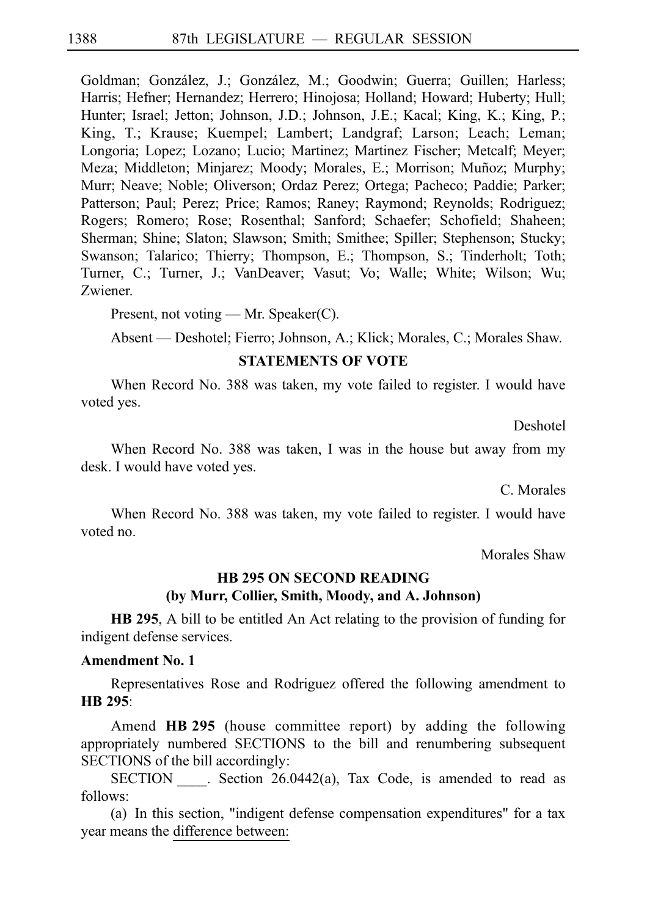Goldman; González, J.; González, M.; Goodwin; Guerra; Guillen; Harless; Harris; Hefner; Hernandez; Herrero; Hinojosa; Holland; Howard; Huberty; Hull; Hunter; Israel; Jetton; Johnson, J.D.; Johnson, J.E.; Kacal; King, K.; King, P.; King, T.; Krause; Kuempel; Lambert; Landgraf; Larson; Leach; Leman; Longoria; Lopez; Lozano; Lucio; Martinez; Martinez Fischer; Metcalf; Meyer; Meza; Middleton; Minjarez; Moody; Morales, E.; Morrison; Muñoz; Murphy; Murr; Neave; Noble; Oliverson; Ordaz Perez; Ortega; Pacheco; Paddie; Parker; Patterson; Paul; Perez; Price; Ramos; Raney; Raymond; Reynolds; Rodriguez; Rogers; Romero; Rose; Rosenthal; Sanford; Schaefer; Schofield; Shaheen; Sherman; Shine; Slaton; Slawson; Smith; Smithee; Spiller; Stephenson; Stucky; Swanson; Talarico; Thierry; Thompson, E.; Thompson, S.; Tinderholt; Toth; Turner, C.; Turner, J.; VanDeaver; Vasut; Vo; Walle; White; Wilson; Wu; Zwiener.

Present, not voting — Mr. Speaker(C).

Absent — Deshotel; Fierro; Johnson, A.; Klick; Morales, C.; Morales Shaw.

### STATEMENTS OF VOTE

When Record No. 388 was taken, my vote failed to register. I would have voted yes.

Deshotel

When Record No. 388 was taken, I was in the house but away from my desk. I would have voted yes.

C. Morales

When Record No. 388 was taken, my vote failed to register. I would have voted no.

Morales Shaw

### HB 295 ON SECOND READING
### (by Murr, Collier, Smith, Moody, and A. Johnson)

**HB 295**, A bill to be entitled An Act relating to the provision of funding for indigent defense services.

**Amendment No. 1**

Representatives Rose and Rodriguez offered the following amendment to **HB 295**:

Amend **HB 295** (house committee report) by adding the following appropriately numbered SECTIONS to the bill and renumbering subsequent SECTIONS of the bill accordingly:

SECTION ____. Section 26.0442(a), Tax Code, is amended to read as follows:

(a) In this section, "indigent defense compensation expenditures" for a tax year means the difference between: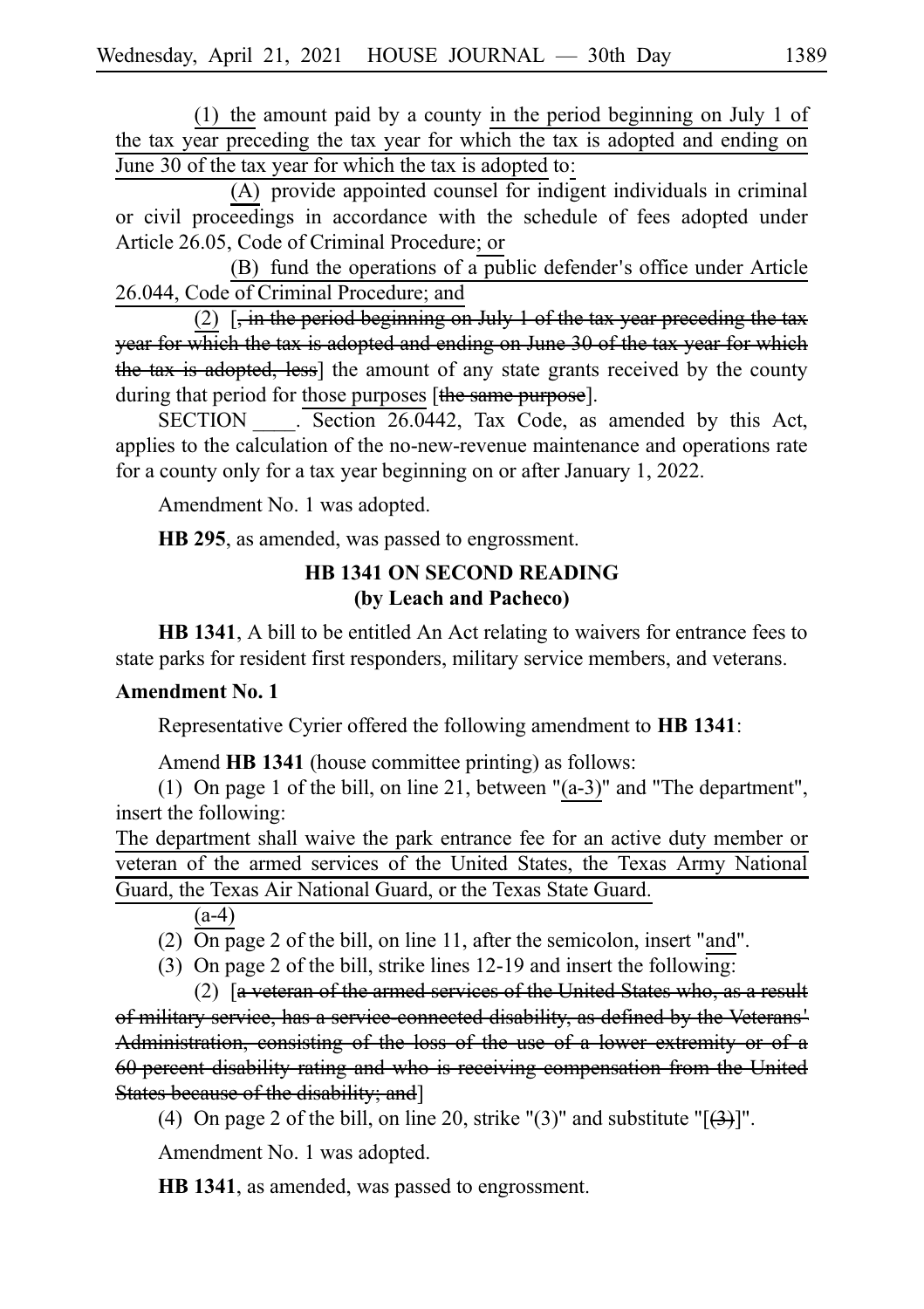(1) the amount paid by a county in the period beginning on July 1 of the tax year preceding the tax year for which the tax is adopted and ending on June 30 of the tax year for which the tax is adopted to:

(A) provide appointed counsel for indigent individuals in criminal or civil proceedings in accordance with the schedule of fees adopted under Article 26.05, Code of Criminal Procedure; or

(B) fund the operations of a public defender's office under Article 26.044, Code of Criminal Procedure; and

(2) [~~, in the period beginning on July 1 of the tax year preceding the tax year for which the tax is adopted and ending on June 30 of the tax year for which the tax is adopted, less~~] the amount of any state grants received by the county during that period for those purposes [~~the same purpose~~].

SECTION ____. Section 26.0442, Tax Code, as amended by this Act, applies to the calculation of the no-new-revenue maintenance and operations rate for a county only for a tax year beginning on or after January 1, 2022.

Amendment No. 1 was adopted.

**HB 295**, as amended, was passed to engrossment.

### HB 1341 ON SECOND READING (by Leach and Pacheco)

**HB 1341**, A bill to be entitled An Act relating to waivers for entrance fees to state parks for resident first responders, military service members, and veterans.

**Amendment No. 1**

Representative Cyrier offered the following amendment to **HB 1341**:

Amend **HB 1341** (house committee printing) as follows:

(1) On page 1 of the bill, on line 21, between "(a-3)" and "The department", insert the following:

The department shall waive the park entrance fee for an active duty member or veteran of the armed services of the United States, the Texas Army National Guard, the Texas Air National Guard, or the Texas State Guard.

(a-4)

(2) On page 2 of the bill, on line 11, after the semicolon, insert "and".

(3) On page 2 of the bill, strike lines 12-19 and insert the following:

(2) [~~a veteran of the armed services of the United States who, as a result of military service, has a service-connected disability, as defined by the Veterans' Administration, consisting of the loss of the use of a lower extremity or of a 60 percent disability rating and who is receiving compensation from the United States because of the disability; and~~]

(4) On page 2 of the bill, on line 20, strike "(3)" and substitute "[~~(3)~~]".

Amendment No. 1 was adopted.

**HB 1341**, as amended, was passed to engrossment.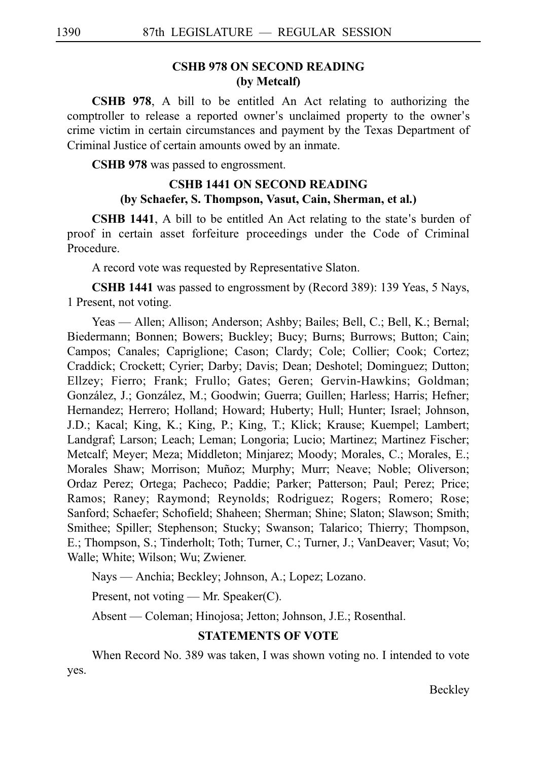### CSHB 978 ON SECOND READING
### (by Metcalf)

**CSHB 978**, A bill to be entitled An Act relating to authorizing the comptroller to release a reported owner's unclaimed property to the owner's crime victim in certain circumstances and payment by the Texas Department of Criminal Justice of certain amounts owed by an inmate.

**CSHB 978** was passed to engrossment.

### CSHB 1441 ON SECOND READING
### (by Schaefer, S. Thompson, Vasut, Cain, Sherman, et al.)

**CSHB 1441**, A bill to be entitled An Act relating to the state's burden of proof in certain asset forfeiture proceedings under the Code of Criminal Procedure.

A record vote was requested by Representative Slaton.

**CSHB 1441** was passed to engrossment by (Record 389): 139 Yeas, 5 Nays, 1 Present, not voting.

Yeas — Allen; Allison; Anderson; Ashby; Bailes; Bell, C.; Bell, K.; Bernal; Biedermann; Bonnen; Bowers; Buckley; Bucy; Burns; Burrows; Button; Cain; Campos; Canales; Capriglione; Cason; Clardy; Cole; Collier; Cook; Cortez; Craddick; Crockett; Cyrier; Darby; Davis; Dean; Deshotel; Dominguez; Dutton; Ellzey; Fierro; Frank; Frullo; Gates; Geren; Gervin-Hawkins; Goldman; González, J.; González, M.; Goodwin; Guerra; Guillen; Harless; Harris; Hefner; Hernandez; Herrero; Holland; Howard; Huberty; Hull; Hunter; Israel; Johnson, J.D.; Kacal; King, K.; King, P.; King, T.; Klick; Krause; Kuempel; Lambert; Landgraf; Larson; Leach; Leman; Longoria; Lucio; Martinez; Martinez Fischer; Metcalf; Meyer; Meza; Middleton; Minjarez; Moody; Morales, C.; Morales, E.; Morales Shaw; Morrison; Muñoz; Murphy; Murr; Neave; Noble; Oliverson; Ordaz Perez; Ortega; Pacheco; Paddie; Parker; Patterson; Paul; Perez; Price; Ramos; Raney; Raymond; Reynolds; Rodriguez; Rogers; Romero; Rose; Sanford; Schaefer; Schofield; Shaheen; Sherman; Shine; Slaton; Slawson; Smith; Smithee; Spiller; Stephenson; Stucky; Swanson; Talarico; Thierry; Thompson, E.; Thompson, S.; Tinderholt; Toth; Turner, C.; Turner, J.; VanDeaver; Vasut; Vo; Walle; White; Wilson; Wu; Zwiener.

Nays — Anchia; Beckley; Johnson, A.; Lopez; Lozano.

Present, not voting — Mr. Speaker(C).

Absent — Coleman; Hinojosa; Jetton; Johnson, J.E.; Rosenthal.

### STATEMENTS OF VOTE

When Record No. 389 was taken, I was shown voting no. I intended to vote yes.

Beckley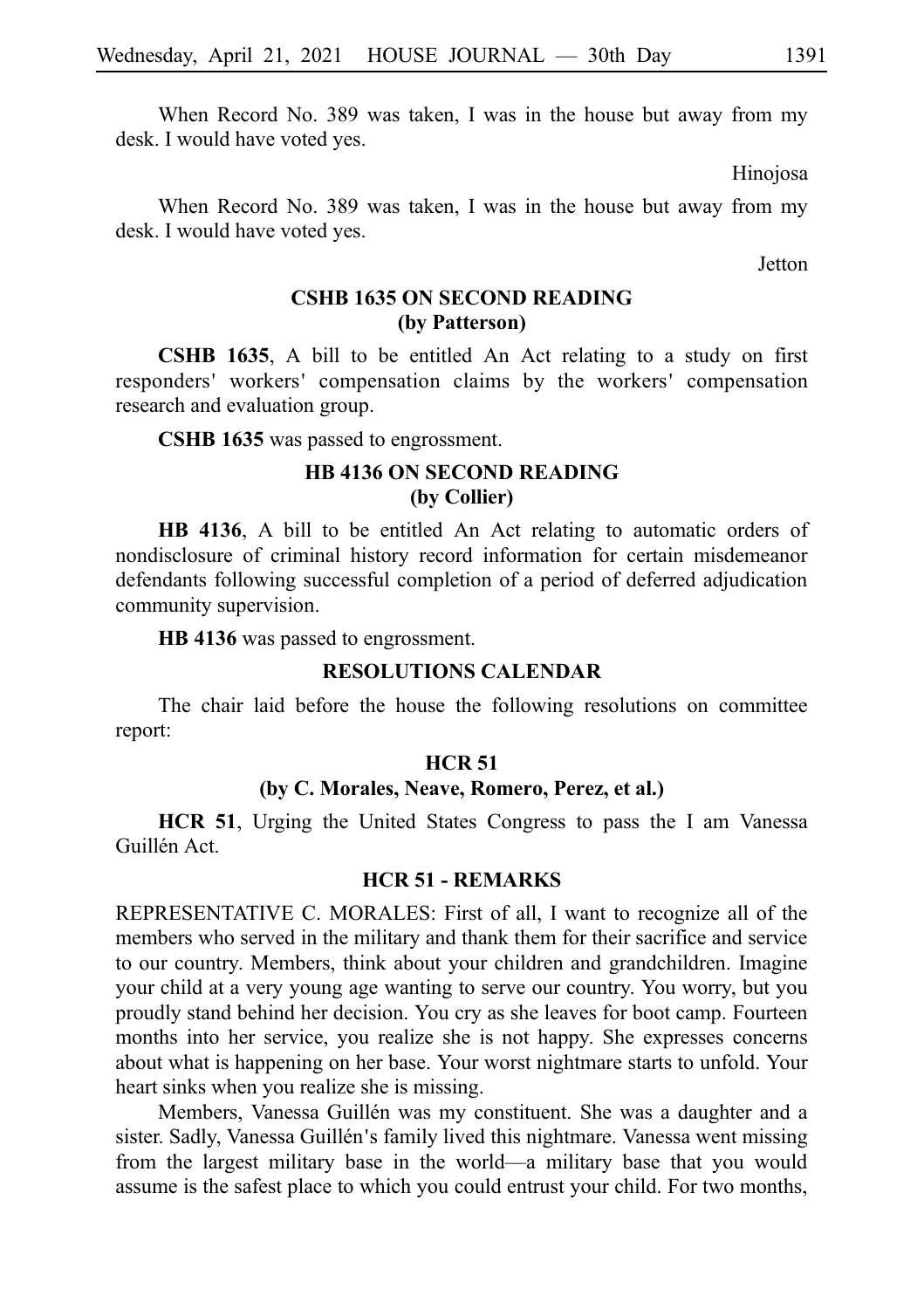When Record No. 389 was taken, I was in the house but away from my desk. I would have voted yes.

Hinojosa

When Record No. 389 was taken, I was in the house but away from my desk. I would have voted yes.

Jetton

### CSHB 1635 ON SECOND READING
### (by Patterson)

**CSHB 1635**, A bill to be entitled An Act relating to a study on first responders' workers' compensation claims by the workers' compensation research and evaluation group.

**CSHB 1635** was passed to engrossment.

### HB 4136 ON SECOND READING
### (by Collier)

**HB 4136**, A bill to be entitled An Act relating to automatic orders of nondisclosure of criminal history record information for certain misdemeanor defendants following successful completion of a period of deferred adjudication community supervision.

**HB 4136** was passed to engrossment.

### RESOLUTIONS CALENDAR

The chair laid before the house the following resolutions on committee report:

### HCR 51
### (by C. Morales, Neave, Romero, Perez, et al.)

**HCR 51**, Urging the United States Congress to pass the I am Vanessa Guillén Act.

### HCR 51 - REMARKS

REPRESENTATIVE C. MORALES: First of all, I want to recognize all of the members who served in the military and thank them for their sacrifice and service to our country. Members, think about your children and grandchildren. Imagine your child at a very young age wanting to serve our country. You worry, but you proudly stand behind her decision. You cry as she leaves for boot camp. Fourteen months into her service, you realize she is not happy. She expresses concerns about what is happening on her base. Your worst nightmare starts to unfold. Your heart sinks when you realize she is missing.

Members, Vanessa Guillén was my constituent. She was a daughter and a sister. Sadly, Vanessa Guillén's family lived this nightmare. Vanessa went missing from the largest military base in the world—a military base that you would assume is the safest place to which you could entrust your child. For two months,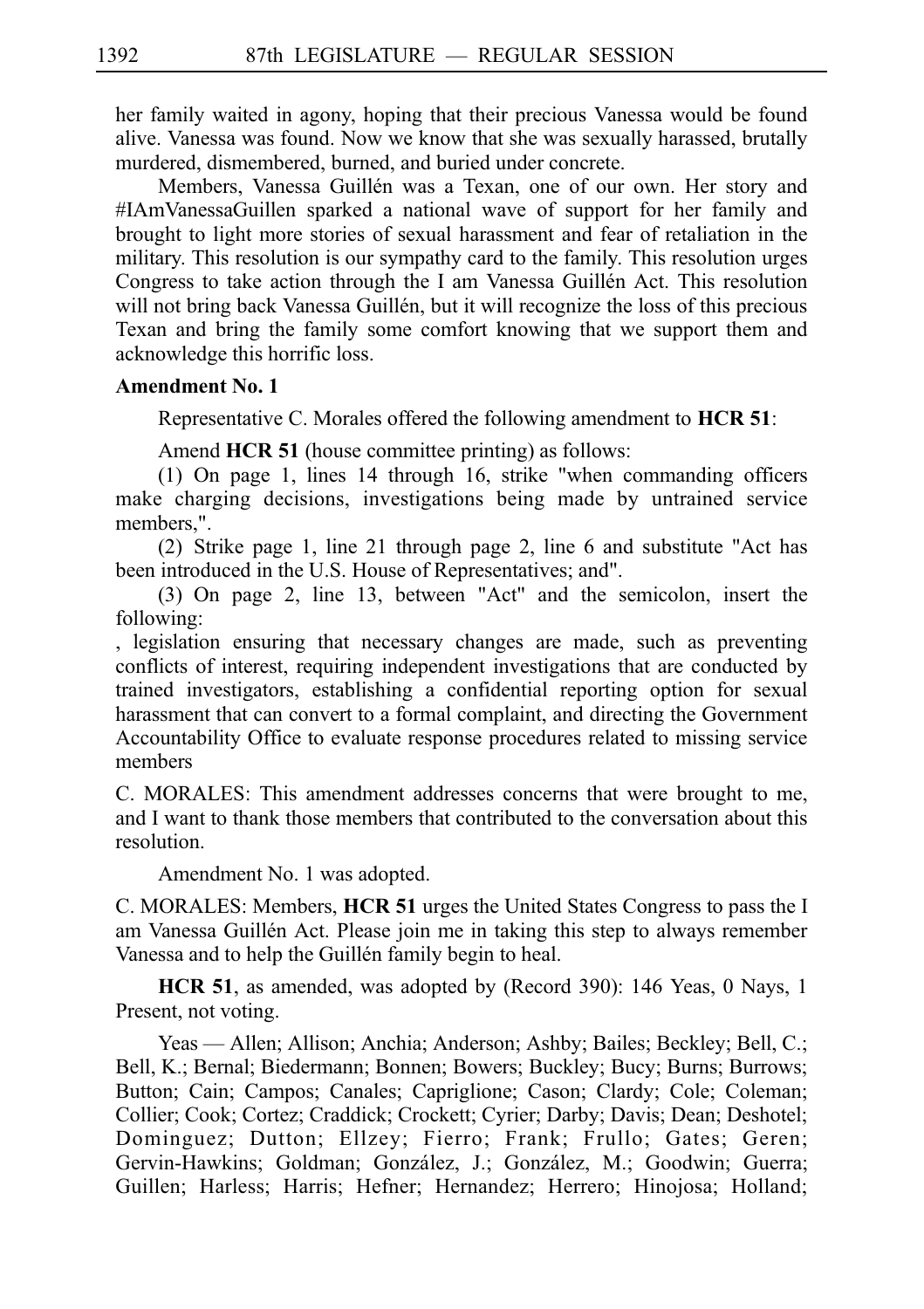her family waited in agony, hoping that their precious Vanessa would be found alive. Vanessa was found. Now we know that she was sexually harassed, brutally murdered, dismembered, burned, and buried under concrete.

Members, Vanessa Guillén was a Texan, one of our own. Her story and #IAmVanessaGuillen sparked a national wave of support for her family and brought to light more stories of sexual harassment and fear of retaliation in the military. This resolution is our sympathy card to the family. This resolution urges Congress to take action through the I am Vanessa Guillén Act. This resolution will not bring back Vanessa Guillén, but it will recognize the loss of this precious Texan and bring the family some comfort knowing that we support them and acknowledge this horrific loss.

**Amendment No. 1**

Representative C. Morales offered the following amendment to **HCR 51**:

Amend **HCR 51** (house committee printing) as follows:

(1) On page 1, lines 14 through 16, strike "when commanding officers make charging decisions, investigations being made by untrained service members,".

(2) Strike page 1, line 21 through page 2, line 6 and substitute "Act has been introduced in the U.S. House of Representatives; and".

(3) On page 2, line 13, between "Act" and the semicolon, insert the following:

, legislation ensuring that necessary changes are made, such as preventing conflicts of interest, requiring independent investigations that are conducted by trained investigators, establishing a confidential reporting option for sexual harassment that can convert to a formal complaint, and directing the Government Accountability Office to evaluate response procedures related to missing service members

C. MORALES: This amendment addresses concerns that were brought to me, and I want to thank those members that contributed to the conversation about this resolution.

Amendment No. 1 was adopted.

C. MORALES: Members, **HCR 51** urges the United States Congress to pass the I am Vanessa Guillén Act. Please join me in taking this step to always remember Vanessa and to help the Guillén family begin to heal.

**HCR 51**, as amended, was adopted by (Record 390): 146 Yeas, 0 Nays, 1 Present, not voting.

Yeas — Allen; Allison; Anchia; Anderson; Ashby; Bailes; Beckley; Bell, C.; Bell, K.; Bernal; Biedermann; Bonnen; Bowers; Buckley; Bucy; Burns; Burrows; Button; Cain; Campos; Canales; Capriglione; Cason; Clardy; Cole; Coleman; Collier; Cook; Cortez; Craddick; Crockett; Cyrier; Darby; Davis; Dean; Deshotel; Dominguez; Dutton; Ellzey; Fierro; Frank; Frullo; Gates; Geren; Gervin-Hawkins; Goldman; González, J.; González, M.; Goodwin; Guerra; Guillen; Harless; Harris; Hefner; Hernandez; Herrero; Hinojosa; Holland;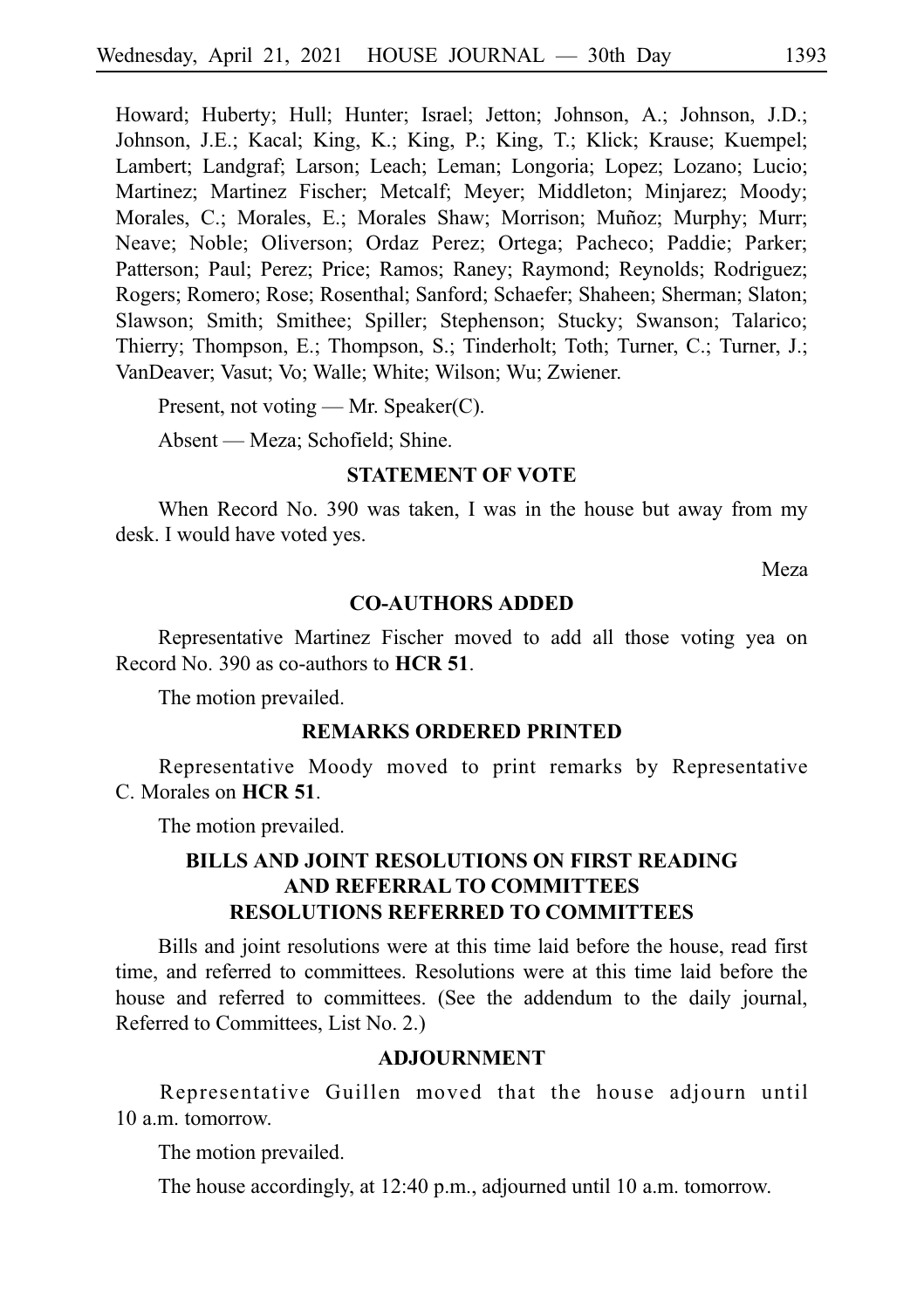Howard; Huberty; Hull; Hunter; Israel; Jetton; Johnson, A.; Johnson, J.D.; Johnson, J.E.; Kacal; King, K.; King, P.; King, T.; Klick; Krause; Kuempel; Lambert; Landgraf; Larson; Leach; Leman; Longoria; Lopez; Lozano; Lucio; Martinez; Martinez Fischer; Metcalf; Meyer; Middleton; Minjarez; Moody; Morales, C.; Morales, E.; Morales Shaw; Morrison; Muñoz; Murphy; Murr; Neave; Noble; Oliverson; Ordaz Perez; Ortega; Pacheco; Paddie; Parker; Patterson; Paul; Perez; Price; Ramos; Raney; Raymond; Reynolds; Rodriguez; Rogers; Romero; Rose; Rosenthal; Sanford; Schaefer; Shaheen; Sherman; Slaton; Slawson; Smith; Smithee; Spiller; Stephenson; Stucky; Swanson; Talarico; Thierry; Thompson, E.; Thompson, S.; Tinderholt; Toth; Turner, C.; Turner, J.; VanDeaver; Vasut; Vo; Walle; White; Wilson; Wu; Zwiener.

Present, not voting — Mr. Speaker(C).

Absent — Meza; Schofield; Shine.

### STATEMENT OF VOTE

When Record No. 390 was taken, I was in the house but away from my desk. I would have voted yes.

Meza

### CO-AUTHORS ADDED

Representative Martinez Fischer moved to add all those voting yea on Record No. 390 as co-authors to **HCR 51**.

The motion prevailed.

### REMARKS ORDERED PRINTED

Representative Moody moved to print remarks by Representative C. Morales on **HCR 51**.

The motion prevailed.

### BILLS AND JOINT RESOLUTIONS ON FIRST READING AND REFERRAL TO COMMITTEES RESOLUTIONS REFERRED TO COMMITTEES

Bills and joint resolutions were at this time laid before the house, read first time, and referred to committees. Resolutions were at this time laid before the house and referred to committees. (See the addendum to the daily journal, Referred to Committees, List No. 2.)

### ADJOURNMENT

Representative Guillen moved that the house adjourn until 10 a.m. tomorrow.

The motion prevailed.

The house accordingly, at 12:40 p.m., adjourned until 10 a.m. tomorrow.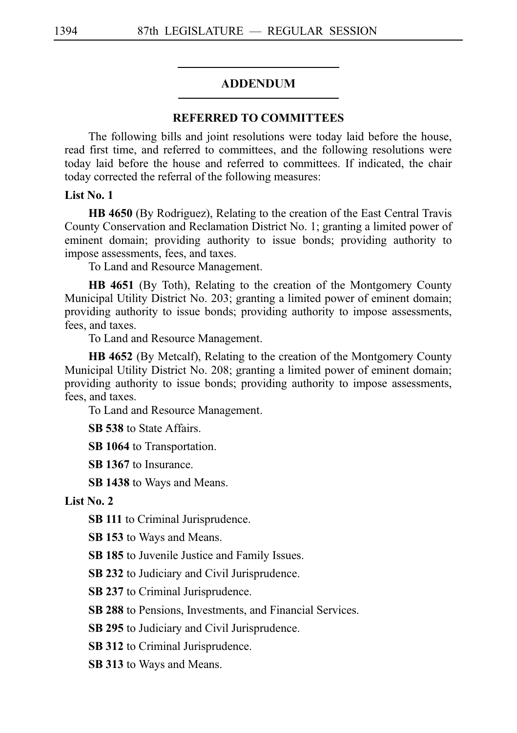## ADDENDUM

### REFERRED TO COMMITTEES

The following bills and joint resolutions were today laid before the house, read first time, and referred to committees, and the following resolutions were today laid before the house and referred to committees. If indicated, the chair today corrected the referral of the following measures:

**List No. 1**

**HB 4650** (By Rodriguez), Relating to the creation of the East Central Travis County Conservation and Reclamation District No. 1; granting a limited power of eminent domain; providing authority to issue bonds; providing authority to impose assessments, fees, and taxes.

To Land and Resource Management.

**HB 4651** (By Toth), Relating to the creation of the Montgomery County Municipal Utility District No. 203; granting a limited power of eminent domain; providing authority to issue bonds; providing authority to impose assessments, fees, and taxes.

To Land and Resource Management.

**HB 4652** (By Metcalf), Relating to the creation of the Montgomery County Municipal Utility District No. 208; granting a limited power of eminent domain; providing authority to issue bonds; providing authority to impose assessments, fees, and taxes.

To Land and Resource Management.

**SB 538** to State Affairs.

**SB 1064** to Transportation.

**SB 1367** to Insurance.

**SB 1438** to Ways and Means.

**List No. 2**

**SB 111** to Criminal Jurisprudence.

**SB 153** to Ways and Means.

**SB 185** to Juvenile Justice and Family Issues.

**SB 232** to Judiciary and Civil Jurisprudence.

**SB 237** to Criminal Jurisprudence.

**SB 288** to Pensions, Investments, and Financial Services.

**SB 295** to Judiciary and Civil Jurisprudence.

**SB 312** to Criminal Jurisprudence.

**SB 313** to Ways and Means.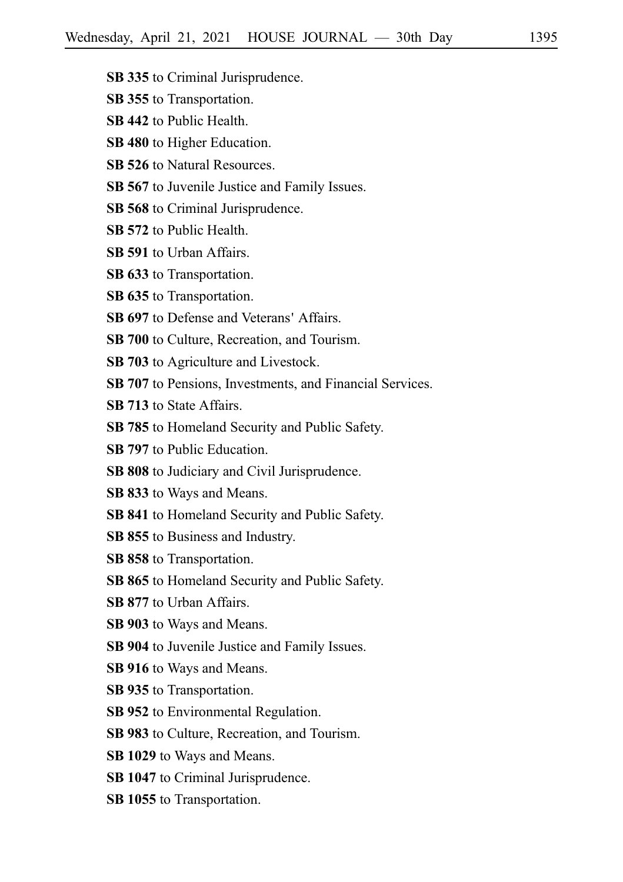**SB 335** to Criminal Jurisprudence.

**SB 355** to Transportation.

**SB 442** to Public Health.

**SB 480** to Higher Education.

**SB 526** to Natural Resources.

**SB 567** to Juvenile Justice and Family Issues.

**SB 568** to Criminal Jurisprudence.

**SB 572** to Public Health.

**SB 591** to Urban Affairs.

**SB 633** to Transportation.

**SB 635** to Transportation.

**SB 697** to Defense and Veterans' Affairs.

**SB 700** to Culture, Recreation, and Tourism.

**SB 703** to Agriculture and Livestock.

**SB 707** to Pensions, Investments, and Financial Services.

**SB 713** to State Affairs.

**SB 785** to Homeland Security and Public Safety.

**SB 797** to Public Education.

**SB 808** to Judiciary and Civil Jurisprudence.

**SB 833** to Ways and Means.

**SB 841** to Homeland Security and Public Safety.

**SB 855** to Business and Industry.

**SB 858** to Transportation.

**SB 865** to Homeland Security and Public Safety.

**SB 877** to Urban Affairs.

**SB 903** to Ways and Means.

**SB 904** to Juvenile Justice and Family Issues.

**SB 916** to Ways and Means.

**SB 935** to Transportation.

**SB 952** to Environmental Regulation.

**SB 983** to Culture, Recreation, and Tourism.

**SB 1029** to Ways and Means.

**SB 1047** to Criminal Jurisprudence.

**SB 1055** to Transportation.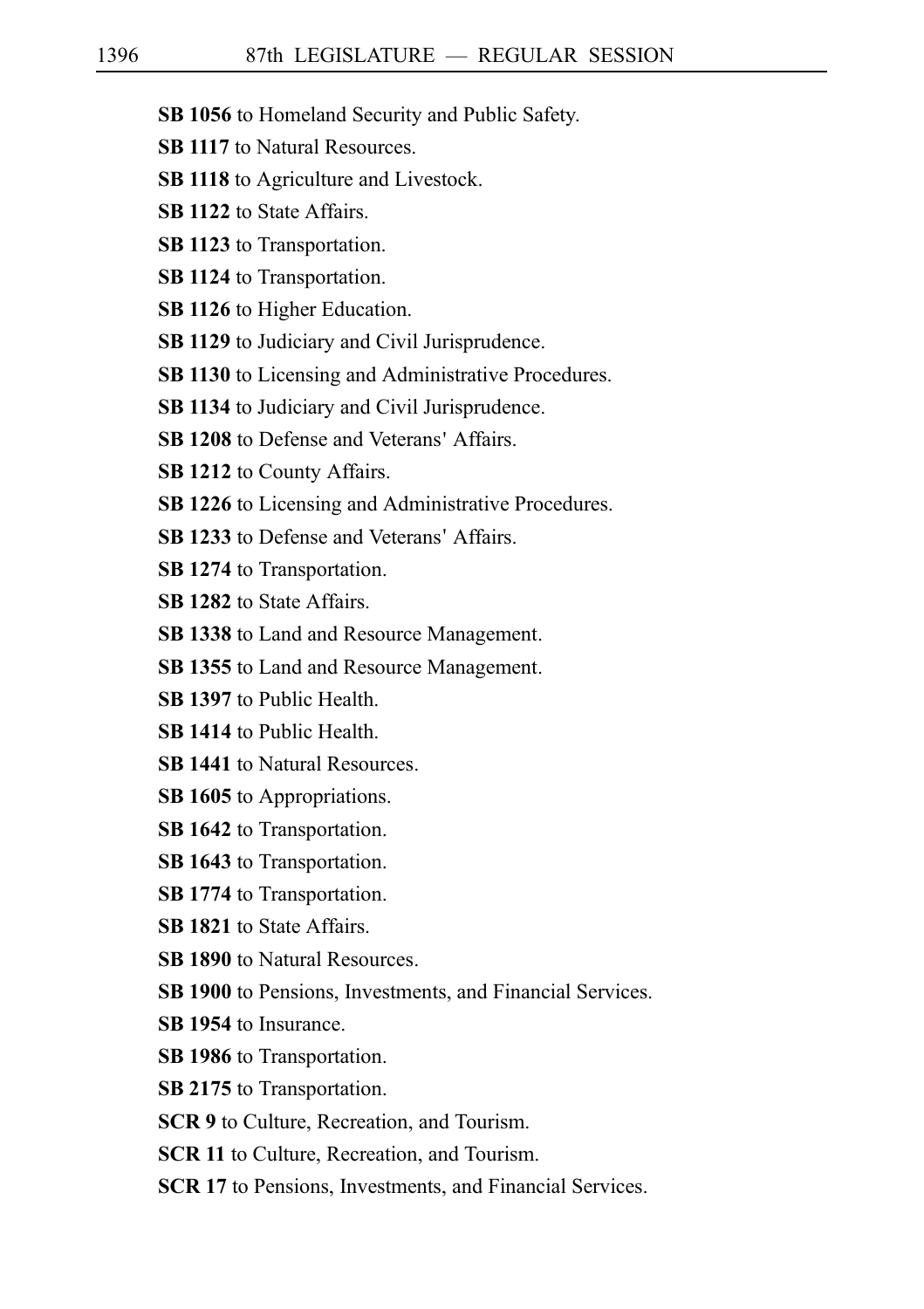**SB 1056** to Homeland Security and Public Safety.

**SB 1117** to Natural Resources.

**SB 1118** to Agriculture and Livestock.

**SB 1122** to State Affairs.

**SB 1123** to Transportation.

**SB 1124** to Transportation.

**SB 1126** to Higher Education.

**SB 1129** to Judiciary and Civil Jurisprudence.

**SB 1130** to Licensing and Administrative Procedures.

**SB 1134** to Judiciary and Civil Jurisprudence.

**SB 1208** to Defense and Veterans' Affairs.

**SB 1212** to County Affairs.

**SB 1226** to Licensing and Administrative Procedures.

**SB 1233** to Defense and Veterans' Affairs.

**SB 1274** to Transportation.

**SB 1282** to State Affairs.

**SB 1338** to Land and Resource Management.

**SB 1355** to Land and Resource Management.

**SB 1397** to Public Health.

**SB 1414** to Public Health.

**SB 1441** to Natural Resources.

**SB 1605** to Appropriations.

**SB 1642** to Transportation.

**SB 1643** to Transportation.

**SB 1774** to Transportation.

**SB 1821** to State Affairs.

**SB 1890** to Natural Resources.

**SB 1900** to Pensions, Investments, and Financial Services.

**SB 1954** to Insurance.

**SB 1986** to Transportation.

**SB 2175** to Transportation.

**SCR 9** to Culture, Recreation, and Tourism.

**SCR 11** to Culture, Recreation, and Tourism.

**SCR 17** to Pensions, Investments, and Financial Services.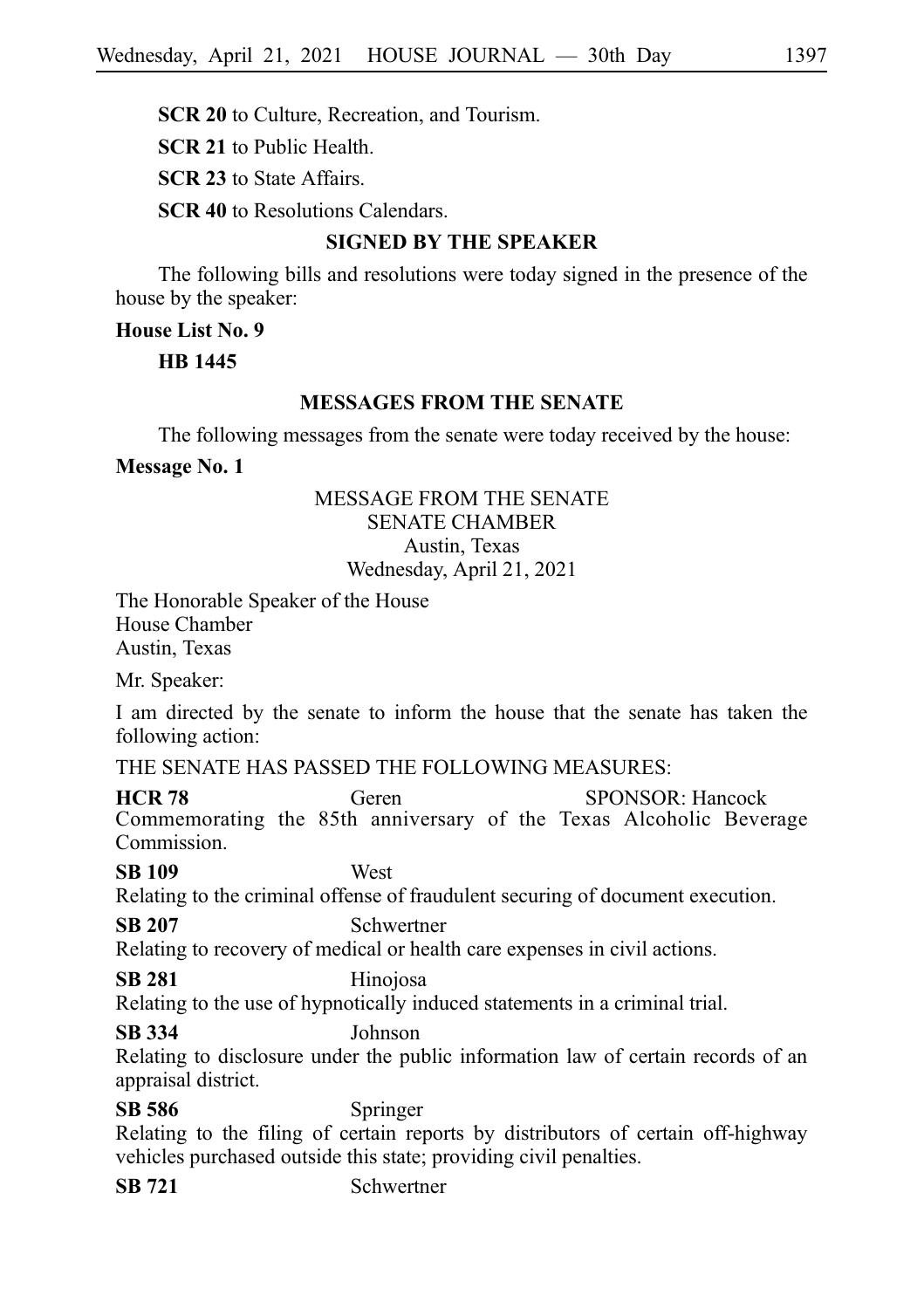**SCR 20** to Culture, Recreation, and Tourism.

**SCR 21** to Public Health.

**SCR 23** to State Affairs.

**SCR 40** to Resolutions Calendars.

## SIGNED BY THE SPEAKER

The following bills and resolutions were today signed in the presence of the house by the speaker:

**House List No. 9**

**HB 1445**

## MESSAGES FROM THE SENATE

The following messages from the senate were today received by the house:

**Message No. 1**

MESSAGE FROM THE SENATE
SENATE CHAMBER
Austin, Texas
Wednesday, April 21, 2021

The Honorable Speaker of the House
House Chamber
Austin, Texas

Mr. Speaker:

I am directed by the senate to inform the house that the senate has taken the following action:

THE SENATE HAS PASSED THE FOLLOWING MEASURES:

**HCR 78** Geren SPONSOR: Hancock
Commemorating the 85th anniversary of the Texas Alcoholic Beverage Commission.

**SB 109** West
Relating to the criminal offense of fraudulent securing of document execution.

**SB 207** Schwertner
Relating to recovery of medical or health care expenses in civil actions.

**SB 281** Hinojosa
Relating to the use of hypnotically induced statements in a criminal trial.

**SB 334** Johnson
Relating to disclosure under the public information law of certain records of an appraisal district.

**SB 586** Springer
Relating to the filing of certain reports by distributors of certain off-highway vehicles purchased outside this state; providing civil penalties.

**SB 721** Schwertner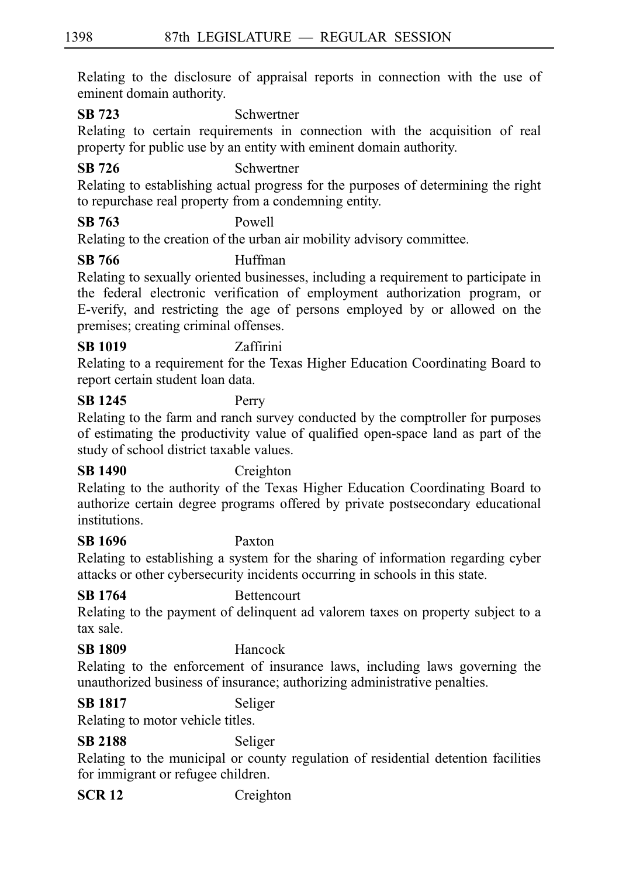Relating to the disclosure of appraisal reports in connection with the use of eminent domain authority.

**SB 723** Schwertner
Relating to certain requirements in connection with the acquisition of real property for public use by an entity with eminent domain authority.

**SB 726** Schwertner
Relating to establishing actual progress for the purposes of determining the right to repurchase real property from a condemning entity.

**SB 763** Powell
Relating to the creation of the urban air mobility advisory committee.

**SB 766** Huffman
Relating to sexually oriented businesses, including a requirement to participate in the federal electronic verification of employment authorization program, or E-verify, and restricting the age of persons employed by or allowed on the premises; creating criminal offenses.

**SB 1019** Zaffirini
Relating to a requirement for the Texas Higher Education Coordinating Board to report certain student loan data.

**SB 1245** Perry
Relating to the farm and ranch survey conducted by the comptroller for purposes of estimating the productivity value of qualified open-space land as part of the study of school district taxable values.

**SB 1490** Creighton
Relating to the authority of the Texas Higher Education Coordinating Board to authorize certain degree programs offered by private postsecondary educational institutions.

**SB 1696** Paxton
Relating to establishing a system for the sharing of information regarding cyber attacks or other cybersecurity incidents occurring in schools in this state.

**SB 1764** Bettencourt
Relating to the payment of delinquent ad valorem taxes on property subject to a tax sale.

**SB 1809** Hancock
Relating to the enforcement of insurance laws, including laws governing the unauthorized business of insurance; authorizing administrative penalties.

**SB 1817** Seliger
Relating to motor vehicle titles.

**SB 2188** Seliger
Relating to the municipal or county regulation of residential detention facilities for immigrant or refugee children.

**SCR 12** Creighton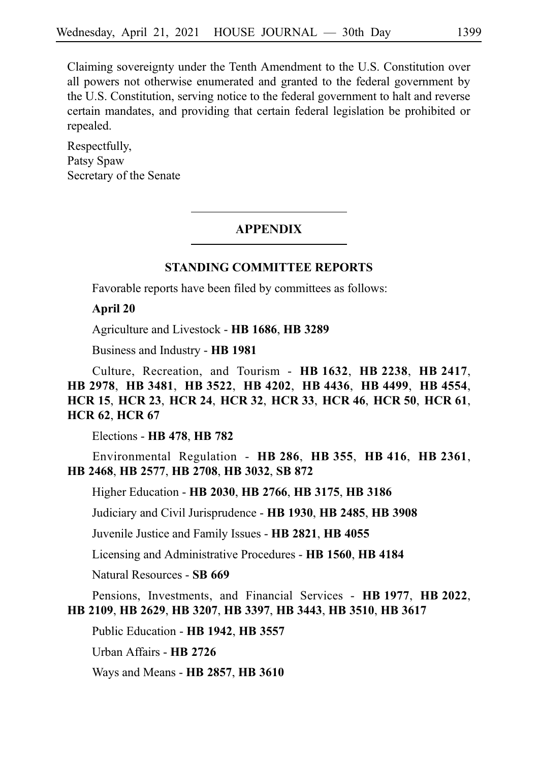Claiming sovereignty under the Tenth Amendment to the U.S. Constitution over all powers not otherwise enumerated and granted to the federal government by the U.S. Constitution, serving notice to the federal government to halt and reverse certain mandates, and providing that certain federal legislation be prohibited or repealed.

Respectfully,
Patsy Spaw
Secretary of the Senate

## APPENDIX

### STANDING COMMITTEE REPORTS

Favorable reports have been filed by committees as follows:

**April 20**

Agriculture and Livestock - **HB 1686**, **HB 3289**

Business and Industry - **HB 1981**

Culture, Recreation, and Tourism - **HB 1632**, **HB 2238**, **HB 2417**, **HB 2978**, **HB 3481**, **HB 3522**, **HB 4202**, **HB 4436**, **HB 4499**, **HB 4554**, **HCR 15**, **HCR 23**, **HCR 24**, **HCR 32**, **HCR 33**, **HCR 46**, **HCR 50**, **HCR 61**, **HCR 62**, **HCR 67**

Elections - **HB 478**, **HB 782**

Environmental Regulation - **HB 286**, **HB 355**, **HB 416**, **HB 2361**, **HB 2468**, **HB 2577**, **HB 2708**, **HB 3032**, **SB 872**

Higher Education - **HB 2030**, **HB 2766**, **HB 3175**, **HB 3186**

Judiciary and Civil Jurisprudence - **HB 1930**, **HB 2485**, **HB 3908**

Juvenile Justice and Family Issues - **HB 2821**, **HB 4055**

Licensing and Administrative Procedures - **HB 1560**, **HB 4184**

Natural Resources - **SB 669**

Pensions, Investments, and Financial Services - **HB 1977**, **HB 2022**, **HB 2109**, **HB 2629**, **HB 3207**, **HB 3397**, **HB 3443**, **HB 3510**, **HB 3617**

Public Education - **HB 1942**, **HB 3557**

Urban Affairs - **HB 2726**

Ways and Means - **HB 2857**, **HB 3610**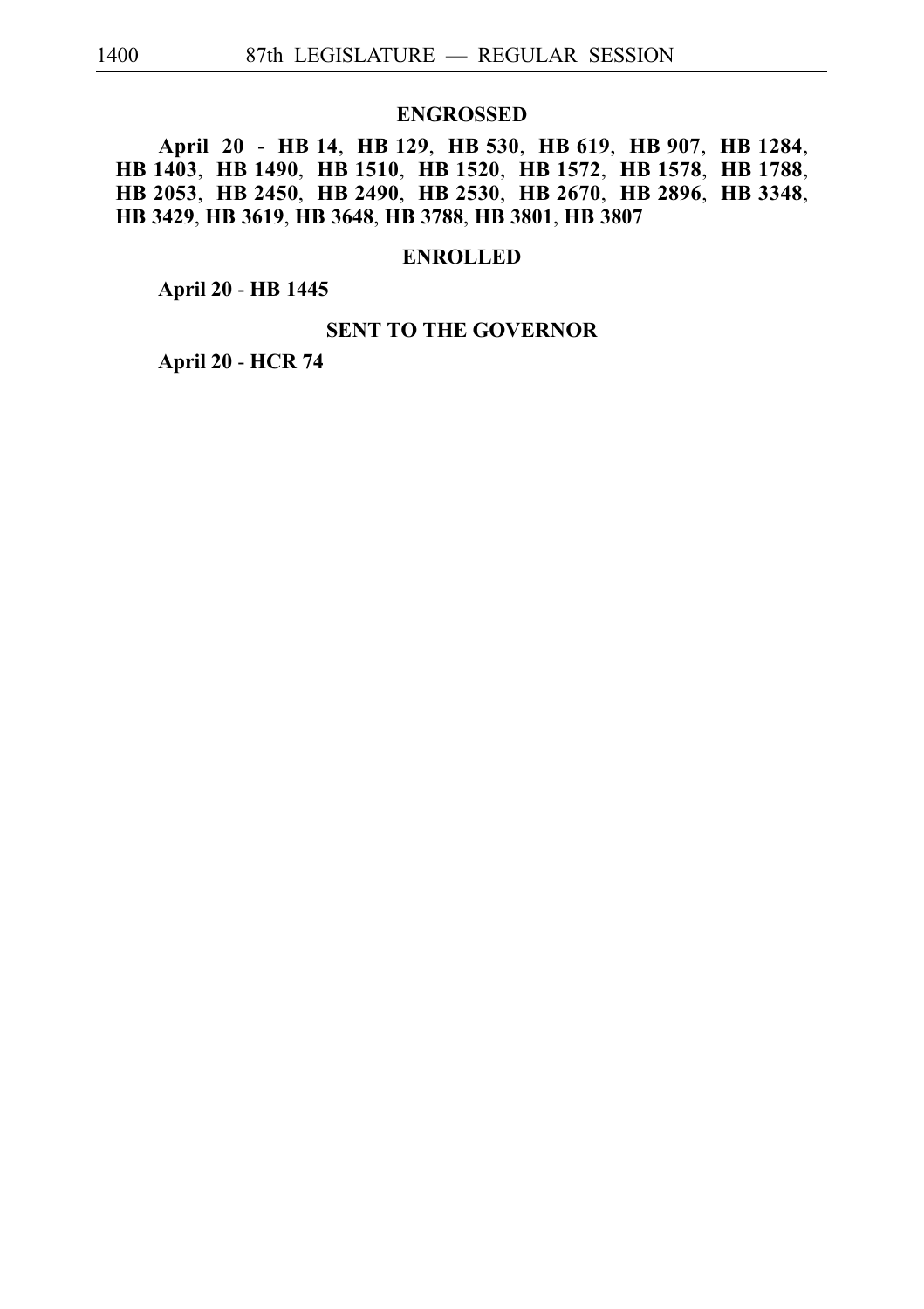### ENGROSSED

**April 20 - HB 14, HB 129, HB 530, HB 619, HB 907, HB 1284, HB 1403, HB 1490, HB 1510, HB 1520, HB 1572, HB 1578, HB 1788, HB 2053, HB 2450, HB 2490, HB 2530, HB 2670, HB 2896, HB 3348, HB 3429, HB 3619, HB 3648, HB 3788, HB 3801, HB 3807**

### ENROLLED

**April 20 - HB 1445**

### SENT TO THE GOVERNOR

**April 20 - HCR 74**